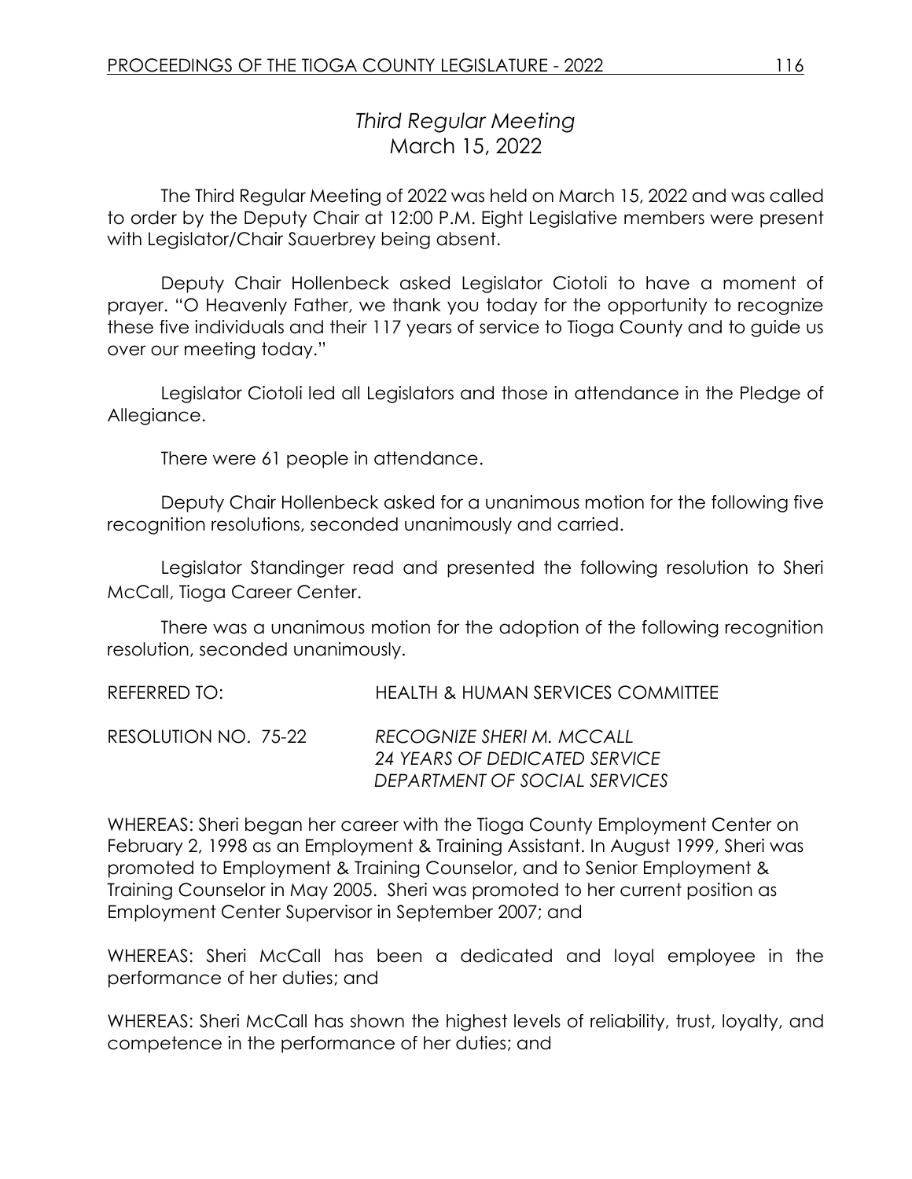# *Third Regular Meeting*
## March 15, 2022

The Third Regular Meeting of 2022 was held on March 15, 2022 and was called to order by the Deputy Chair at 12:00 P.M. Eight Legislative members were present with Legislator/Chair Sauerbrey being absent.

Deputy Chair Hollenbeck asked Legislator Ciotoli to have a moment of prayer. "O Heavenly Father, we thank you today for the opportunity to recognize these five individuals and their 117 years of service to Tioga County and to guide us over our meeting today."

Legislator Ciotoli led all Legislators and those in attendance in the Pledge of Allegiance.

There were 61 people in attendance.

Deputy Chair Hollenbeck asked for a unanimous motion for the following five recognition resolutions, seconded unanimously and carried.

Legislator Standinger read and presented the following resolution to Sheri McCall, Tioga Career Center.

There was a unanimous motion for the adoption of the following recognition resolution, seconded unanimously.

REFERRED TO: HEALTH & HUMAN SERVICES COMMITTEE

RESOLUTION NO. 75-22 *RECOGNIZE SHERI M. MCCALL*
*24 YEARS OF DEDICATED SERVICE*
*DEPARTMENT OF SOCIAL SERVICES*

WHEREAS: Sheri began her career with the Tioga County Employment Center on February 2, 1998 as an Employment & Training Assistant. In August 1999, Sheri was promoted to Employment & Training Counselor, and to Senior Employment & Training Counselor in May 2005. Sheri was promoted to her current position as Employment Center Supervisor in September 2007; and

WHEREAS: Sheri McCall has been a dedicated and loyal employee in the performance of her duties; and

WHEREAS: Sheri McCall has shown the highest levels of reliability, trust, loyalty, and competence in the performance of her duties; and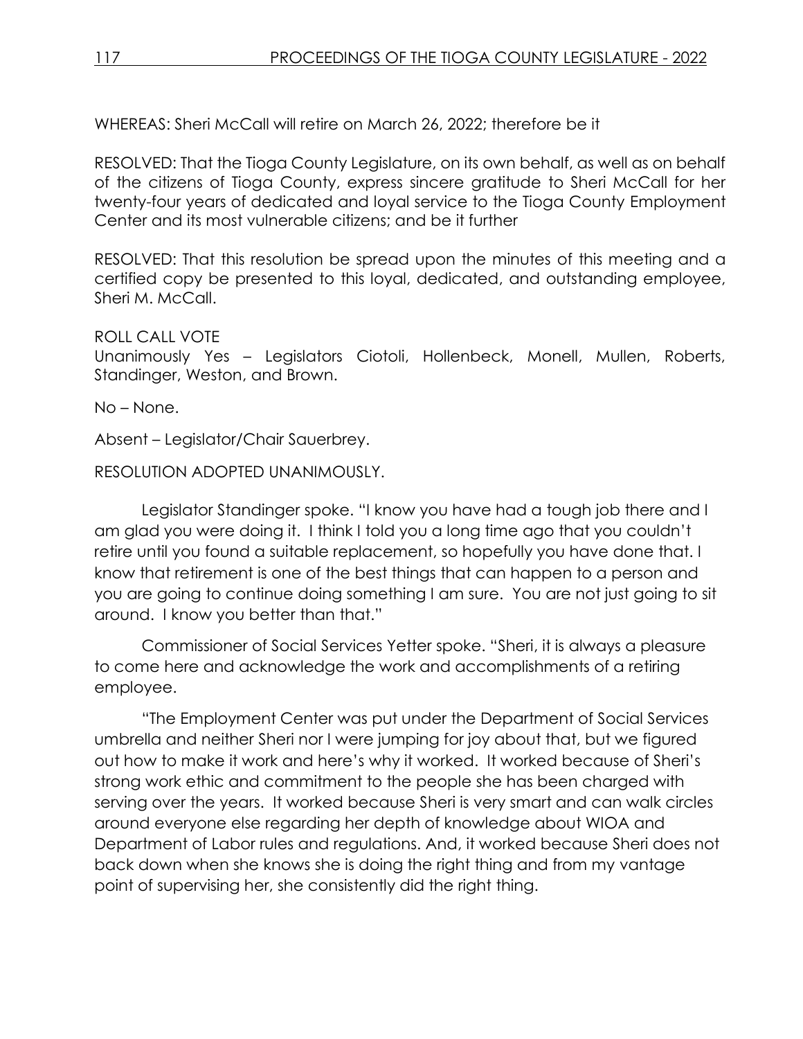WHEREAS: Sheri McCall will retire on March 26, 2022; therefore be it

RESOLVED: That the Tioga County Legislature, on its own behalf, as well as on behalf of the citizens of Tioga County, express sincere gratitude to Sheri McCall for her twenty-four years of dedicated and loyal service to the Tioga County Employment Center and its most vulnerable citizens; and be it further

RESOLVED: That this resolution be spread upon the minutes of this meeting and a certified copy be presented to this loyal, dedicated, and outstanding employee, Sheri M. McCall.

ROLL CALL VOTE
Unanimously Yes – Legislators Ciotoli, Hollenbeck, Monell, Mullen, Roberts, Standinger, Weston, and Brown.

No – None.

Absent – Legislator/Chair Sauerbrey.

RESOLUTION ADOPTED UNANIMOUSLY.

Legislator Standinger spoke. "I know you have had a tough job there and I am glad you were doing it. I think I told you a long time ago that you couldn't retire until you found a suitable replacement, so hopefully you have done that. I know that retirement is one of the best things that can happen to a person and you are going to continue doing something I am sure. You are not just going to sit around. I know you better than that."

Commissioner of Social Services Yetter spoke. "Sheri, it is always a pleasure to come here and acknowledge the work and accomplishments of a retiring employee.

"The Employment Center was put under the Department of Social Services umbrella and neither Sheri nor I were jumping for joy about that, but we figured out how to make it work and here's why it worked. It worked because of Sheri's strong work ethic and commitment to the people she has been charged with serving over the years. It worked because Sheri is very smart and can walk circles around everyone else regarding her depth of knowledge about WIOA and Department of Labor rules and regulations. And, it worked because Sheri does not back down when she knows she is doing the right thing and from my vantage point of supervising her, she consistently did the right thing.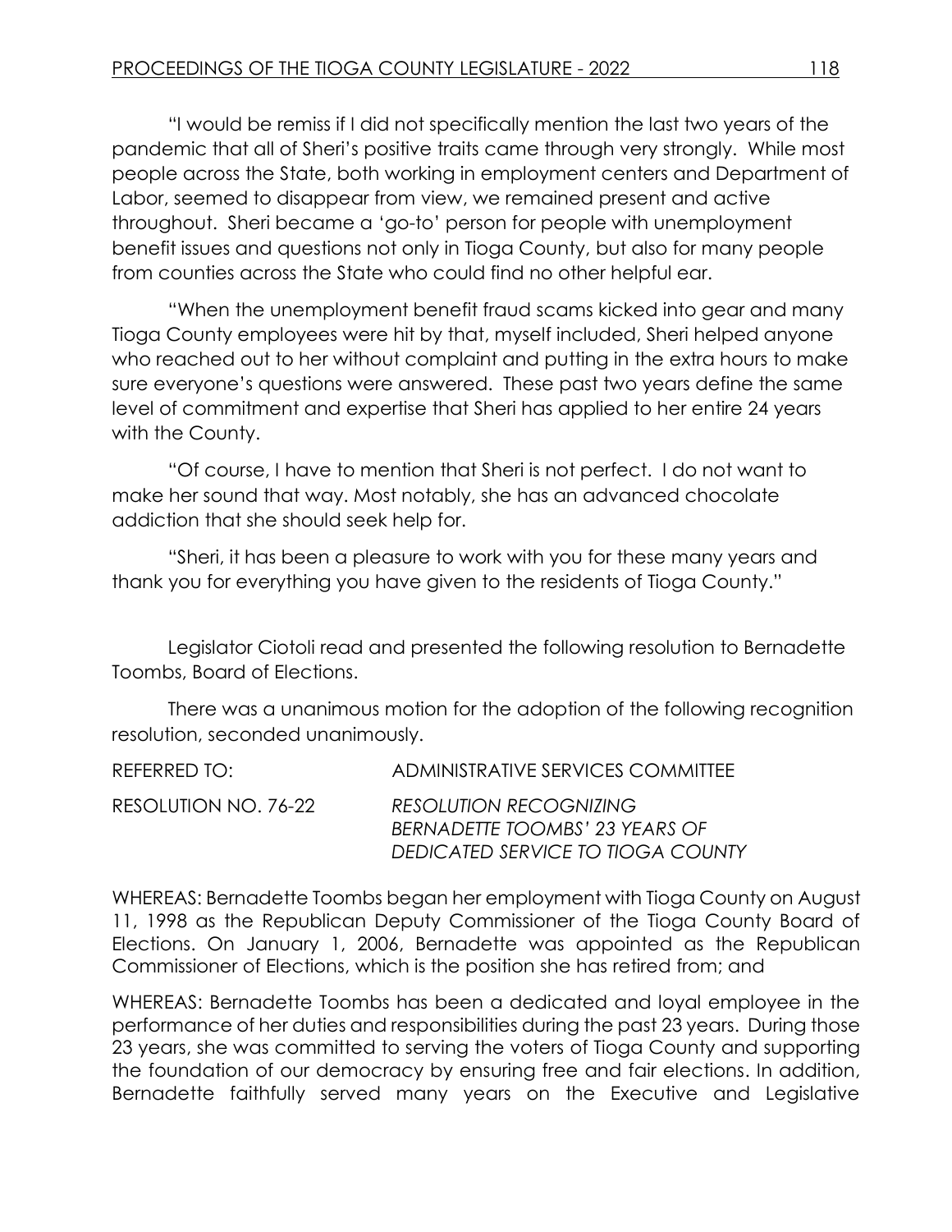"I would be remiss if I did not specifically mention the last two years of the pandemic that all of Sheri's positive traits came through very strongly. While most people across the State, both working in employment centers and Department of Labor, seemed to disappear from view, we remained present and active throughout. Sheri became a 'go-to' person for people with unemployment benefit issues and questions not only in Tioga County, but also for many people from counties across the State who could find no other helpful ear.

"When the unemployment benefit fraud scams kicked into gear and many Tioga County employees were hit by that, myself included, Sheri helped anyone who reached out to her without complaint and putting in the extra hours to make sure everyone's questions were answered. These past two years define the same level of commitment and expertise that Sheri has applied to her entire 24 years with the County.

"Of course, I have to mention that Sheri is not perfect. I do not want to make her sound that way. Most notably, she has an advanced chocolate addiction that she should seek help for.

"Sheri, it has been a pleasure to work with you for these many years and thank you for everything you have given to the residents of Tioga County."

Legislator Ciotoli read and presented the following resolution to Bernadette Toombs, Board of Elections.

There was a unanimous motion for the adoption of the following recognition resolution, seconded unanimously.

REFERRED TO: ADMINISTRATIVE SERVICES COMMITTEE

RESOLUTION NO. 76-22 *RESOLUTION RECOGNIZING BERNADETTE TOOMBS' 23 YEARS OF DEDICATED SERVICE TO TIOGA COUNTY*

WHEREAS: Bernadette Toombs began her employment with Tioga County on August 11, 1998 as the Republican Deputy Commissioner of the Tioga County Board of Elections. On January 1, 2006, Bernadette was appointed as the Republican Commissioner of Elections, which is the position she has retired from; and

WHEREAS: Bernadette Toombs has been a dedicated and loyal employee in the performance of her duties and responsibilities during the past 23 years. During those 23 years, she was committed to serving the voters of Tioga County and supporting the foundation of our democracy by ensuring free and fair elections. In addition, Bernadette faithfully served many years on the Executive and Legislative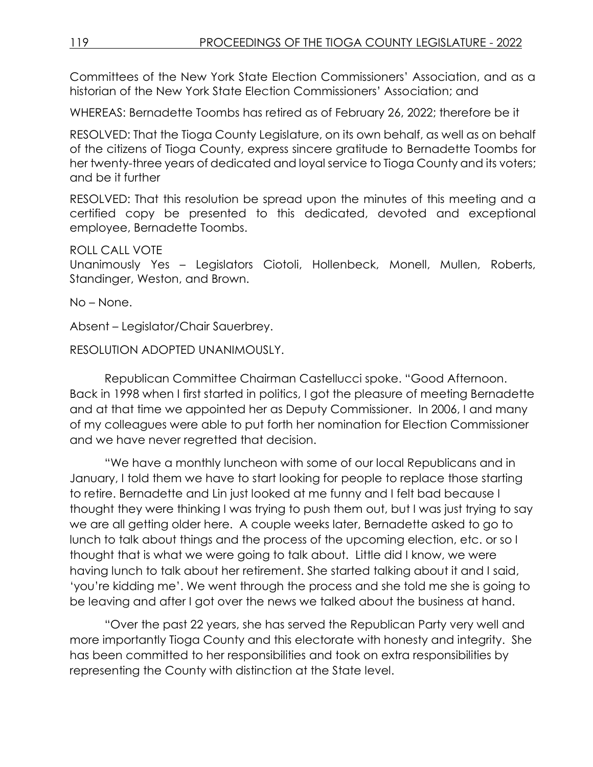Committees of the New York State Election Commissioners' Association, and as a historian of the New York State Election Commissioners' Association; and

WHEREAS: Bernadette Toombs has retired as of February 26, 2022; therefore be it

RESOLVED: That the Tioga County Legislature, on its own behalf, as well as on behalf of the citizens of Tioga County, express sincere gratitude to Bernadette Toombs for her twenty-three years of dedicated and loyal service to Tioga County and its voters; and be it further

RESOLVED: That this resolution be spread upon the minutes of this meeting and a certified copy be presented to this dedicated, devoted and exceptional employee, Bernadette Toombs.

ROLL CALL VOTE
Unanimously Yes – Legislators Ciotoli, Hollenbeck, Monell, Mullen, Roberts, Standinger, Weston, and Brown.

No – None.

Absent – Legislator/Chair Sauerbrey.

RESOLUTION ADOPTED UNANIMOUSLY.

Republican Committee Chairman Castellucci spoke. "Good Afternoon. Back in 1998 when I first started in politics, I got the pleasure of meeting Bernadette and at that time we appointed her as Deputy Commissioner. In 2006, I and many of my colleagues were able to put forth her nomination for Election Commissioner and we have never regretted that decision.

"We have a monthly luncheon with some of our local Republicans and in January, I told them we have to start looking for people to replace those starting to retire. Bernadette and Lin just looked at me funny and I felt bad because I thought they were thinking I was trying to push them out, but I was just trying to say we are all getting older here. A couple weeks later, Bernadette asked to go to lunch to talk about things and the process of the upcoming election, etc. or so I thought that is what we were going to talk about. Little did I know, we were having lunch to talk about her retirement. She started talking about it and I said, 'you're kidding me'. We went through the process and she told me she is going to be leaving and after I got over the news we talked about the business at hand.

"Over the past 22 years, she has served the Republican Party very well and more importantly Tioga County and this electorate with honesty and integrity. She has been committed to her responsibilities and took on extra responsibilities by representing the County with distinction at the State level.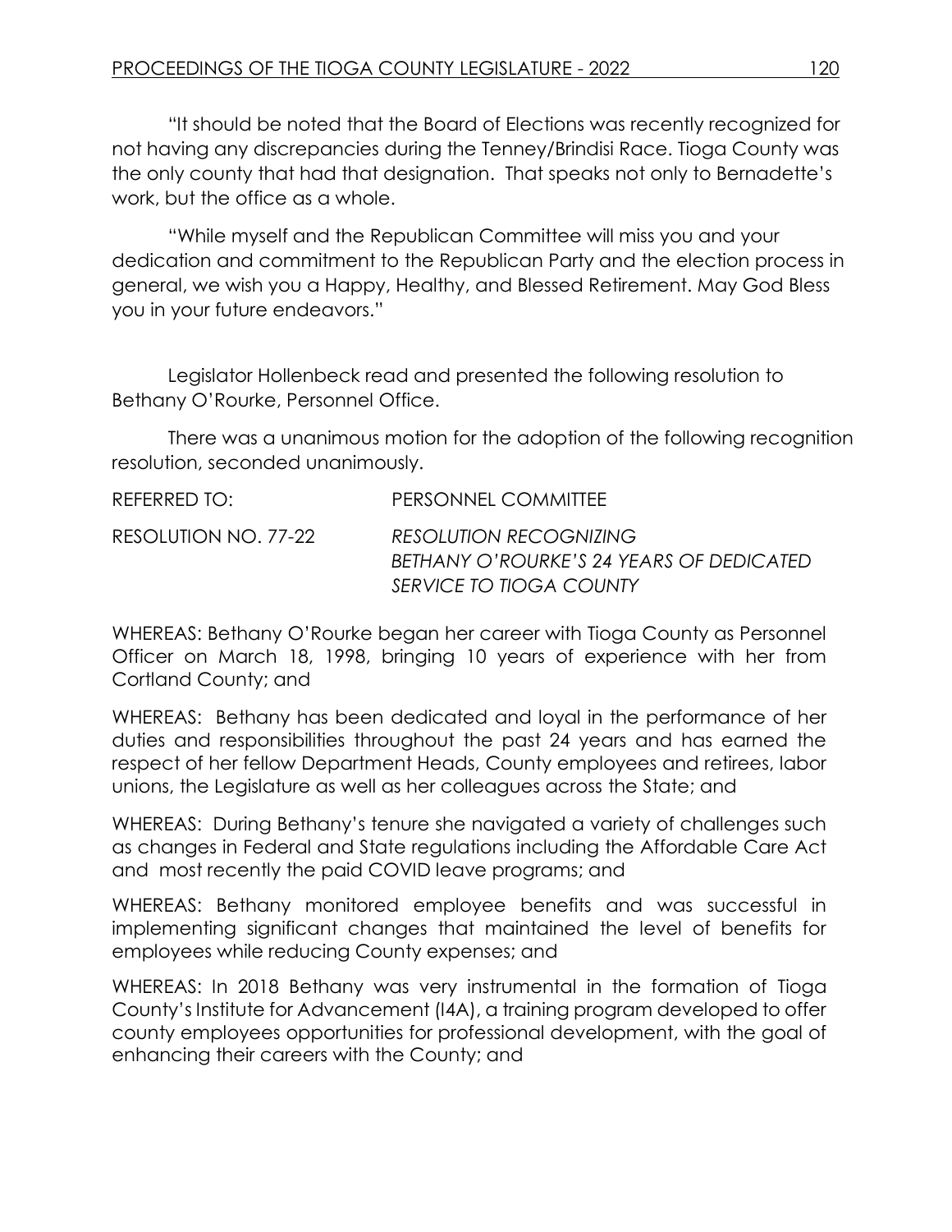"It should be noted that the Board of Elections was recently recognized for not having any discrepancies during the Tenney/Brindisi Race. Tioga County was the only county that had that designation. That speaks not only to Bernadette's work, but the office as a whole.

"While myself and the Republican Committee will miss you and your dedication and commitment to the Republican Party and the election process in general, we wish you a Happy, Healthy, and Blessed Retirement. May God Bless you in your future endeavors."

Legislator Hollenbeck read and presented the following resolution to Bethany O'Rourke, Personnel Office.

There was a unanimous motion for the adoption of the following recognition resolution, seconded unanimously.

REFERRED TO: PERSONNEL COMMITTEE

RESOLUTION NO. 77-22 *RESOLUTION RECOGNIZING BETHANY O'ROURKE'S 24 YEARS OF DEDICATED SERVICE TO TIOGA COUNTY*

WHEREAS: Bethany O'Rourke began her career with Tioga County as Personnel Officer on March 18, 1998, bringing 10 years of experience with her from Cortland County; and

WHEREAS: Bethany has been dedicated and loyal in the performance of her duties and responsibilities throughout the past 24 years and has earned the respect of her fellow Department Heads, County employees and retirees, labor unions, the Legislature as well as her colleagues across the State; and

WHEREAS: During Bethany's tenure she navigated a variety of challenges such as changes in Federal and State regulations including the Affordable Care Act and most recently the paid COVID leave programs; and

WHEREAS: Bethany monitored employee benefits and was successful in implementing significant changes that maintained the level of benefits for employees while reducing County expenses; and

WHEREAS: In 2018 Bethany was very instrumental in the formation of Tioga County's Institute for Advancement (I4A), a training program developed to offer county employees opportunities for professional development, with the goal of enhancing their careers with the County; and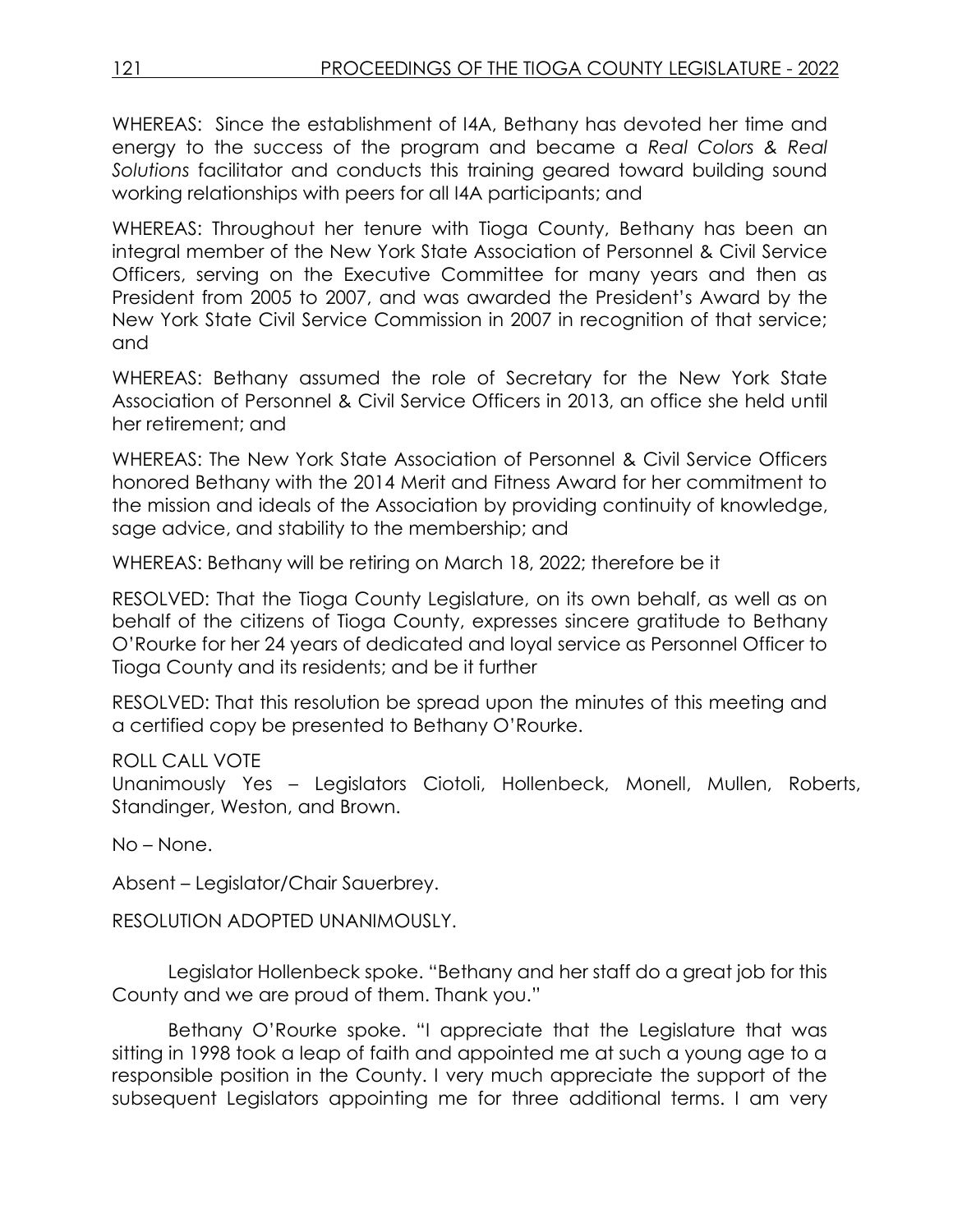WHEREAS: Since the establishment of I4A, Bethany has devoted her time and energy to the success of the program and became a *Real Colors & Real Solutions* facilitator and conducts this training geared toward building sound working relationships with peers for all I4A participants; and

WHEREAS: Throughout her tenure with Tioga County, Bethany has been an integral member of the New York State Association of Personnel & Civil Service Officers, serving on the Executive Committee for many years and then as President from 2005 to 2007, and was awarded the President's Award by the New York State Civil Service Commission in 2007 in recognition of that service; and

WHEREAS: Bethany assumed the role of Secretary for the New York State Association of Personnel & Civil Service Officers in 2013, an office she held until her retirement; and

WHEREAS: The New York State Association of Personnel & Civil Service Officers honored Bethany with the 2014 Merit and Fitness Award for her commitment to the mission and ideals of the Association by providing continuity of knowledge, sage advice, and stability to the membership; and

WHEREAS: Bethany will be retiring on March 18, 2022; therefore be it

RESOLVED: That the Tioga County Legislature, on its own behalf, as well as on behalf of the citizens of Tioga County, expresses sincere gratitude to Bethany O'Rourke for her 24 years of dedicated and loyal service as Personnel Officer to Tioga County and its residents; and be it further

RESOLVED: That this resolution be spread upon the minutes of this meeting and a certified copy be presented to Bethany O'Rourke.

ROLL CALL VOTE
Unanimously Yes – Legislators Ciotoli, Hollenbeck, Monell, Mullen, Roberts, Standinger, Weston, and Brown.

No – None.

Absent – Legislator/Chair Sauerbrey.

RESOLUTION ADOPTED UNANIMOUSLY.

Legislator Hollenbeck spoke. "Bethany and her staff do a great job for this County and we are proud of them. Thank you."

Bethany O'Rourke spoke. "I appreciate that the Legislature that was sitting in 1998 took a leap of faith and appointed me at such a young age to a responsible position in the County. I very much appreciate the support of the subsequent Legislators appointing me for three additional terms. I am very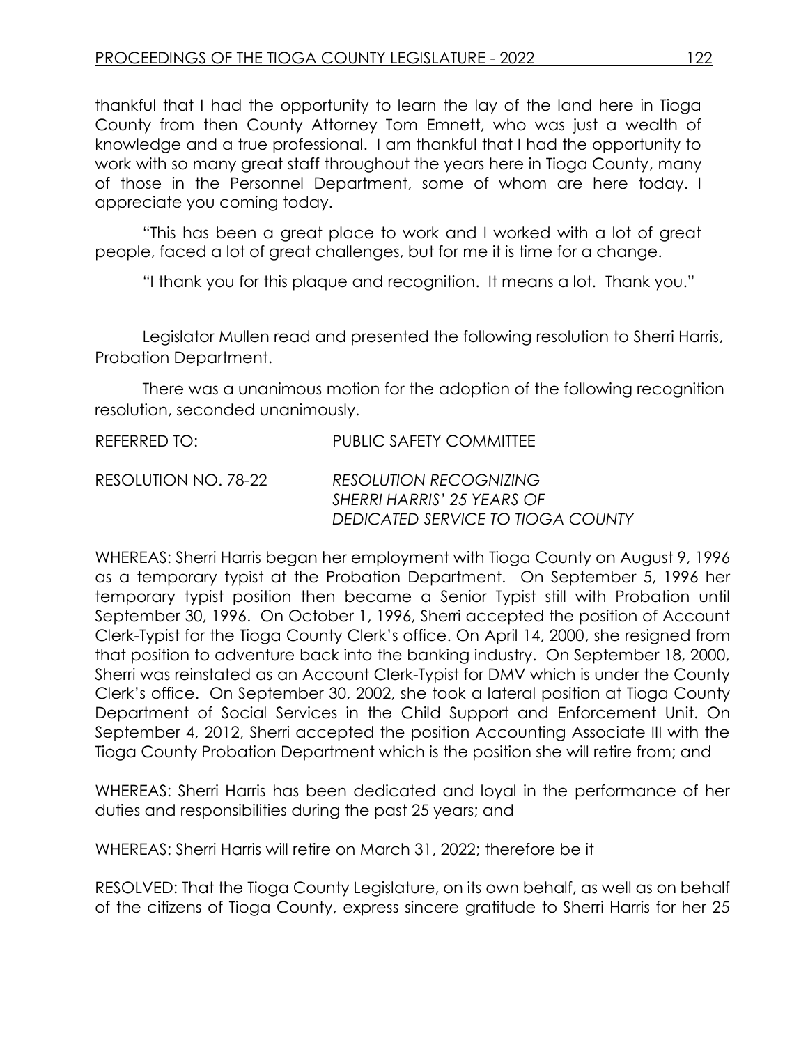thankful that I had the opportunity to learn the lay of the land here in Tioga County from then County Attorney Tom Emnett, who was just a wealth of knowledge and a true professional. I am thankful that I had the opportunity to work with so many great staff throughout the years here in Tioga County, many of those in the Personnel Department, some of whom are here today. I appreciate you coming today.

"This has been a great place to work and I worked with a lot of great people, faced a lot of great challenges, but for me it is time for a change.

"I thank you for this plaque and recognition. It means a lot. Thank you."

Legislator Mullen read and presented the following resolution to Sherri Harris, Probation Department.

There was a unanimous motion for the adoption of the following recognition resolution, seconded unanimously.

REFERRED TO: PUBLIC SAFETY COMMITTEE

RESOLUTION NO. 78-22 *RESOLUTION RECOGNIZING SHERRI HARRIS' 25 YEARS OF DEDICATED SERVICE TO TIOGA COUNTY*

WHEREAS: Sherri Harris began her employment with Tioga County on August 9, 1996 as a temporary typist at the Probation Department. On September 5, 1996 her temporary typist position then became a Senior Typist still with Probation until September 30, 1996. On October 1, 1996, Sherri accepted the position of Account Clerk-Typist for the Tioga County Clerk's office. On April 14, 2000, she resigned from that position to adventure back into the banking industry. On September 18, 2000, Sherri was reinstated as an Account Clerk-Typist for DMV which is under the County Clerk's office. On September 30, 2002, she took a lateral position at Tioga County Department of Social Services in the Child Support and Enforcement Unit. On September 4, 2012, Sherri accepted the position Accounting Associate III with the Tioga County Probation Department which is the position she will retire from; and

WHEREAS: Sherri Harris has been dedicated and loyal in the performance of her duties and responsibilities during the past 25 years; and

WHEREAS: Sherri Harris will retire on March 31, 2022; therefore be it

RESOLVED: That the Tioga County Legislature, on its own behalf, as well as on behalf of the citizens of Tioga County, express sincere gratitude to Sherri Harris for her 25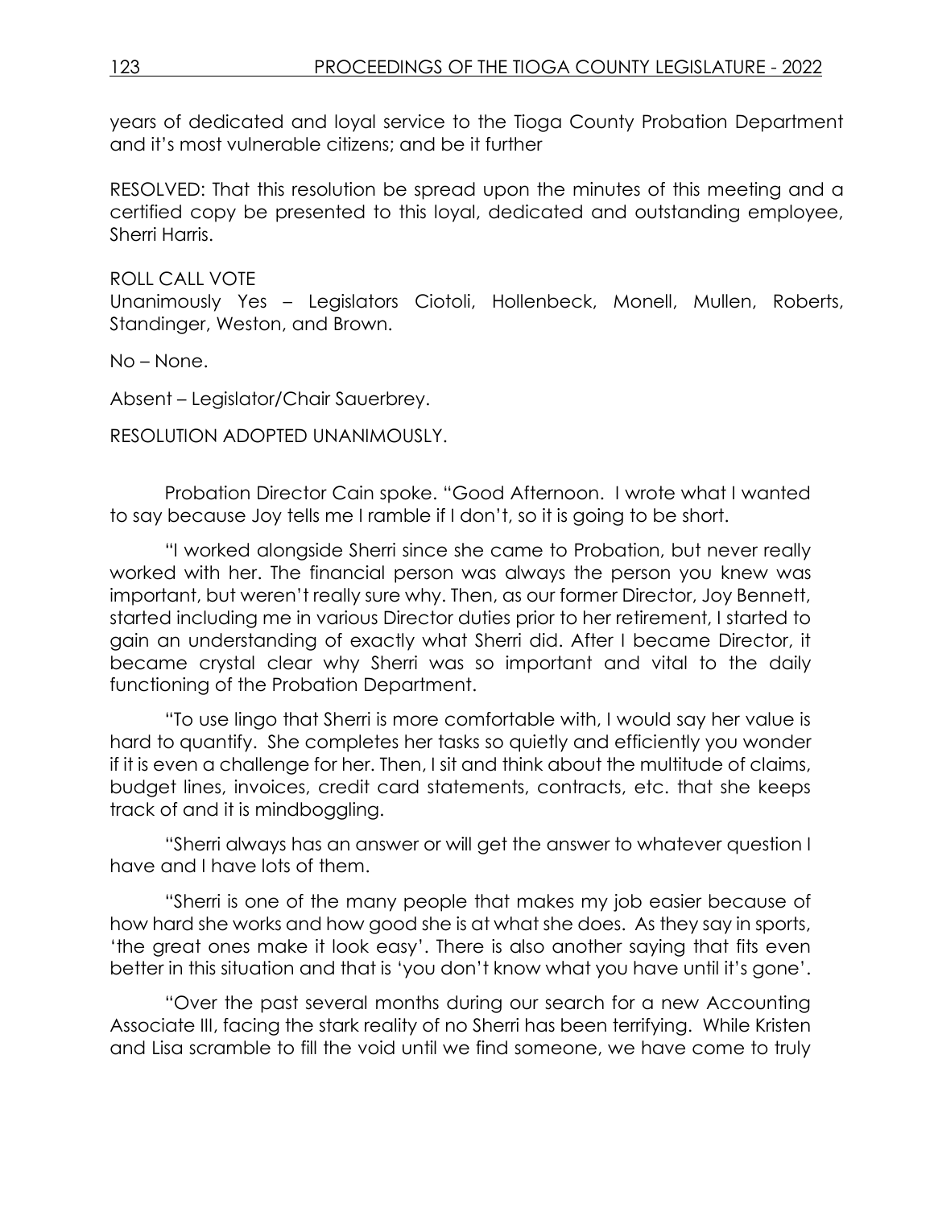years of dedicated and loyal service to the Tioga County Probation Department and it's most vulnerable citizens; and be it further

RESOLVED: That this resolution be spread upon the minutes of this meeting and a certified copy be presented to this loyal, dedicated and outstanding employee, Sherri Harris.

ROLL CALL VOTE
Unanimously Yes – Legislators Ciotoli, Hollenbeck, Monell, Mullen, Roberts, Standinger, Weston, and Brown.

No – None.

Absent – Legislator/Chair Sauerbrey.

RESOLUTION ADOPTED UNANIMOUSLY.

Probation Director Cain spoke. "Good Afternoon. I wrote what I wanted to say because Joy tells me I ramble if I don't, so it is going to be short.

"I worked alongside Sherri since she came to Probation, but never really worked with her. The financial person was always the person you knew was important, but weren't really sure why. Then, as our former Director, Joy Bennett, started including me in various Director duties prior to her retirement, I started to gain an understanding of exactly what Sherri did. After I became Director, it became crystal clear why Sherri was so important and vital to the daily functioning of the Probation Department.

"To use lingo that Sherri is more comfortable with, I would say her value is hard to quantify. She completes her tasks so quietly and efficiently you wonder if it is even a challenge for her. Then, I sit and think about the multitude of claims, budget lines, invoices, credit card statements, contracts, etc. that she keeps track of and it is mindboggling.

"Sherri always has an answer or will get the answer to whatever question I have and I have lots of them.

"Sherri is one of the many people that makes my job easier because of how hard she works and how good she is at what she does. As they say in sports, 'the great ones make it look easy'. There is also another saying that fits even better in this situation and that is 'you don't know what you have until it's gone'.

"Over the past several months during our search for a new Accounting Associate III, facing the stark reality of no Sherri has been terrifying. While Kristen and Lisa scramble to fill the void until we find someone, we have come to truly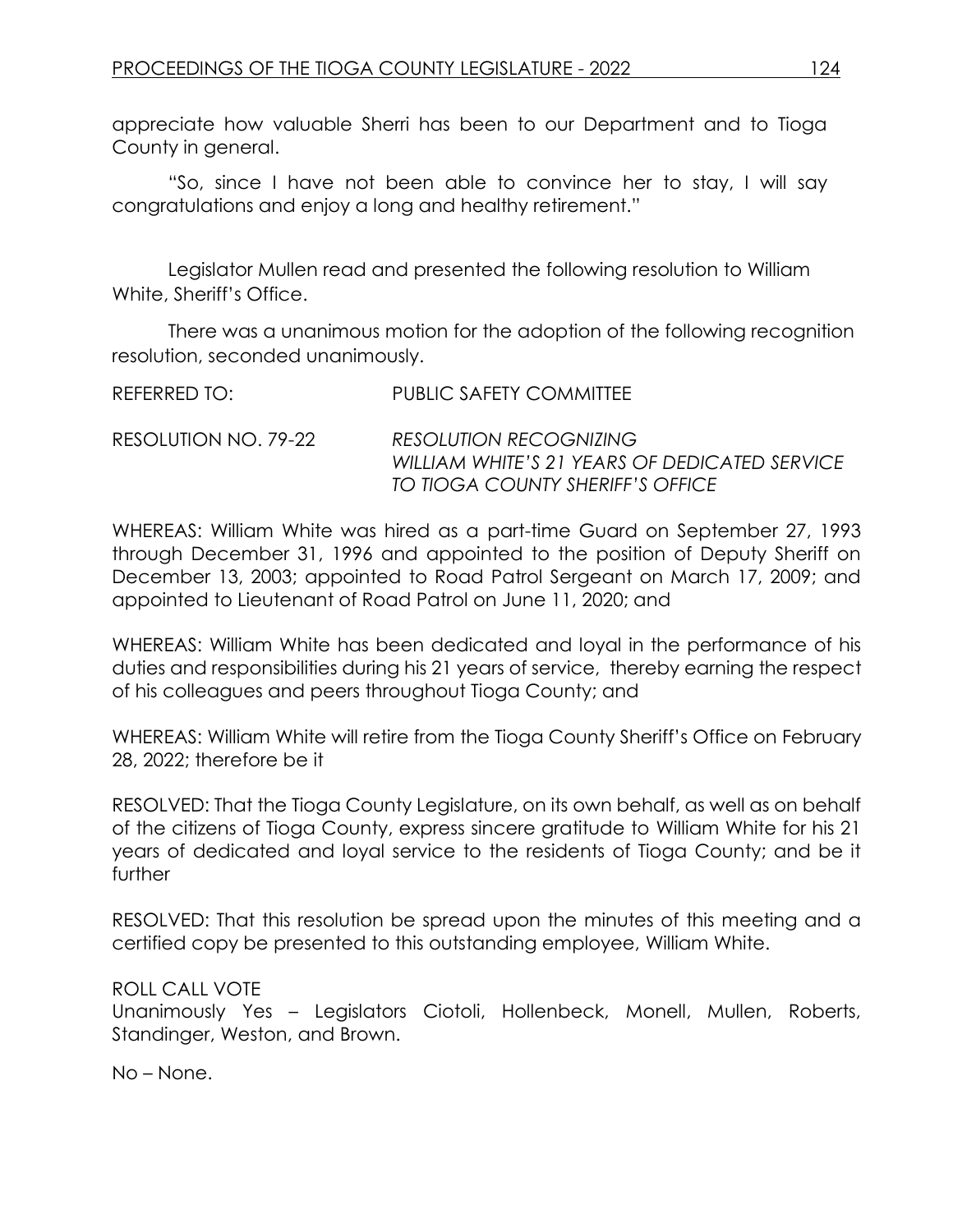appreciate how valuable Sherri has been to our Department and to Tioga County in general.

"So, since I have not been able to convince her to stay, I will say congratulations and enjoy a long and healthy retirement."

Legislator Mullen read and presented the following resolution to William White, Sheriff's Office.

There was a unanimous motion for the adoption of the following recognition resolution, seconded unanimously.

REFERRED TO: PUBLIC SAFETY COMMITTEE

RESOLUTION NO. 79-22 *RESOLUTION RECOGNIZING WILLIAM WHITE'S 21 YEARS OF DEDICATED SERVICE TO TIOGA COUNTY SHERIFF'S OFFICE*

WHEREAS: William White was hired as a part-time Guard on September 27, 1993 through December 31, 1996 and appointed to the position of Deputy Sheriff on December 13, 2003; appointed to Road Patrol Sergeant on March 17, 2009; and appointed to Lieutenant of Road Patrol on June 11, 2020; and

WHEREAS: William White has been dedicated and loyal in the performance of his duties and responsibilities during his 21 years of service, thereby earning the respect of his colleagues and peers throughout Tioga County; and

WHEREAS: William White will retire from the Tioga County Sheriff's Office on February 28, 2022; therefore be it

RESOLVED: That the Tioga County Legislature, on its own behalf, as well as on behalf of the citizens of Tioga County, express sincere gratitude to William White for his 21 years of dedicated and loyal service to the residents of Tioga County; and be it further

RESOLVED: That this resolution be spread upon the minutes of this meeting and a certified copy be presented to this outstanding employee, William White.

ROLL CALL VOTE
Unanimously Yes – Legislators Ciotoli, Hollenbeck, Monell, Mullen, Roberts, Standinger, Weston, and Brown.

No – None.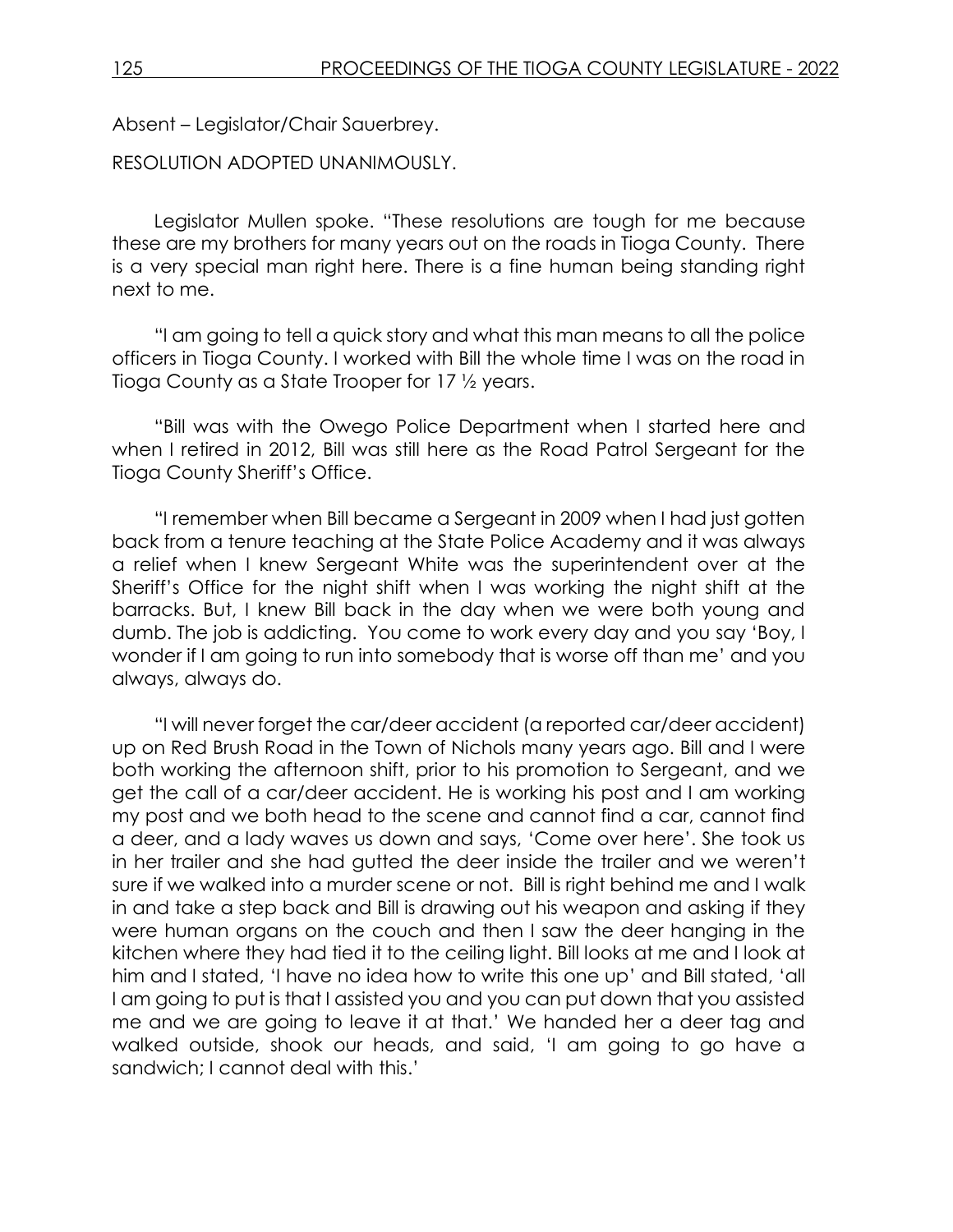Absent – Legislator/Chair Sauerbrey.

RESOLUTION ADOPTED UNANIMOUSLY.

Legislator Mullen spoke. "These resolutions are tough for me because these are my brothers for many years out on the roads in Tioga County. There is a very special man right here. There is a fine human being standing right next to me.

"I am going to tell a quick story and what this man means to all the police officers in Tioga County. I worked with Bill the whole time I was on the road in Tioga County as a State Trooper for 17 ½ years.

"Bill was with the Owego Police Department when I started here and when I retired in 2012, Bill was still here as the Road Patrol Sergeant for the Tioga County Sheriff's Office.

"I remember when Bill became a Sergeant in 2009 when I had just gotten back from a tenure teaching at the State Police Academy and it was always a relief when I knew Sergeant White was the superintendent over at the Sheriff's Office for the night shift when I was working the night shift at the barracks. But, I knew Bill back in the day when we were both young and dumb. The job is addicting. You come to work every day and you say 'Boy, I wonder if I am going to run into somebody that is worse off than me' and you always, always do.

"I will never forget the car/deer accident (a reported car/deer accident) up on Red Brush Road in the Town of Nichols many years ago. Bill and I were both working the afternoon shift, prior to his promotion to Sergeant, and we get the call of a car/deer accident. He is working his post and I am working my post and we both head to the scene and cannot find a car, cannot find a deer, and a lady waves us down and says, 'Come over here'. She took us in her trailer and she had gutted the deer inside the trailer and we weren't sure if we walked into a murder scene or not. Bill is right behind me and I walk in and take a step back and Bill is drawing out his weapon and asking if they were human organs on the couch and then I saw the deer hanging in the kitchen where they had tied it to the ceiling light. Bill looks at me and I look at him and I stated, 'I have no idea how to write this one up' and Bill stated, 'all I am going to put is that I assisted you and you can put down that you assisted me and we are going to leave it at that.' We handed her a deer tag and walked outside, shook our heads, and said, 'I am going to go have a sandwich; I cannot deal with this.'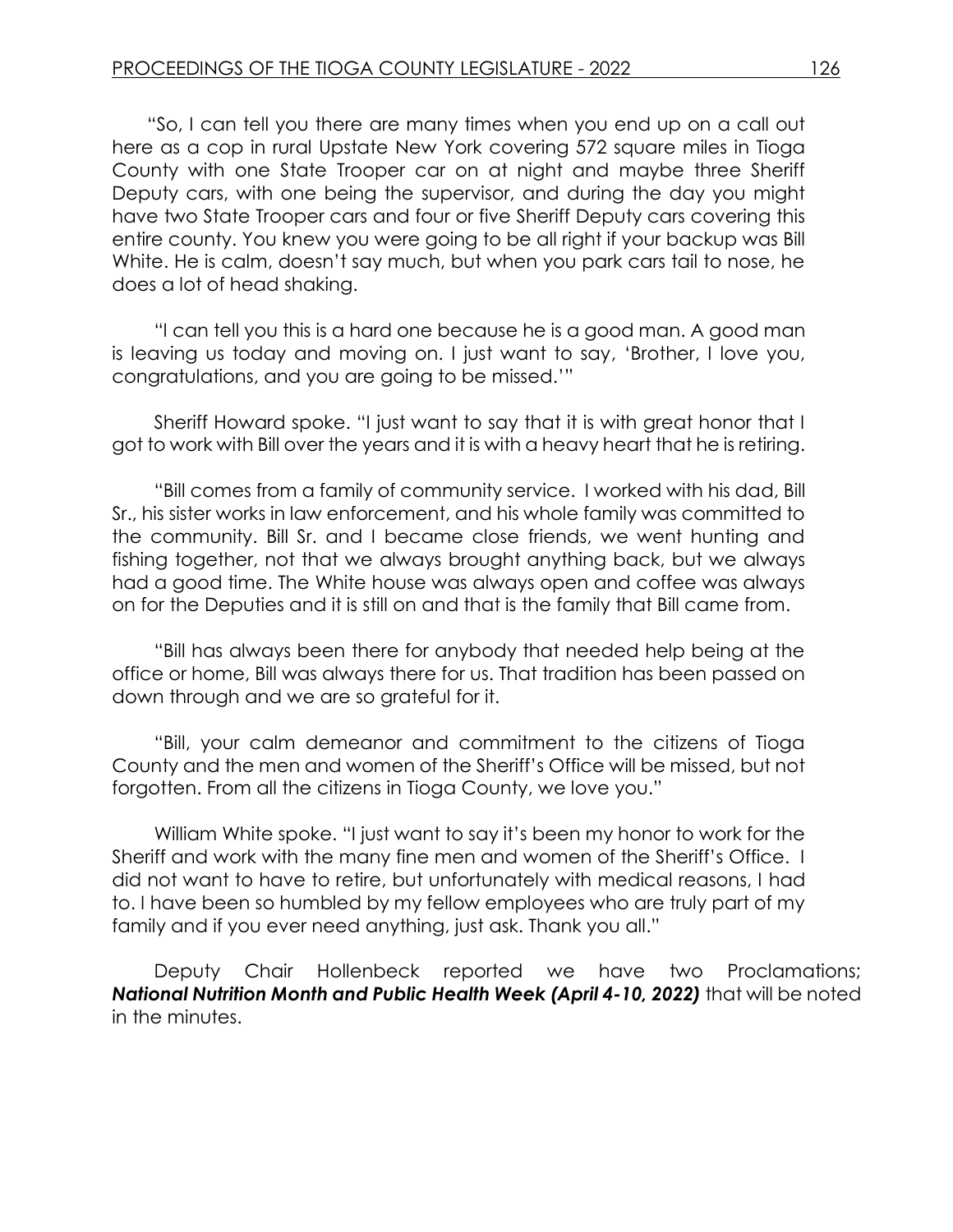"So, I can tell you there are many times when you end up on a call out here as a cop in rural Upstate New York covering 572 square miles in Tioga County with one State Trooper car on at night and maybe three Sheriff Deputy cars, with one being the supervisor, and during the day you might have two State Trooper cars and four or five Sheriff Deputy cars covering this entire county. You knew you were going to be all right if your backup was Bill White. He is calm, doesn't say much, but when you park cars tail to nose, he does a lot of head shaking.

"I can tell you this is a hard one because he is a good man. A good man is leaving us today and moving on. I just want to say, 'Brother, I love you, congratulations, and you are going to be missed.'"

Sheriff Howard spoke. "I just want to say that it is with great honor that I got to work with Bill over the years and it is with a heavy heart that he is retiring.

"Bill comes from a family of community service. I worked with his dad, Bill Sr., his sister works in law enforcement, and his whole family was committed to the community. Bill Sr. and I became close friends, we went hunting and fishing together, not that we always brought anything back, but we always had a good time. The White house was always open and coffee was always on for the Deputies and it is still on and that is the family that Bill came from.

"Bill has always been there for anybody that needed help being at the office or home, Bill was always there for us. That tradition has been passed on down through and we are so grateful for it.

"Bill, your calm demeanor and commitment to the citizens of Tioga County and the men and women of the Sheriff's Office will be missed, but not forgotten. From all the citizens in Tioga County, we love you."

William White spoke. "I just want to say it's been my honor to work for the Sheriff and work with the many fine men and women of the Sheriff's Office. I did not want to have to retire, but unfortunately with medical reasons, I had to. I have been so humbled by my fellow employees who are truly part of my family and if you ever need anything, just ask. Thank you all."

Deputy Chair Hollenbeck reported we have two Proclamations; ***National Nutrition Month and Public Health Week (April 4-10, 2022)*** that will be noted in the minutes.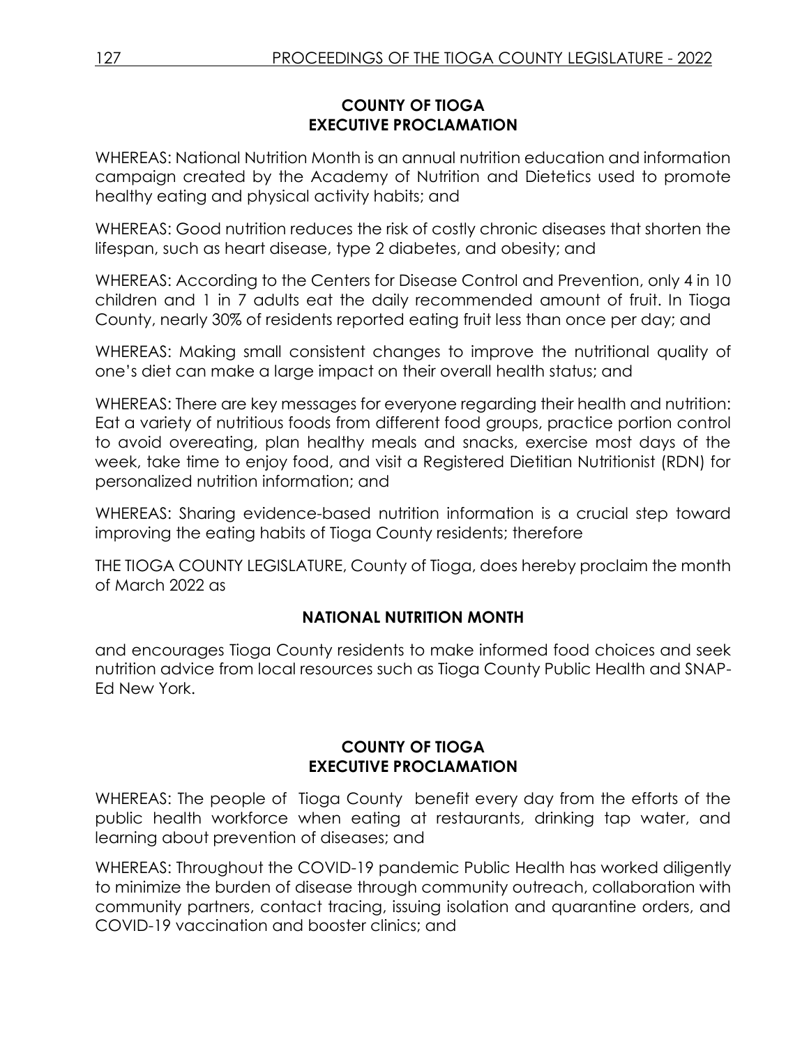**COUNTY OF TIOGA**
**EXECUTIVE PROCLAMATION**

WHEREAS: National Nutrition Month is an annual nutrition education and information campaign created by the Academy of Nutrition and Dietetics used to promote healthy eating and physical activity habits; and

WHEREAS: Good nutrition reduces the risk of costly chronic diseases that shorten the lifespan, such as heart disease, type 2 diabetes, and obesity; and

WHEREAS: According to the Centers for Disease Control and Prevention, only 4 in 10 children and 1 in 7 adults eat the daily recommended amount of fruit. In Tioga County, nearly 30% of residents reported eating fruit less than once per day; and

WHEREAS: Making small consistent changes to improve the nutritional quality of one's diet can make a large impact on their overall health status; and

WHEREAS: There are key messages for everyone regarding their health and nutrition: Eat a variety of nutritious foods from different food groups, practice portion control to avoid overeating, plan healthy meals and snacks, exercise most days of the week, take time to enjoy food, and visit a Registered Dietitian Nutritionist (RDN) for personalized nutrition information; and

WHEREAS: Sharing evidence-based nutrition information is a crucial step toward improving the eating habits of Tioga County residents; therefore

THE TIOGA COUNTY LEGISLATURE, County of Tioga, does hereby proclaim the month of March 2022 as

**NATIONAL NUTRITION MONTH**

and encourages Tioga County residents to make informed food choices and seek nutrition advice from local resources such as Tioga County Public Health and SNAP-Ed New York.

**COUNTY OF TIOGA**
**EXECUTIVE PROCLAMATION**

WHEREAS: The people of Tioga County benefit every day from the efforts of the public health workforce when eating at restaurants, drinking tap water, and learning about prevention of diseases; and

WHEREAS: Throughout the COVID-19 pandemic Public Health has worked diligently to minimize the burden of disease through community outreach, collaboration with community partners, contact tracing, issuing isolation and quarantine orders, and COVID-19 vaccination and booster clinics; and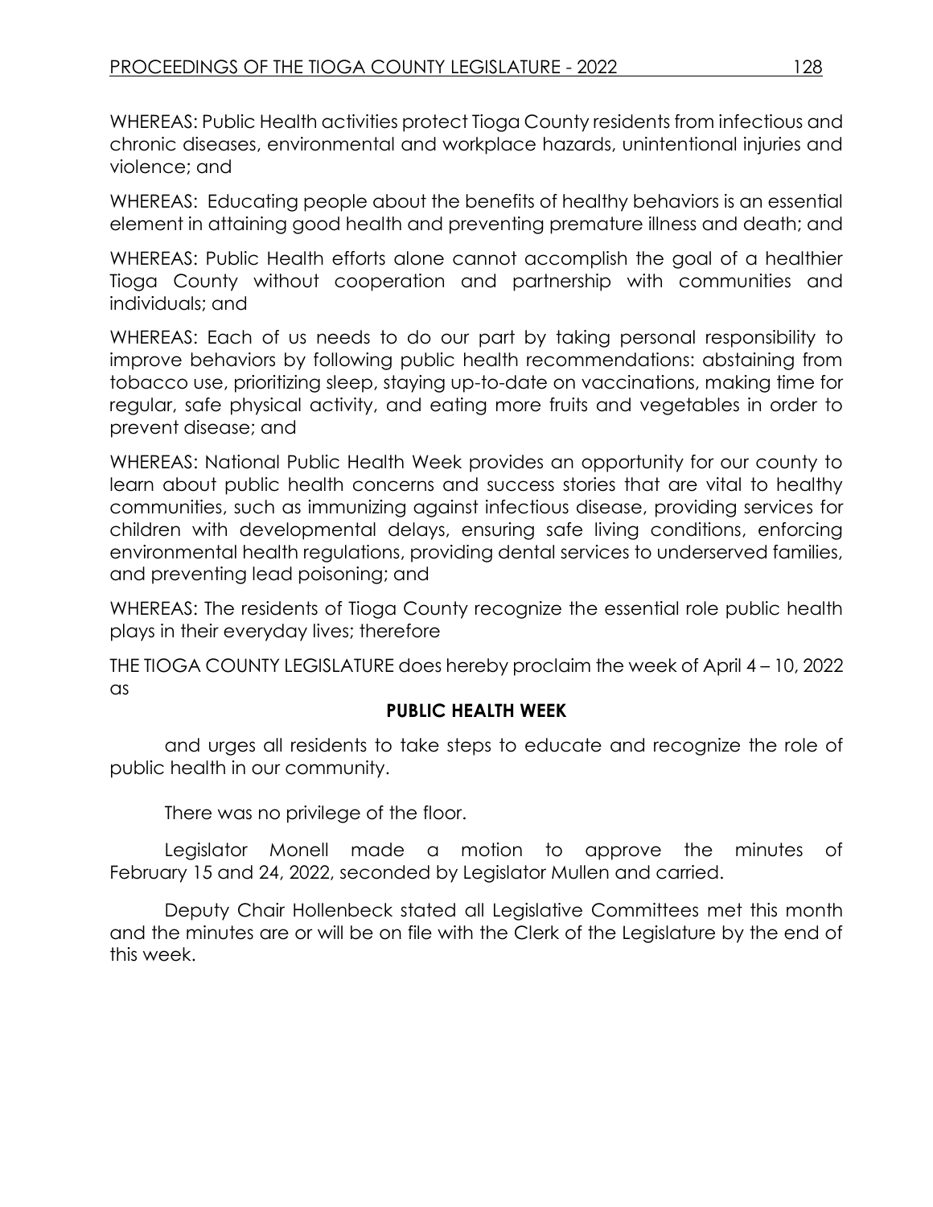WHEREAS: Public Health activities protect Tioga County residents from infectious and chronic diseases, environmental and workplace hazards, unintentional injuries and violence; and

WHEREAS: Educating people about the benefits of healthy behaviors is an essential element in attaining good health and preventing premature illness and death; and

WHEREAS: Public Health efforts alone cannot accomplish the goal of a healthier Tioga County without cooperation and partnership with communities and individuals; and

WHEREAS: Each of us needs to do our part by taking personal responsibility to improve behaviors by following public health recommendations: abstaining from tobacco use, prioritizing sleep, staying up-to-date on vaccinations, making time for regular, safe physical activity, and eating more fruits and vegetables in order to prevent disease; and

WHEREAS: National Public Health Week provides an opportunity for our county to learn about public health concerns and success stories that are vital to healthy communities, such as immunizing against infectious disease, providing services for children with developmental delays, ensuring safe living conditions, enforcing environmental health regulations, providing dental services to underserved families, and preventing lead poisoning; and

WHEREAS: The residents of Tioga County recognize the essential role public health plays in their everyday lives; therefore

THE TIOGA COUNTY LEGISLATURE does hereby proclaim the week of April 4 – 10, 2022 as

**PUBLIC HEALTH WEEK**

and urges all residents to take steps to educate and recognize the role of public health in our community.

There was no privilege of the floor.

Legislator Monell made a motion to approve the minutes of February 15 and 24, 2022, seconded by Legislator Mullen and carried.

Deputy Chair Hollenbeck stated all Legislative Committees met this month and the minutes are or will be on file with the Clerk of the Legislature by the end of this week.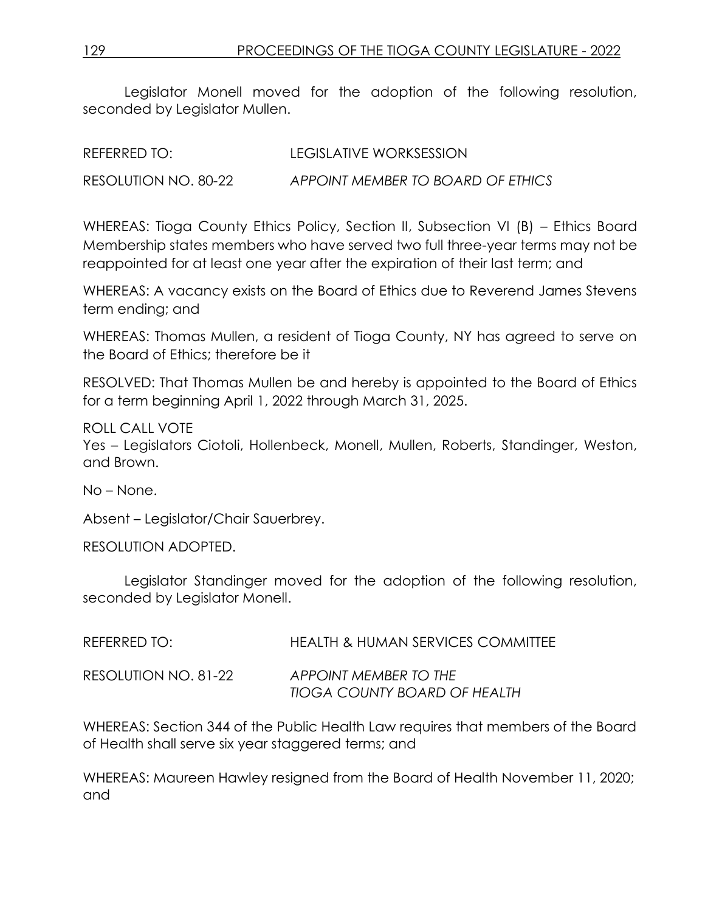Legislator Monell moved for the adoption of the following resolution, seconded by Legislator Mullen.

REFERRED TO: LEGISLATIVE WORKSESSION

RESOLUTION NO. 80-22 *APPOINT MEMBER TO BOARD OF ETHICS*

WHEREAS: Tioga County Ethics Policy, Section II, Subsection VI (B) – Ethics Board Membership states members who have served two full three-year terms may not be reappointed for at least one year after the expiration of their last term; and

WHEREAS: A vacancy exists on the Board of Ethics due to Reverend James Stevens term ending; and

WHEREAS: Thomas Mullen, a resident of Tioga County, NY has agreed to serve on the Board of Ethics; therefore be it

RESOLVED: That Thomas Mullen be and hereby is appointed to the Board of Ethics for a term beginning April 1, 2022 through March 31, 2025.

ROLL CALL VOTE
Yes – Legislators Ciotoli, Hollenbeck, Monell, Mullen, Roberts, Standinger, Weston, and Brown.

No – None.

Absent – Legislator/Chair Sauerbrey.

RESOLUTION ADOPTED.

Legislator Standinger moved for the adoption of the following resolution, seconded by Legislator Monell.

REFERRED TO: HEALTH & HUMAN SERVICES COMMITTEE

RESOLUTION NO. 81-22 *APPOINT MEMBER TO THE TIOGA COUNTY BOARD OF HEALTH*

WHEREAS: Section 344 of the Public Health Law requires that members of the Board of Health shall serve six year staggered terms; and

WHEREAS: Maureen Hawley resigned from the Board of Health November 11, 2020; and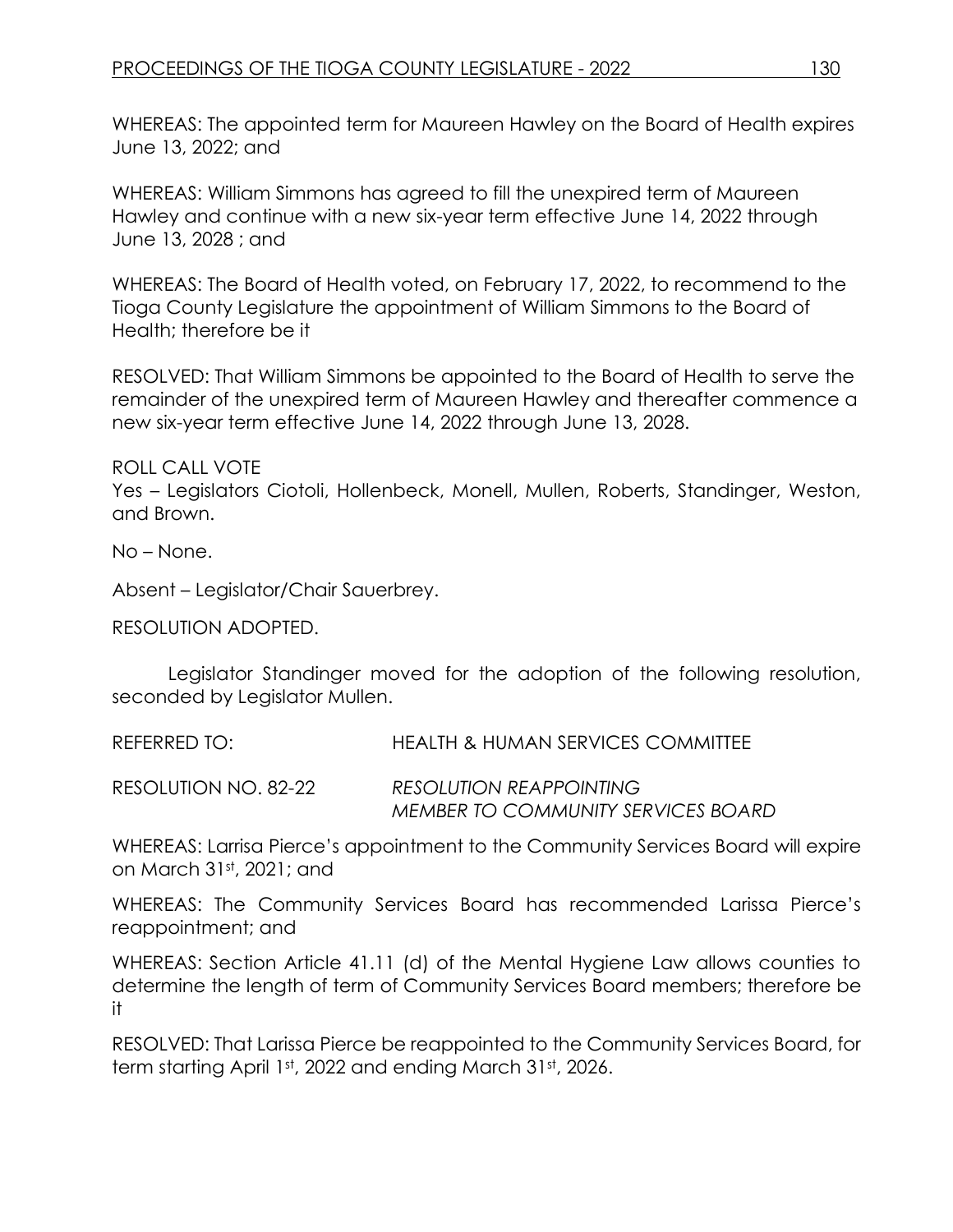WHEREAS: The appointed term for Maureen Hawley on the Board of Health expires June 13, 2022; and

WHEREAS: William Simmons has agreed to fill the unexpired term of Maureen Hawley and continue with a new six-year term effective June 14, 2022 through June 13, 2028 ; and

WHEREAS: The Board of Health voted, on February 17, 2022, to recommend to the Tioga County Legislature the appointment of William Simmons to the Board of Health; therefore be it

RESOLVED: That William Simmons be appointed to the Board of Health to serve the remainder of the unexpired term of Maureen Hawley and thereafter commence a new six-year term effective June 14, 2022 through June 13, 2028.

ROLL CALL VOTE
Yes – Legislators Ciotoli, Hollenbeck, Monell, Mullen, Roberts, Standinger, Weston, and Brown.

No – None.

Absent – Legislator/Chair Sauerbrey.

RESOLUTION ADOPTED.

Legislator Standinger moved for the adoption of the following resolution, seconded by Legislator Mullen.

REFERRED TO: HEALTH & HUMAN SERVICES COMMITTEE

RESOLUTION NO. 82-22 *RESOLUTION REAPPOINTING MEMBER TO COMMUNITY SERVICES BOARD*

WHEREAS: Larrisa Pierce's appointment to the Community Services Board will expire on March 31st, 2021; and

WHEREAS: The Community Services Board has recommended Larissa Pierce's reappointment; and

WHEREAS: Section Article 41.11 (d) of the Mental Hygiene Law allows counties to determine the length of term of Community Services Board members; therefore be it

RESOLVED: That Larissa Pierce be reappointed to the Community Services Board, for term starting April 1st, 2022 and ending March 31st, 2026.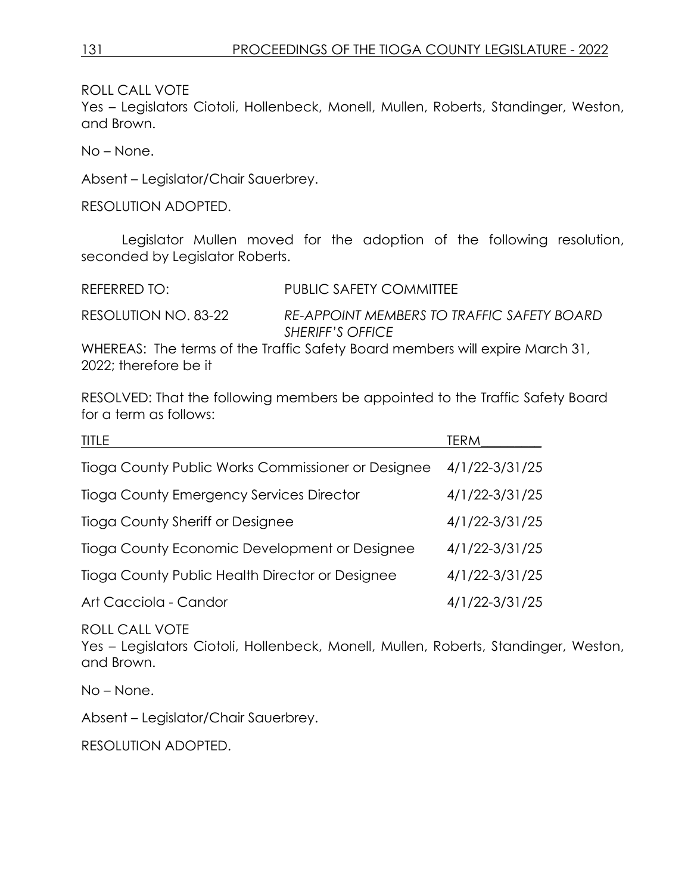ROLL CALL VOTE

Yes – Legislators Ciotoli, Hollenbeck, Monell, Mullen, Roberts, Standinger, Weston, and Brown.

No – None.

Absent – Legislator/Chair Sauerbrey.

RESOLUTION ADOPTED.

Legislator Mullen moved for the adoption of the following resolution, seconded by Legislator Roberts.

REFERRED TO: PUBLIC SAFETY COMMITTEE

RESOLUTION NO. 83-22 *RE-APPOINT MEMBERS TO TRAFFIC SAFETY BOARD SHERIFF'S OFFICE*

WHEREAS: The terms of the Traffic Safety Board members will expire March 31, 2022; therefore be it

RESOLVED: That the following members be appointed to the Traffic Safety Board for a term as follows:

| TITLE | TERM |
|---|---|
| Tioga County Public Works Commissioner or Designee | 4/1/22-3/31/25 |
| Tioga County Emergency Services Director | 4/1/22-3/31/25 |
| Tioga County Sheriff or Designee | 4/1/22-3/31/25 |
| Tioga County Economic Development or Designee | 4/1/22-3/31/25 |
| Tioga County Public Health Director or Designee | 4/1/22-3/31/25 |
| Art Cacciola - Candor | 4/1/22-3/31/25 |

ROLL CALL VOTE

Yes – Legislators Ciotoli, Hollenbeck, Monell, Mullen, Roberts, Standinger, Weston, and Brown.

No – None.

Absent – Legislator/Chair Sauerbrey.

RESOLUTION ADOPTED.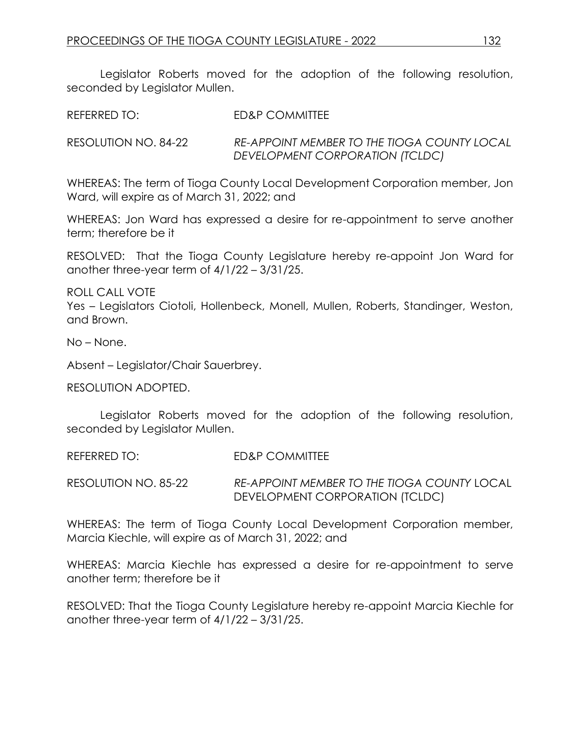Legislator Roberts moved for the adoption of the following resolution, seconded by Legislator Mullen.

REFERRED TO: ED&P COMMITTEE

RESOLUTION NO. 84-22 *RE-APPOINT MEMBER TO THE TIOGA COUNTY LOCAL DEVELOPMENT CORPORATION (TCLDC)*

WHEREAS: The term of Tioga County Local Development Corporation member, Jon Ward, will expire as of March 31, 2022; and

WHEREAS: Jon Ward has expressed a desire for re-appointment to serve another term; therefore be it

RESOLVED: That the Tioga County Legislature hereby re-appoint Jon Ward for another three-year term of 4/1/22 – 3/31/25.

ROLL CALL VOTE
Yes – Legislators Ciotoli, Hollenbeck, Monell, Mullen, Roberts, Standinger, Weston, and Brown.

No – None.

Absent – Legislator/Chair Sauerbrey.

RESOLUTION ADOPTED.

Legislator Roberts moved for the adoption of the following resolution, seconded by Legislator Mullen.

REFERRED TO: ED&P COMMITTEE

RESOLUTION NO. 85-22 *RE-APPOINT MEMBER TO THE TIOGA COUNTY* LOCAL DEVELOPMENT CORPORATION (TCLDC)

WHEREAS: The term of Tioga County Local Development Corporation member, Marcia Kiechle, will expire as of March 31, 2022; and

WHEREAS: Marcia Kiechle has expressed a desire for re-appointment to serve another term; therefore be it

RESOLVED: That the Tioga County Legislature hereby re-appoint Marcia Kiechle for another three-year term of 4/1/22 – 3/31/25.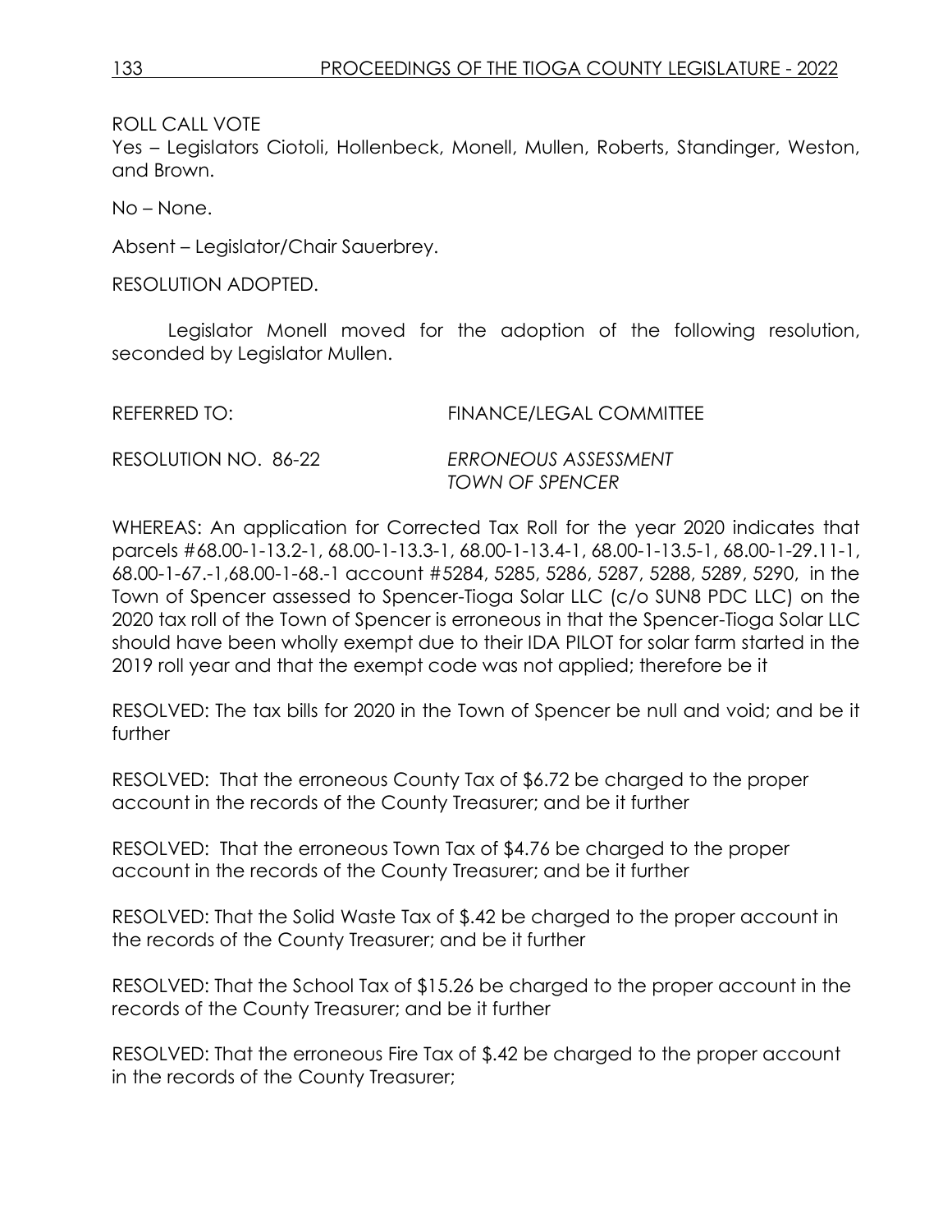ROLL CALL VOTE
Yes – Legislators Ciotoli, Hollenbeck, Monell, Mullen, Roberts, Standinger, Weston, and Brown.

No – None.

Absent – Legislator/Chair Sauerbrey.

RESOLUTION ADOPTED.

Legislator Monell moved for the adoption of the following resolution, seconded by Legislator Mullen.

REFERRED TO: FINANCE/LEGAL COMMITTEE

RESOLUTION NO. 86-22 *ERRONEOUS ASSESSMENT TOWN OF SPENCER*

WHEREAS: An application for Corrected Tax Roll for the year 2020 indicates that parcels #68.00-1-13.2-1, 68.00-1-13.3-1, 68.00-1-13.4-1, 68.00-1-13.5-1, 68.00-1-29.11-1, 68.00-1-67.-1,68.00-1-68.-1 account #5284, 5285, 5286, 5287, 5288, 5289, 5290, in the Town of Spencer assessed to Spencer-Tioga Solar LLC (c/o SUN8 PDC LLC) on the 2020 tax roll of the Town of Spencer is erroneous in that the Spencer-Tioga Solar LLC should have been wholly exempt due to their IDA PILOT for solar farm started in the 2019 roll year and that the exempt code was not applied; therefore be it

RESOLVED: The tax bills for 2020 in the Town of Spencer be null and void; and be it further

RESOLVED: That the erroneous County Tax of $6.72 be charged to the proper account in the records of the County Treasurer; and be it further

RESOLVED: That the erroneous Town Tax of $4.76 be charged to the proper account in the records of the County Treasurer; and be it further

RESOLVED: That the Solid Waste Tax of $.42 be charged to the proper account in the records of the County Treasurer; and be it further

RESOLVED: That the School Tax of $15.26 be charged to the proper account in the records of the County Treasurer; and be it further

RESOLVED: That the erroneous Fire Tax of $.42 be charged to the proper account in the records of the County Treasurer;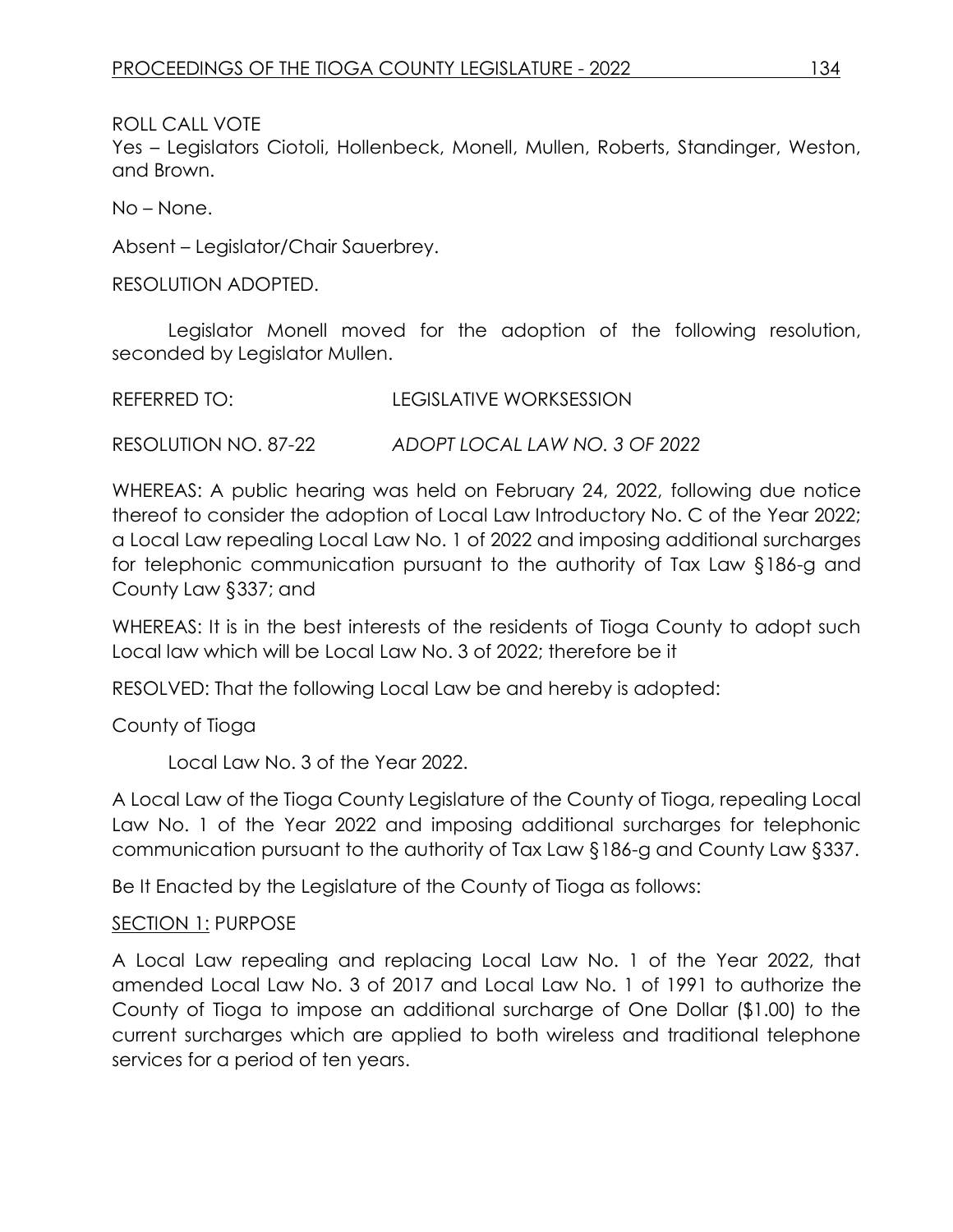ROLL CALL VOTE

Yes – Legislators Ciotoli, Hollenbeck, Monell, Mullen, Roberts, Standinger, Weston, and Brown.

No – None.

Absent – Legislator/Chair Sauerbrey.

RESOLUTION ADOPTED.

Legislator Monell moved for the adoption of the following resolution, seconded by Legislator Mullen.

REFERRED TO: LEGISLATIVE WORKSESSION

RESOLUTION NO. 87-22 *ADOPT LOCAL LAW NO. 3 OF 2022*

WHEREAS: A public hearing was held on February 24, 2022, following due notice thereof to consider the adoption of Local Law Introductory No. C of the Year 2022; a Local Law repealing Local Law No. 1 of 2022 and imposing additional surcharges for telephonic communication pursuant to the authority of Tax Law §186-g and County Law §337; and

WHEREAS: It is in the best interests of the residents of Tioga County to adopt such Local law which will be Local Law No. 3 of 2022; therefore be it

RESOLVED: That the following Local Law be and hereby is adopted:

County of Tioga

Local Law No. 3 of the Year 2022.

A Local Law of the Tioga County Legislature of the County of Tioga, repealing Local Law No. 1 of the Year 2022 and imposing additional surcharges for telephonic communication pursuant to the authority of Tax Law §186-g and County Law §337.

Be It Enacted by the Legislature of the County of Tioga as follows:

SECTION 1: PURPOSE

A Local Law repealing and replacing Local Law No. 1 of the Year 2022, that amended Local Law No. 3 of 2017 and Local Law No. 1 of 1991 to authorize the County of Tioga to impose an additional surcharge of One Dollar ($1.00) to the current surcharges which are applied to both wireless and traditional telephone services for a period of ten years.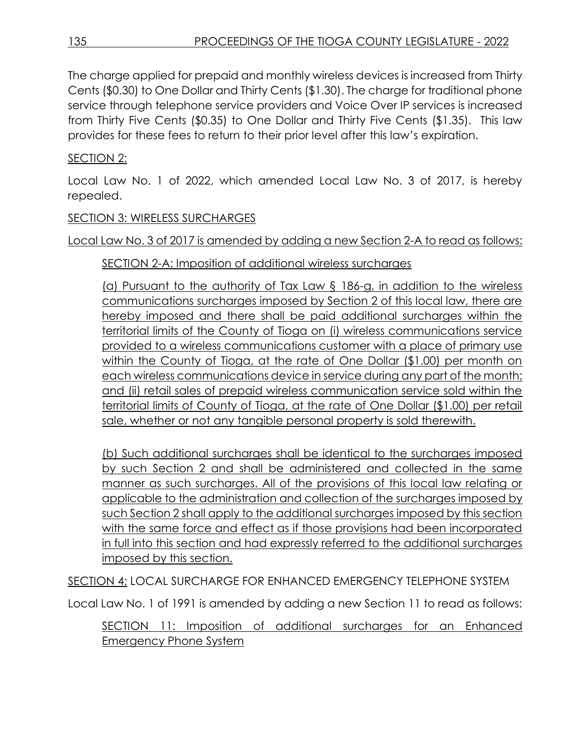The charge applied for prepaid and monthly wireless devices is increased from Thirty Cents ($0.30) to One Dollar and Thirty Cents ($1.30). The charge for traditional phone service through telephone service providers and Voice Over IP services is increased from Thirty Five Cents ($0.35) to One Dollar and Thirty Five Cents ($1.35). This law provides for these fees to return to their prior level after this law's expiration.

SECTION 2:

Local Law No. 1 of 2022, which amended Local Law No. 3 of 2017, is hereby repealed.

SECTION 3: WIRELESS SURCHARGES

Local Law No. 3 of 2017 is amended by adding a new Section 2-A to read as follows:

> SECTION 2-A: Imposition of additional wireless surcharges
>
> (a) Pursuant to the authority of Tax Law § 186-g, in addition to the wireless communications surcharges imposed by Section 2 of this local law, there are hereby imposed and there shall be paid additional surcharges within the territorial limits of the County of Tioga on (i) wireless communications service provided to a wireless communications customer with a place of primary use within the County of Tioga, at the rate of One Dollar ($1.00) per month on each wireless communications device in service during any part of the month; and (ii) retail sales of prepaid wireless communication service sold within the territorial limits of County of Tioga, at the rate of One Dollar ($1.00) per retail sale, whether or not any tangible personal property is sold therewith.
>
> (b) Such additional surcharges shall be identical to the surcharges imposed by such Section 2 and shall be administered and collected in the same manner as such surcharges. All of the provisions of this local law relating or applicable to the administration and collection of the surcharges imposed by such Section 2 shall apply to the additional surcharges imposed by this section with the same force and effect as if those provisions had been incorporated in full into this section and had expressly referred to the additional surcharges imposed by this section.

SECTION 4: LOCAL SURCHARGE FOR ENHANCED EMERGENCY TELEPHONE SYSTEM

Local Law No. 1 of 1991 is amended by adding a new Section 11 to read as follows:

> SECTION 11: Imposition of additional surcharges for an Enhanced Emergency Phone System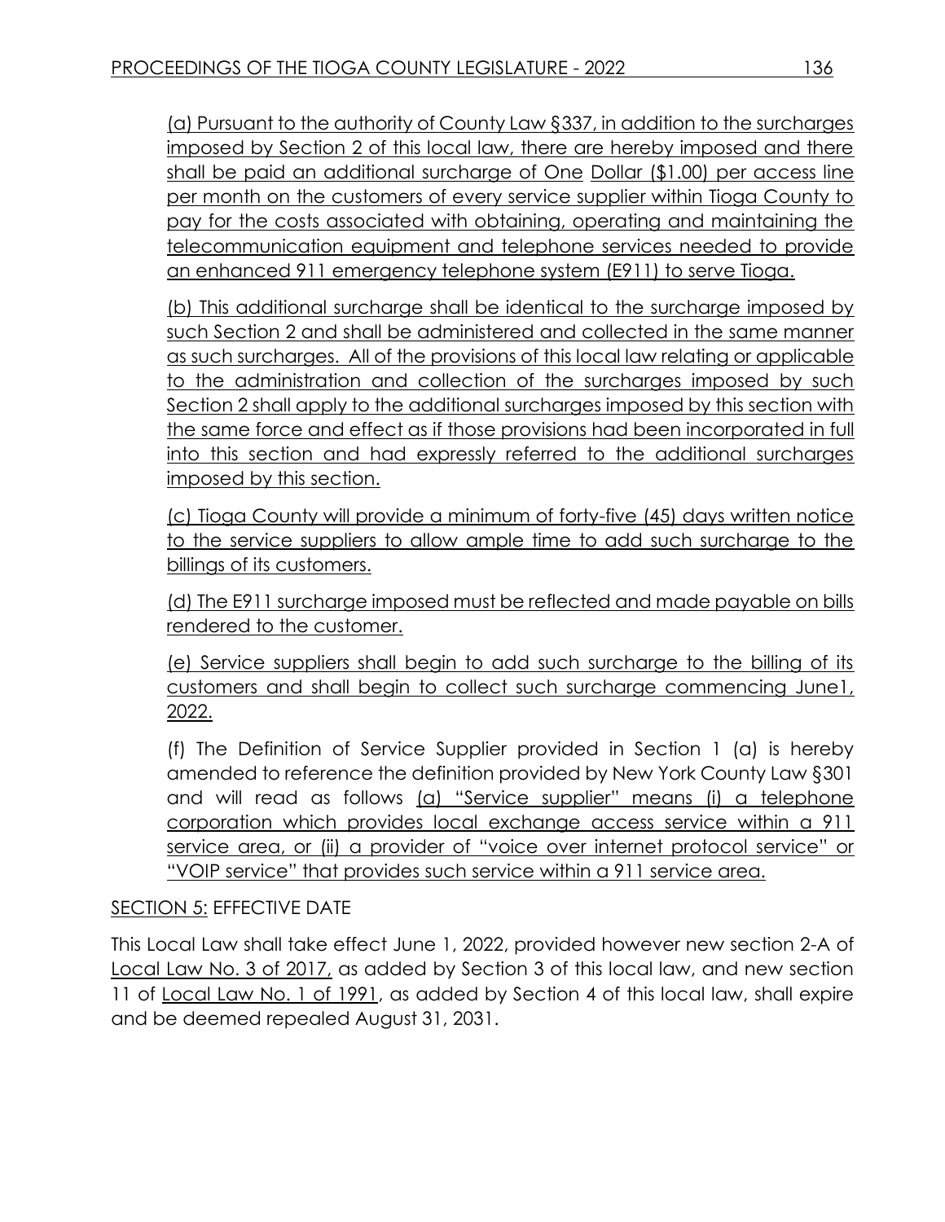(a) Pursuant to the authority of County Law §337, in addition to the surcharges imposed by Section 2 of this local law, there are hereby imposed and there shall be paid an additional surcharge of One Dollar ($1.00) per access line per month on the customers of every service supplier within Tioga County to pay for the costs associated with obtaining, operating and maintaining the telecommunication equipment and telephone services needed to provide an enhanced 911 emergency telephone system (E911) to serve Tioga.

(b) This additional surcharge shall be identical to the surcharge imposed by such Section 2 and shall be administered and collected in the same manner as such surcharges. All of the provisions of this local law relating or applicable to the administration and collection of the surcharges imposed by such Section 2 shall apply to the additional surcharges imposed by this section with the same force and effect as if those provisions had been incorporated in full into this section and had expressly referred to the additional surcharges imposed by this section.

(c) Tioga County will provide a minimum of forty-five (45) days written notice to the service suppliers to allow ample time to add such surcharge to the billings of its customers.

(d) The E911 surcharge imposed must be reflected and made payable on bills rendered to the customer.

(e) Service suppliers shall begin to add such surcharge to the billing of its customers and shall begin to collect such surcharge commencing June1, 2022.

(f) The Definition of Service Supplier provided in Section 1 (a) is hereby amended to reference the definition provided by New York County Law §301 and will read as follows (a) "Service supplier" means (i) a telephone corporation which provides local exchange access service within a 911 service area, or (ii) a provider of "voice over internet protocol service" or "VOIP service" that provides such service within a 911 service area.

SECTION 5: EFFECTIVE DATE

This Local Law shall take effect June 1, 2022, provided however new section 2-A of Local Law No. 3 of 2017, as added by Section 3 of this local law, and new section 11 of Local Law No. 1 of 1991, as added by Section 4 of this local law, shall expire and be deemed repealed August 31, 2031.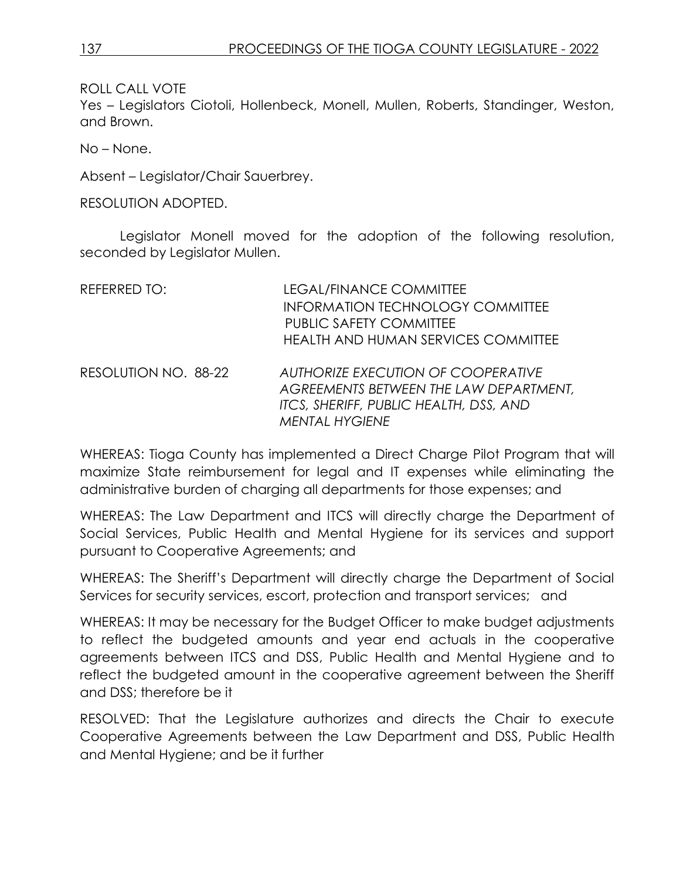ROLL CALL VOTE
Yes – Legislators Ciotoli, Hollenbeck, Monell, Mullen, Roberts, Standinger, Weston, and Brown.

No – None.

Absent – Legislator/Chair Sauerbrey.

RESOLUTION ADOPTED.

Legislator Monell moved for the adoption of the following resolution, seconded by Legislator Mullen.

REFERRED TO: LEGAL/FINANCE COMMITTEE
INFORMATION TECHNOLOGY COMMITTEE
PUBLIC SAFETY COMMITTEE
HEALTH AND HUMAN SERVICES COMMITTEE

RESOLUTION NO. 88-22 *AUTHORIZE EXECUTION OF COOPERATIVE AGREEMENTS BETWEEN THE LAW DEPARTMENT, ITCS, SHERIFF, PUBLIC HEALTH, DSS, AND MENTAL HYGIENE*

WHEREAS: Tioga County has implemented a Direct Charge Pilot Program that will maximize State reimbursement for legal and IT expenses while eliminating the administrative burden of charging all departments for those expenses; and

WHEREAS: The Law Department and ITCS will directly charge the Department of Social Services, Public Health and Mental Hygiene for its services and support pursuant to Cooperative Agreements; and

WHEREAS: The Sheriff's Department will directly charge the Department of Social Services for security services, escort, protection and transport services; and

WHEREAS: It may be necessary for the Budget Officer to make budget adjustments to reflect the budgeted amounts and year end actuals in the cooperative agreements between ITCS and DSS, Public Health and Mental Hygiene and to reflect the budgeted amount in the cooperative agreement between the Sheriff and DSS; therefore be it

RESOLVED: That the Legislature authorizes and directs the Chair to execute Cooperative Agreements between the Law Department and DSS, Public Health and Mental Hygiene; and be it further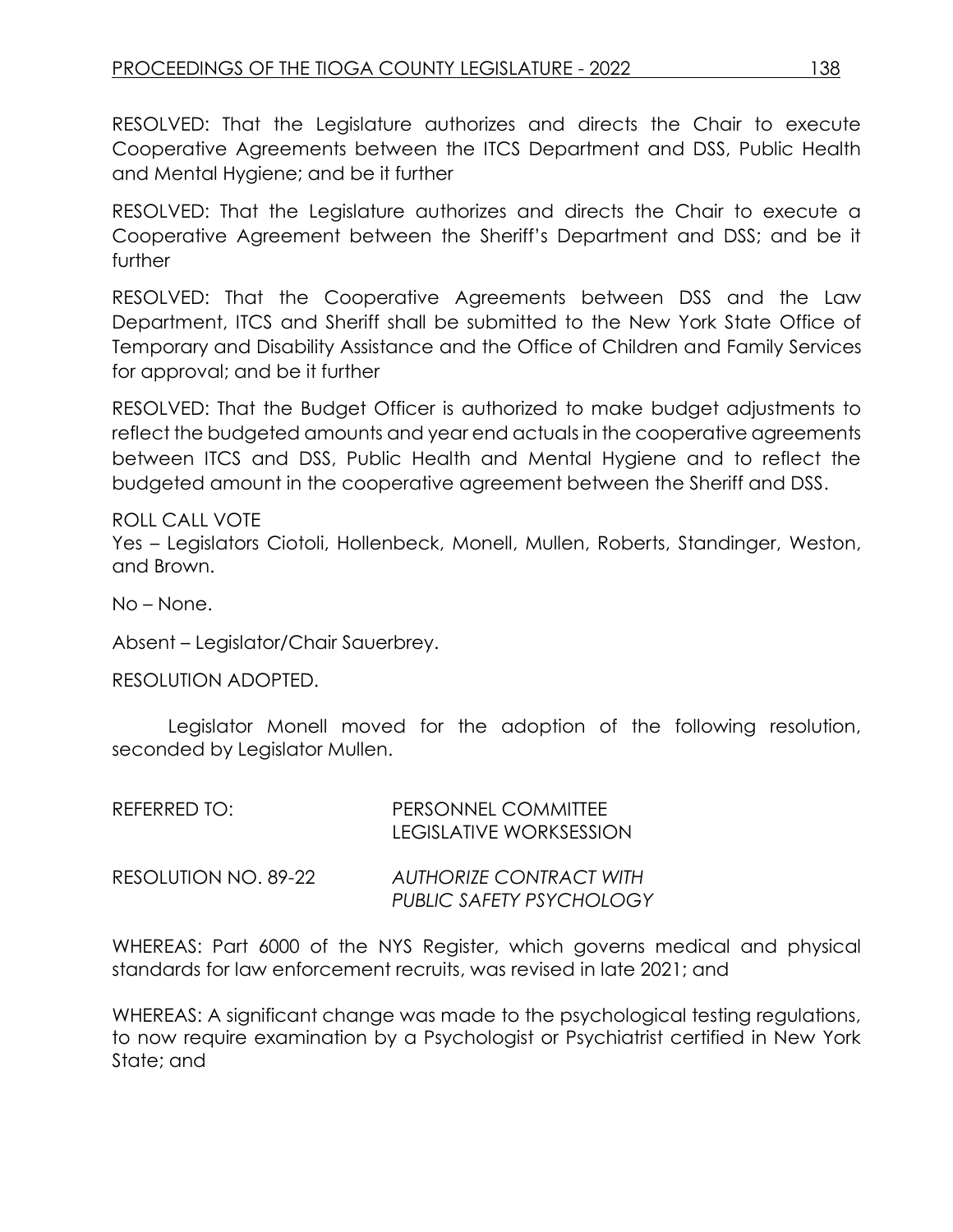RESOLVED: That the Legislature authorizes and directs the Chair to execute Cooperative Agreements between the ITCS Department and DSS, Public Health and Mental Hygiene; and be it further

RESOLVED: That the Legislature authorizes and directs the Chair to execute a Cooperative Agreement between the Sheriff's Department and DSS; and be it further

RESOLVED: That the Cooperative Agreements between DSS and the Law Department, ITCS and Sheriff shall be submitted to the New York State Office of Temporary and Disability Assistance and the Office of Children and Family Services for approval; and be it further

RESOLVED: That the Budget Officer is authorized to make budget adjustments to reflect the budgeted amounts and year end actuals in the cooperative agreements between ITCS and DSS, Public Health and Mental Hygiene and to reflect the budgeted amount in the cooperative agreement between the Sheriff and DSS.

ROLL CALL VOTE
Yes – Legislators Ciotoli, Hollenbeck, Monell, Mullen, Roberts, Standinger, Weston, and Brown.

No – None.

Absent – Legislator/Chair Sauerbrey.

RESOLUTION ADOPTED.

Legislator Monell moved for the adoption of the following resolution, seconded by Legislator Mullen.

REFERRED TO: PERSONNEL COMMITTEE
LEGISLATIVE WORKSESSION

RESOLUTION NO. 89-22 *AUTHORIZE CONTRACT WITH PUBLIC SAFETY PSYCHOLOGY*

WHEREAS: Part 6000 of the NYS Register, which governs medical and physical standards for law enforcement recruits, was revised in late 2021; and

WHEREAS: A significant change was made to the psychological testing regulations, to now require examination by a Psychologist or Psychiatrist certified in New York State; and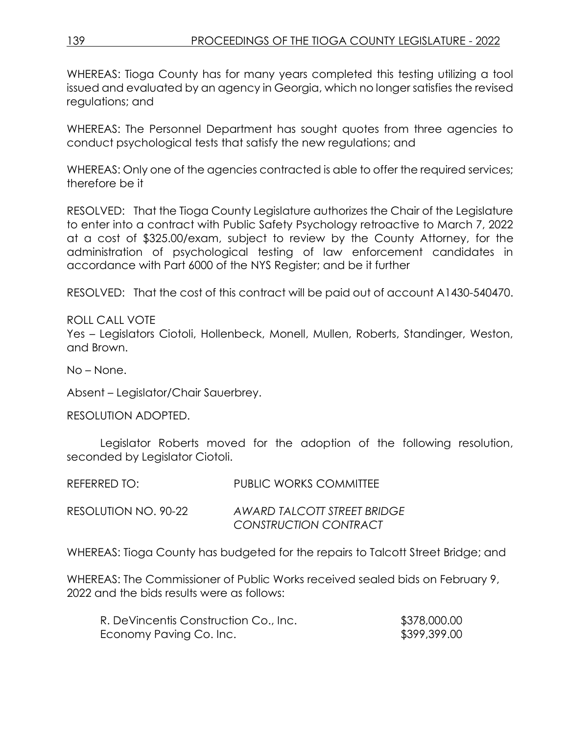WHEREAS: Tioga County has for many years completed this testing utilizing a tool issued and evaluated by an agency in Georgia, which no longer satisfies the revised regulations; and

WHEREAS: The Personnel Department has sought quotes from three agencies to conduct psychological tests that satisfy the new regulations; and

WHEREAS: Only one of the agencies contracted is able to offer the required services; therefore be it

RESOLVED: That the Tioga County Legislature authorizes the Chair of the Legislature to enter into a contract with Public Safety Psychology retroactive to March 7, 2022 at a cost of $325.00/exam, subject to review by the County Attorney, for the administration of psychological testing of law enforcement candidates in accordance with Part 6000 of the NYS Register; and be it further

RESOLVED: That the cost of this contract will be paid out of account A1430-540470.

ROLL CALL VOTE
Yes – Legislators Ciotoli, Hollenbeck, Monell, Mullen, Roberts, Standinger, Weston, and Brown.

No – None.

Absent – Legislator/Chair Sauerbrey.

RESOLUTION ADOPTED.

Legislator Roberts moved for the adoption of the following resolution, seconded by Legislator Ciotoli.

REFERRED TO: PUBLIC WORKS COMMITTEE

RESOLUTION NO. 90-22 *AWARD TALCOTT STREET BRIDGE CONSTRUCTION CONTRACT*

WHEREAS: Tioga County has budgeted for the repairs to Talcott Street Bridge; and

WHEREAS: The Commissioner of Public Works received sealed bids on February 9, 2022 and the bids results were as follows:

| | |
|---|---|
| R. DeVincentis Construction Co., Inc. | $378,000.00 |
| Economy Paving Co. Inc. | $399,399.00 |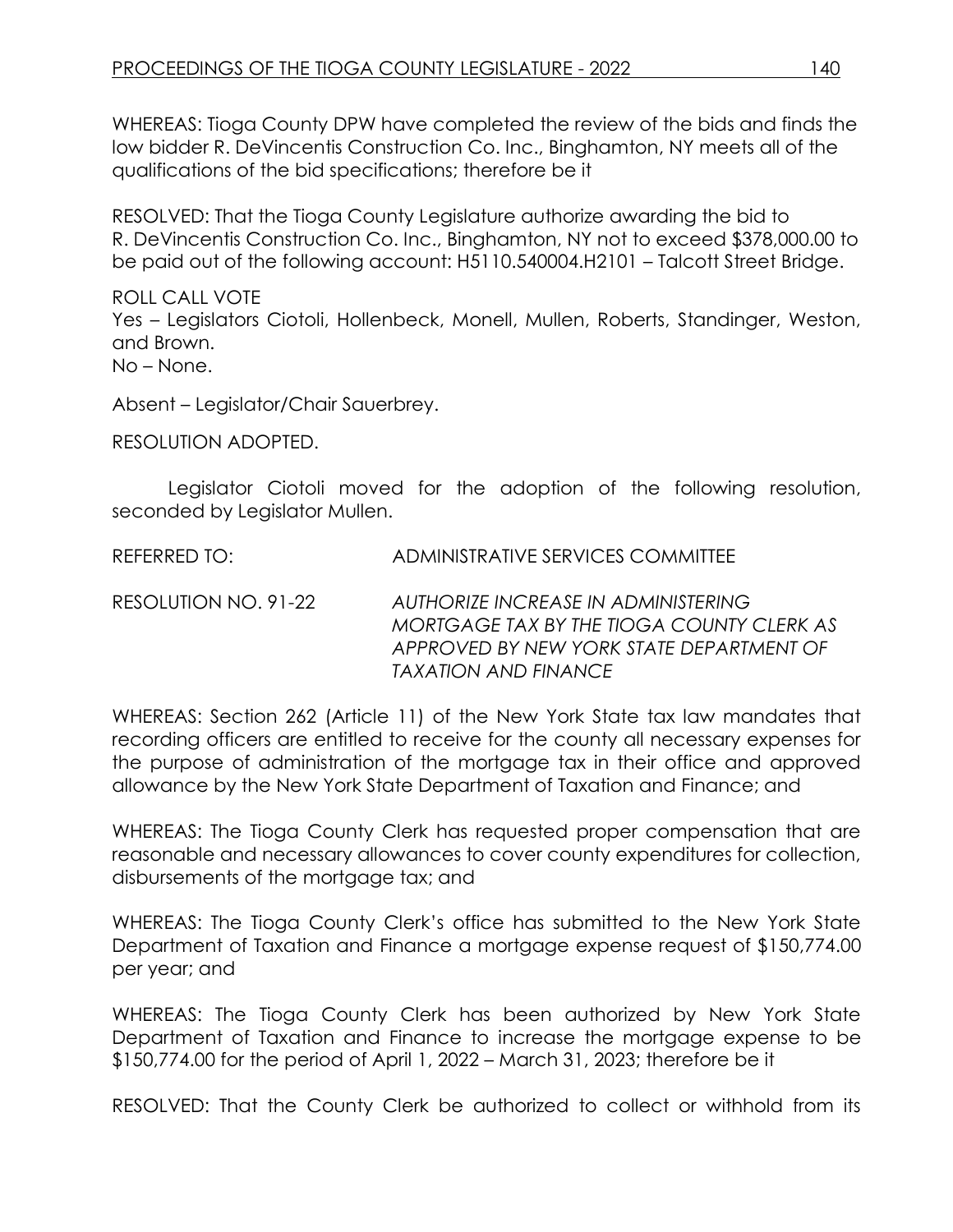WHEREAS: Tioga County DPW have completed the review of the bids and finds the low bidder R. DeVincentis Construction Co. Inc., Binghamton, NY meets all of the qualifications of the bid specifications; therefore be it

RESOLVED: That the Tioga County Legislature authorize awarding the bid to R. DeVincentis Construction Co. Inc., Binghamton, NY not to exceed $378,000.00 to be paid out of the following account: H5110.540004.H2101 – Talcott Street Bridge.

ROLL CALL VOTE
Yes – Legislators Ciotoli, Hollenbeck, Monell, Mullen, Roberts, Standinger, Weston, and Brown.
No – None.

Absent – Legislator/Chair Sauerbrey.

RESOLUTION ADOPTED.

Legislator Ciotoli moved for the adoption of the following resolution, seconded by Legislator Mullen.

REFERRED TO: ADMINISTRATIVE SERVICES COMMITTEE

RESOLUTION NO. 91-22 *AUTHORIZE INCREASE IN ADMINISTERING MORTGAGE TAX BY THE TIOGA COUNTY CLERK AS APPROVED BY NEW YORK STATE DEPARTMENT OF TAXATION AND FINANCE*

WHEREAS: Section 262 (Article 11) of the New York State tax law mandates that recording officers are entitled to receive for the county all necessary expenses for the purpose of administration of the mortgage tax in their office and approved allowance by the New York State Department of Taxation and Finance; and

WHEREAS: The Tioga County Clerk has requested proper compensation that are reasonable and necessary allowances to cover county expenditures for collection, disbursements of the mortgage tax; and

WHEREAS: The Tioga County Clerk's office has submitted to the New York State Department of Taxation and Finance a mortgage expense request of $150,774.00 per year; and

WHEREAS: The Tioga County Clerk has been authorized by New York State Department of Taxation and Finance to increase the mortgage expense to be $150,774.00 for the period of April 1, 2022 – March 31, 2023; therefore be it

RESOLVED: That the County Clerk be authorized to collect or withhold from its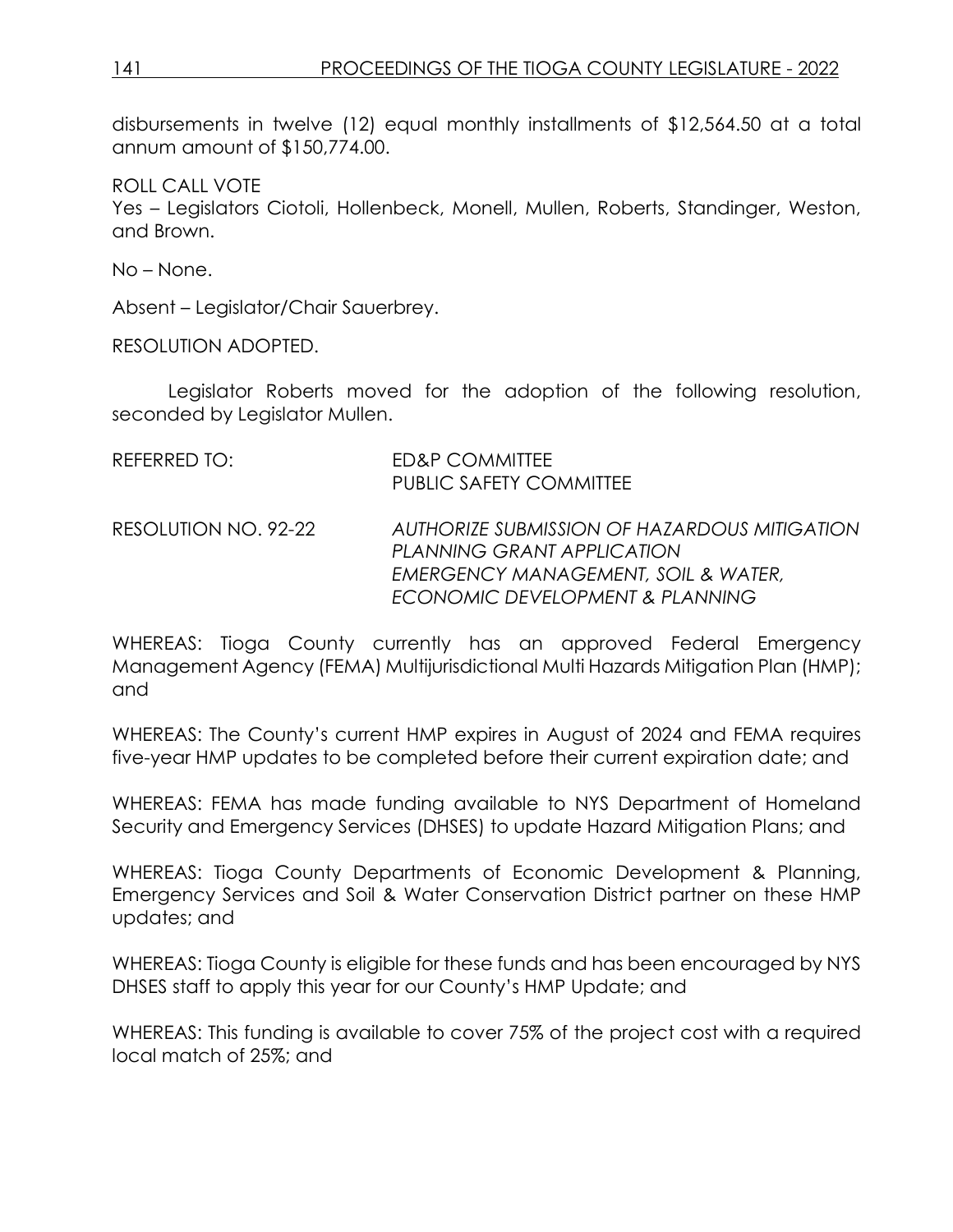disbursements in twelve (12) equal monthly installments of $12,564.50 at a total annum amount of $150,774.00.

ROLL CALL VOTE
Yes – Legislators Ciotoli, Hollenbeck, Monell, Mullen, Roberts, Standinger, Weston, and Brown.

No – None.

Absent – Legislator/Chair Sauerbrey.

RESOLUTION ADOPTED.

Legislator Roberts moved for the adoption of the following resolution, seconded by Legislator Mullen.

REFERRED TO: ED&P COMMITTEE
PUBLIC SAFETY COMMITTEE

RESOLUTION NO. 92-22 *AUTHORIZE SUBMISSION OF HAZARDOUS MITIGATION PLANNING GRANT APPLICATION*
*EMERGENCY MANAGEMENT, SOIL & WATER, ECONOMIC DEVELOPMENT & PLANNING*

WHEREAS: Tioga County currently has an approved Federal Emergency Management Agency (FEMA) Multijurisdictional Multi Hazards Mitigation Plan (HMP); and

WHEREAS: The County's current HMP expires in August of 2024 and FEMA requires five-year HMP updates to be completed before their current expiration date; and

WHEREAS: FEMA has made funding available to NYS Department of Homeland Security and Emergency Services (DHSES) to update Hazard Mitigation Plans; and

WHEREAS: Tioga County Departments of Economic Development & Planning, Emergency Services and Soil & Water Conservation District partner on these HMP updates; and

WHEREAS: Tioga County is eligible for these funds and has been encouraged by NYS DHSES staff to apply this year for our County's HMP Update; and

WHEREAS: This funding is available to cover 75% of the project cost with a required local match of 25%; and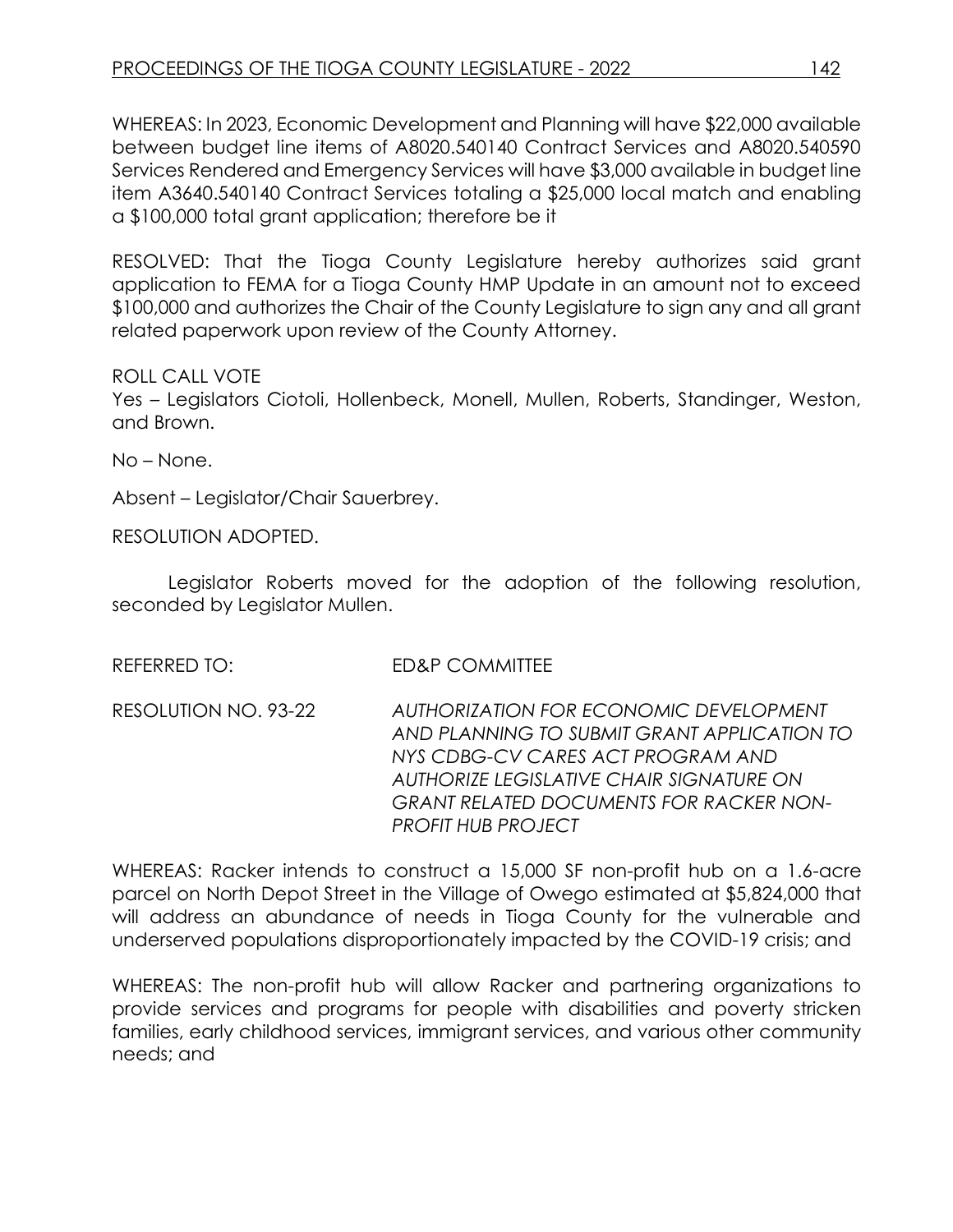WHEREAS: In 2023, Economic Development and Planning will have $22,000 available between budget line items of A8020.540140 Contract Services and A8020.540590 Services Rendered and Emergency Services will have $3,000 available in budget line item A3640.540140 Contract Services totaling a $25,000 local match and enabling a $100,000 total grant application; therefore be it

RESOLVED: That the Tioga County Legislature hereby authorizes said grant application to FEMA for a Tioga County HMP Update in an amount not to exceed $100,000 and authorizes the Chair of the County Legislature to sign any and all grant related paperwork upon review of the County Attorney.

ROLL CALL VOTE
Yes – Legislators Ciotoli, Hollenbeck, Monell, Mullen, Roberts, Standinger, Weston, and Brown.

No – None.

Absent – Legislator/Chair Sauerbrey.

RESOLUTION ADOPTED.

Legislator Roberts moved for the adoption of the following resolution, seconded by Legislator Mullen.

REFERRED TO: ED&P COMMITTEE

RESOLUTION NO. 93-22 *AUTHORIZATION FOR ECONOMIC DEVELOPMENT AND PLANNING TO SUBMIT GRANT APPLICATION TO NYS CDBG-CV CARES ACT PROGRAM AND AUTHORIZE LEGISLATIVE CHAIR SIGNATURE ON GRANT RELATED DOCUMENTS FOR RACKER NON-PROFIT HUB PROJECT*

WHEREAS: Racker intends to construct a 15,000 SF non-profit hub on a 1.6-acre parcel on North Depot Street in the Village of Owego estimated at $5,824,000 that will address an abundance of needs in Tioga County for the vulnerable and underserved populations disproportionately impacted by the COVID-19 crisis; and

WHEREAS: The non-profit hub will allow Racker and partnering organizations to provide services and programs for people with disabilities and poverty stricken families, early childhood services, immigrant services, and various other community needs; and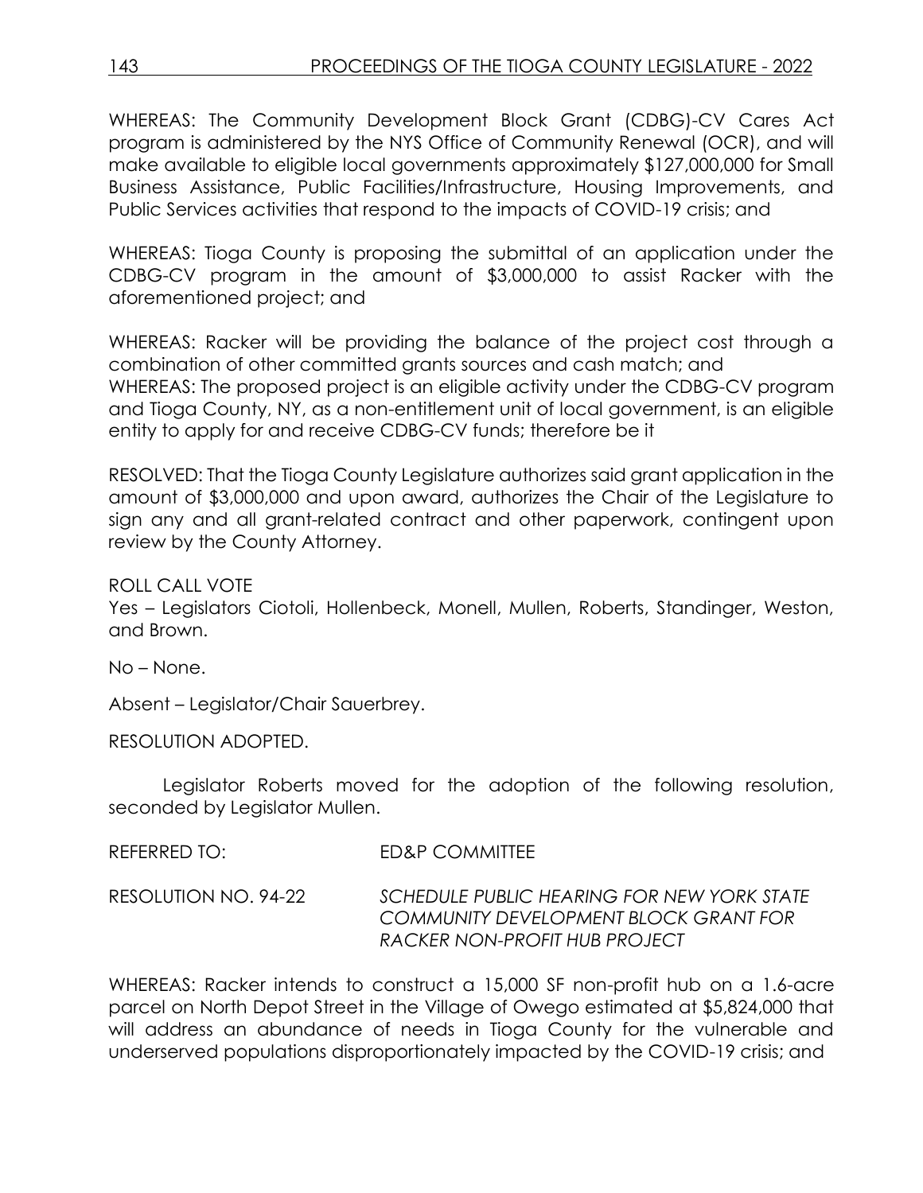WHEREAS: The Community Development Block Grant (CDBG)-CV Cares Act program is administered by the NYS Office of Community Renewal (OCR), and will make available to eligible local governments approximately $127,000,000 for Small Business Assistance, Public Facilities/Infrastructure, Housing Improvements, and Public Services activities that respond to the impacts of COVID-19 crisis; and

WHEREAS: Tioga County is proposing the submittal of an application under the CDBG-CV program in the amount of $3,000,000 to assist Racker with the aforementioned project; and

WHEREAS: Racker will be providing the balance of the project cost through a combination of other committed grants sources and cash match; and
WHEREAS: The proposed project is an eligible activity under the CDBG-CV program and Tioga County, NY, as a non-entitlement unit of local government, is an eligible entity to apply for and receive CDBG-CV funds; therefore be it

RESOLVED: That the Tioga County Legislature authorizes said grant application in the amount of $3,000,000 and upon award, authorizes the Chair of the Legislature to sign any and all grant-related contract and other paperwork, contingent upon review by the County Attorney.

ROLL CALL VOTE
Yes – Legislators Ciotoli, Hollenbeck, Monell, Mullen, Roberts, Standinger, Weston, and Brown.

No – None.

Absent – Legislator/Chair Sauerbrey.

RESOLUTION ADOPTED.

Legislator Roberts moved for the adoption of the following resolution, seconded by Legislator Mullen.

REFERRED TO: ED&P COMMITTEE

RESOLUTION NO. 94-22 *SCHEDULE PUBLIC HEARING FOR NEW YORK STATE COMMUNITY DEVELOPMENT BLOCK GRANT FOR RACKER NON-PROFIT HUB PROJECT*

WHEREAS: Racker intends to construct a 15,000 SF non-profit hub on a 1.6-acre parcel on North Depot Street in the Village of Owego estimated at $5,824,000 that will address an abundance of needs in Tioga County for the vulnerable and underserved populations disproportionately impacted by the COVID-19 crisis; and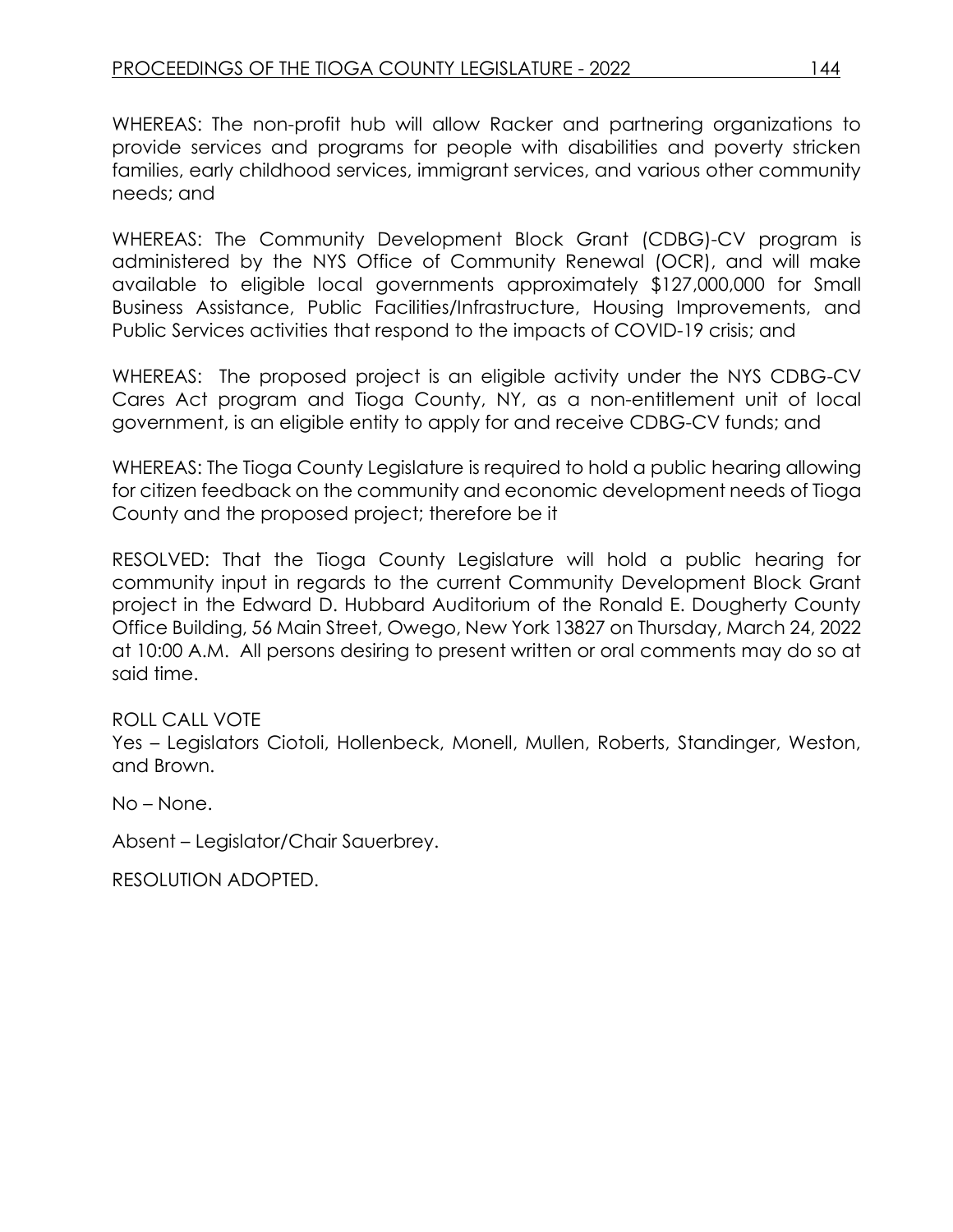WHEREAS: The non-profit hub will allow Racker and partnering organizations to provide services and programs for people with disabilities and poverty stricken families, early childhood services, immigrant services, and various other community needs; and

WHEREAS: The Community Development Block Grant (CDBG)-CV program is administered by the NYS Office of Community Renewal (OCR), and will make available to eligible local governments approximately $127,000,000 for Small Business Assistance, Public Facilities/Infrastructure, Housing Improvements, and Public Services activities that respond to the impacts of COVID-19 crisis; and

WHEREAS: The proposed project is an eligible activity under the NYS CDBG-CV Cares Act program and Tioga County, NY, as a non-entitlement unit of local government, is an eligible entity to apply for and receive CDBG-CV funds; and

WHEREAS: The Tioga County Legislature is required to hold a public hearing allowing for citizen feedback on the community and economic development needs of Tioga County and the proposed project; therefore be it

RESOLVED: That the Tioga County Legislature will hold a public hearing for community input in regards to the current Community Development Block Grant project in the Edward D. Hubbard Auditorium of the Ronald E. Dougherty County Office Building, 56 Main Street, Owego, New York 13827 on Thursday, March 24, 2022 at 10:00 A.M. All persons desiring to present written or oral comments may do so at said time.

ROLL CALL VOTE
Yes – Legislators Ciotoli, Hollenbeck, Monell, Mullen, Roberts, Standinger, Weston, and Brown.

No – None.

Absent – Legislator/Chair Sauerbrey.

RESOLUTION ADOPTED.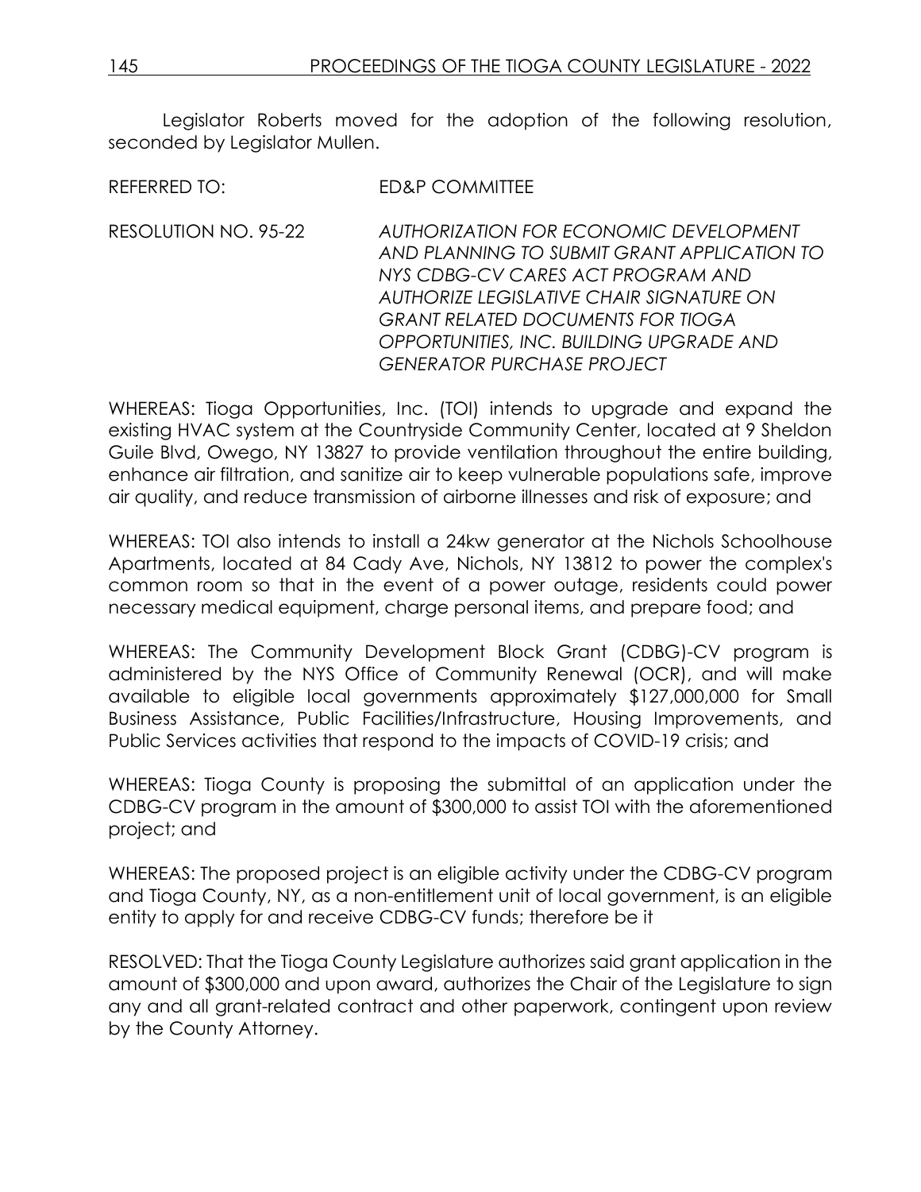Legislator Roberts moved for the adoption of the following resolution, seconded by Legislator Mullen.

REFERRED TO: ED&P COMMITTEE

RESOLUTION NO. 95-22 *AUTHORIZATION FOR ECONOMIC DEVELOPMENT AND PLANNING TO SUBMIT GRANT APPLICATION TO NYS CDBG-CV CARES ACT PROGRAM AND AUTHORIZE LEGISLATIVE CHAIR SIGNATURE ON GRANT RELATED DOCUMENTS FOR TIOGA OPPORTUNITIES, INC. BUILDING UPGRADE AND GENERATOR PURCHASE PROJECT*

WHEREAS: Tioga Opportunities, Inc. (TOI) intends to upgrade and expand the existing HVAC system at the Countryside Community Center, located at 9 Sheldon Guile Blvd, Owego, NY 13827 to provide ventilation throughout the entire building, enhance air filtration, and sanitize air to keep vulnerable populations safe, improve air quality, and reduce transmission of airborne illnesses and risk of exposure; and

WHEREAS: TOI also intends to install a 24kw generator at the Nichols Schoolhouse Apartments, located at 84 Cady Ave, Nichols, NY 13812 to power the complex's common room so that in the event of a power outage, residents could power necessary medical equipment, charge personal items, and prepare food; and

WHEREAS: The Community Development Block Grant (CDBG)-CV program is administered by the NYS Office of Community Renewal (OCR), and will make available to eligible local governments approximately $127,000,000 for Small Business Assistance, Public Facilities/Infrastructure, Housing Improvements, and Public Services activities that respond to the impacts of COVID-19 crisis; and

WHEREAS: Tioga County is proposing the submittal of an application under the CDBG-CV program in the amount of $300,000 to assist TOI with the aforementioned project; and

WHEREAS: The proposed project is an eligible activity under the CDBG-CV program and Tioga County, NY, as a non-entitlement unit of local government, is an eligible entity to apply for and receive CDBG-CV funds; therefore be it

RESOLVED: That the Tioga County Legislature authorizes said grant application in the amount of $300,000 and upon award, authorizes the Chair of the Legislature to sign any and all grant-related contract and other paperwork, contingent upon review by the County Attorney.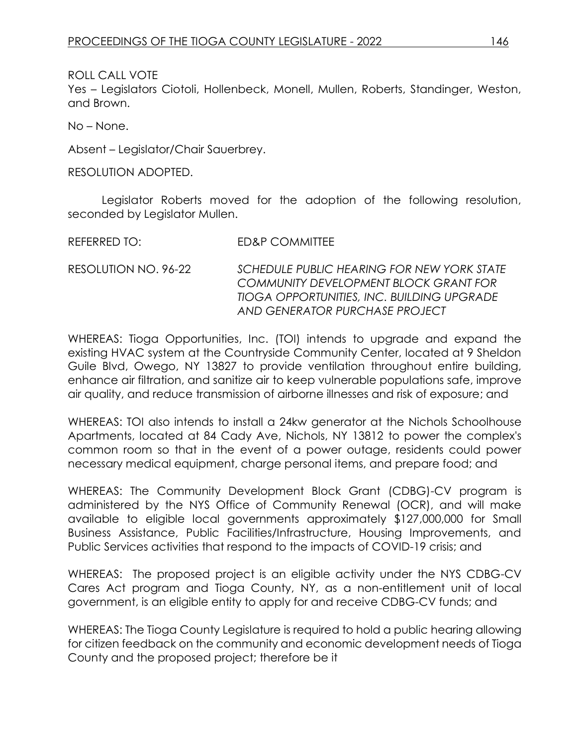ROLL CALL VOTE
Yes – Legislators Ciotoli, Hollenbeck, Monell, Mullen, Roberts, Standinger, Weston, and Brown.

No – None.

Absent – Legislator/Chair Sauerbrey.

RESOLUTION ADOPTED.

Legislator Roberts moved for the adoption of the following resolution, seconded by Legislator Mullen.

REFERRED TO: ED&P COMMITTEE

RESOLUTION NO. 96-22 *SCHEDULE PUBLIC HEARING FOR NEW YORK STATE COMMUNITY DEVELOPMENT BLOCK GRANT FOR TIOGA OPPORTUNITIES, INC. BUILDING UPGRADE AND GENERATOR PURCHASE PROJECT*

WHEREAS: Tioga Opportunities, Inc. (TOI) intends to upgrade and expand the existing HVAC system at the Countryside Community Center, located at 9 Sheldon Guile Blvd, Owego, NY 13827 to provide ventilation throughout entire building, enhance air filtration, and sanitize air to keep vulnerable populations safe, improve air quality, and reduce transmission of airborne illnesses and risk of exposure; and

WHEREAS: TOI also intends to install a 24kw generator at the Nichols Schoolhouse Apartments, located at 84 Cady Ave, Nichols, NY 13812 to power the complex's common room so that in the event of a power outage, residents could power necessary medical equipment, charge personal items, and prepare food; and

WHEREAS: The Community Development Block Grant (CDBG)-CV program is administered by the NYS Office of Community Renewal (OCR), and will make available to eligible local governments approximately $127,000,000 for Small Business Assistance, Public Facilities/Infrastructure, Housing Improvements, and Public Services activities that respond to the impacts of COVID-19 crisis; and

WHEREAS: The proposed project is an eligible activity under the NYS CDBG-CV Cares Act program and Tioga County, NY, as a non-entitlement unit of local government, is an eligible entity to apply for and receive CDBG-CV funds; and

WHEREAS: The Tioga County Legislature is required to hold a public hearing allowing for citizen feedback on the community and economic development needs of Tioga County and the proposed project; therefore be it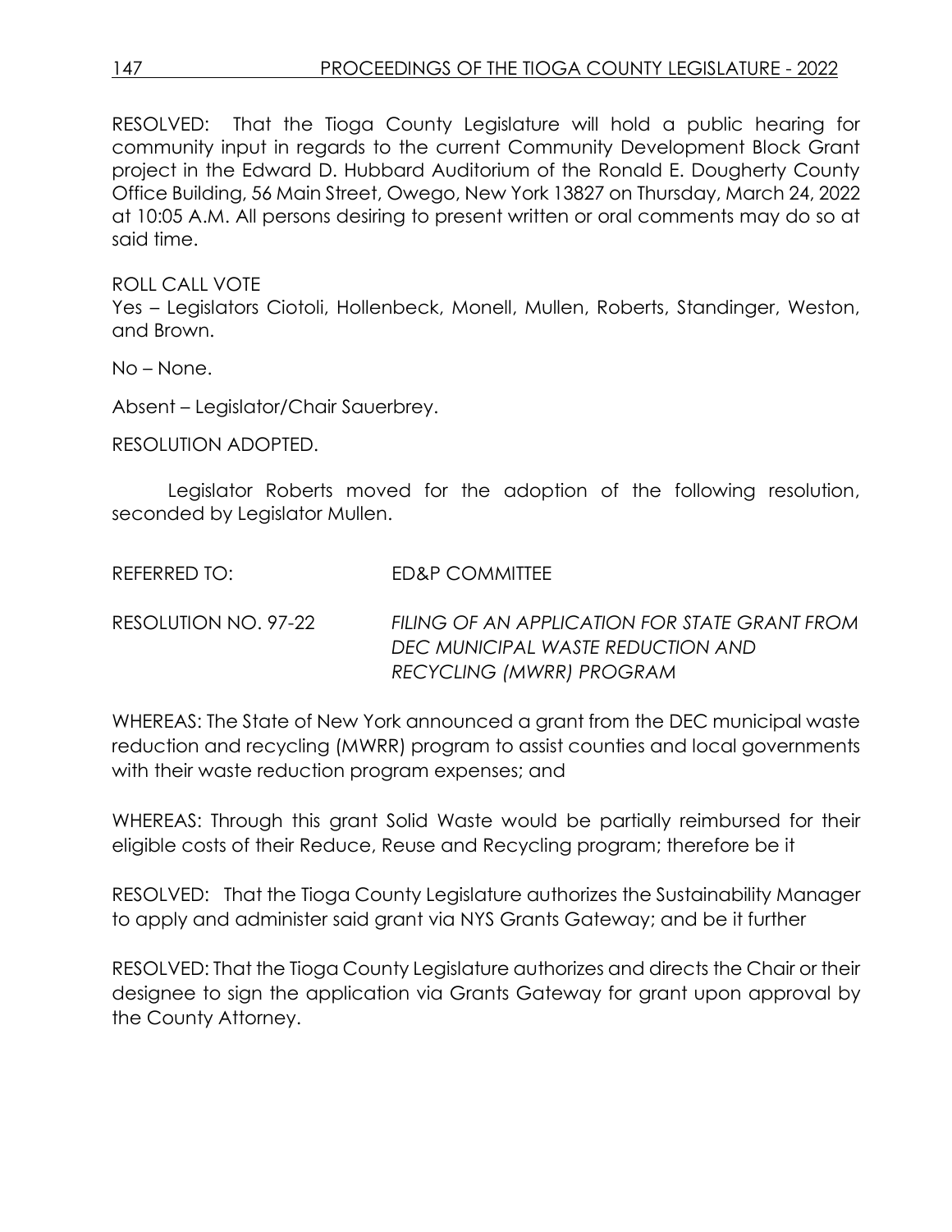RESOLVED: That the Tioga County Legislature will hold a public hearing for community input in regards to the current Community Development Block Grant project in the Edward D. Hubbard Auditorium of the Ronald E. Dougherty County Office Building, 56 Main Street, Owego, New York 13827 on Thursday, March 24, 2022 at 10:05 A.M. All persons desiring to present written or oral comments may do so at said time.

ROLL CALL VOTE
Yes – Legislators Ciotoli, Hollenbeck, Monell, Mullen, Roberts, Standinger, Weston, and Brown.

No – None.

Absent – Legislator/Chair Sauerbrey.

RESOLUTION ADOPTED.

Legislator Roberts moved for the adoption of the following resolution, seconded by Legislator Mullen.

REFERRED TO: ED&P COMMITTEE

RESOLUTION NO. 97-22 *FILING OF AN APPLICATION FOR STATE GRANT FROM DEC MUNICIPAL WASTE REDUCTION AND RECYCLING (MWRR) PROGRAM*

WHEREAS: The State of New York announced a grant from the DEC municipal waste reduction and recycling (MWRR) program to assist counties and local governments with their waste reduction program expenses; and

WHEREAS: Through this grant Solid Waste would be partially reimbursed for their eligible costs of their Reduce, Reuse and Recycling program; therefore be it

RESOLVED: That the Tioga County Legislature authorizes the Sustainability Manager to apply and administer said grant via NYS Grants Gateway; and be it further

RESOLVED: That the Tioga County Legislature authorizes and directs the Chair or their designee to sign the application via Grants Gateway for grant upon approval by the County Attorney.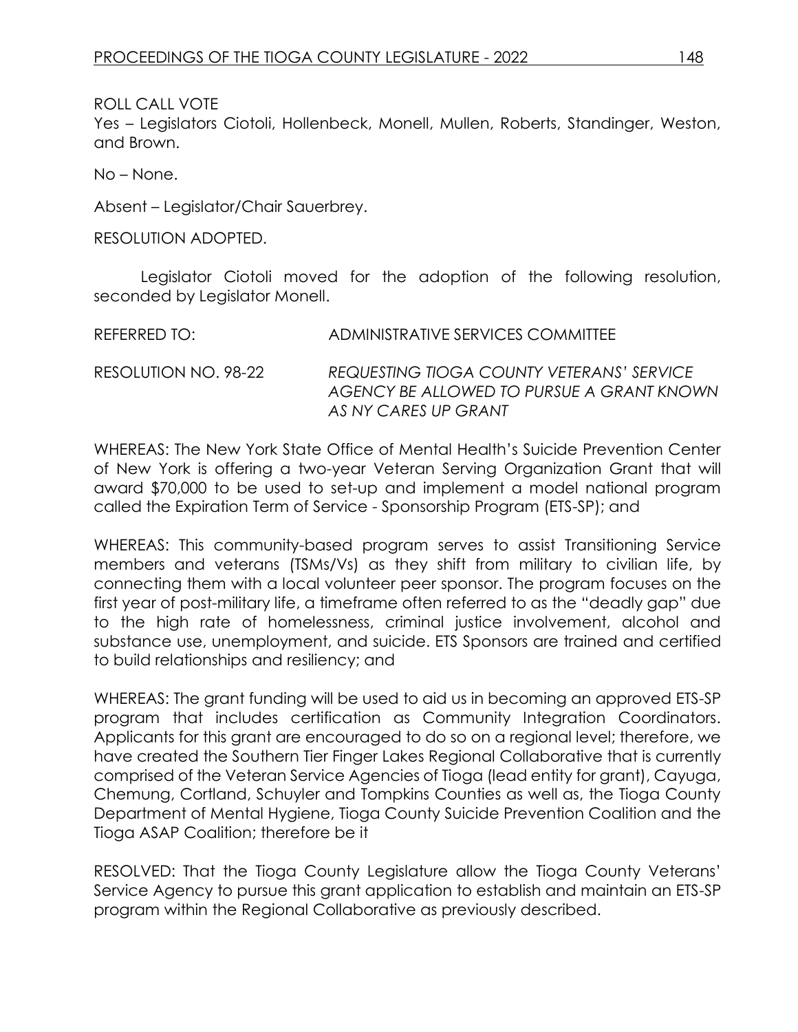ROLL CALL VOTE
Yes – Legislators Ciotoli, Hollenbeck, Monell, Mullen, Roberts, Standinger, Weston, and Brown.

No – None.

Absent – Legislator/Chair Sauerbrey.

RESOLUTION ADOPTED.

Legislator Ciotoli moved for the adoption of the following resolution, seconded by Legislator Monell.

REFERRED TO: ADMINISTRATIVE SERVICES COMMITTEE

RESOLUTION NO. 98-22 *REQUESTING TIOGA COUNTY VETERANS' SERVICE AGENCY BE ALLOWED TO PURSUE A GRANT KNOWN AS NY CARES UP GRANT*

WHEREAS: The New York State Office of Mental Health's Suicide Prevention Center of New York is offering a two-year Veteran Serving Organization Grant that will award $70,000 to be used to set-up and implement a model national program called the Expiration Term of Service - Sponsorship Program (ETS-SP); and

WHEREAS: This community-based program serves to assist Transitioning Service members and veterans (TSMs/Vs) as they shift from military to civilian life, by connecting them with a local volunteer peer sponsor. The program focuses on the first year of post-military life, a timeframe often referred to as the "deadly gap" due to the high rate of homelessness, criminal justice involvement, alcohol and substance use, unemployment, and suicide. ETS Sponsors are trained and certified to build relationships and resiliency; and

WHEREAS: The grant funding will be used to aid us in becoming an approved ETS-SP program that includes certification as Community Integration Coordinators. Applicants for this grant are encouraged to do so on a regional level; therefore, we have created the Southern Tier Finger Lakes Regional Collaborative that is currently comprised of the Veteran Service Agencies of Tioga (lead entity for grant), Cayuga, Chemung, Cortland, Schuyler and Tompkins Counties as well as, the Tioga County Department of Mental Hygiene, Tioga County Suicide Prevention Coalition and the Tioga ASAP Coalition; therefore be it

RESOLVED: That the Tioga County Legislature allow the Tioga County Veterans' Service Agency to pursue this grant application to establish and maintain an ETS-SP program within the Regional Collaborative as previously described.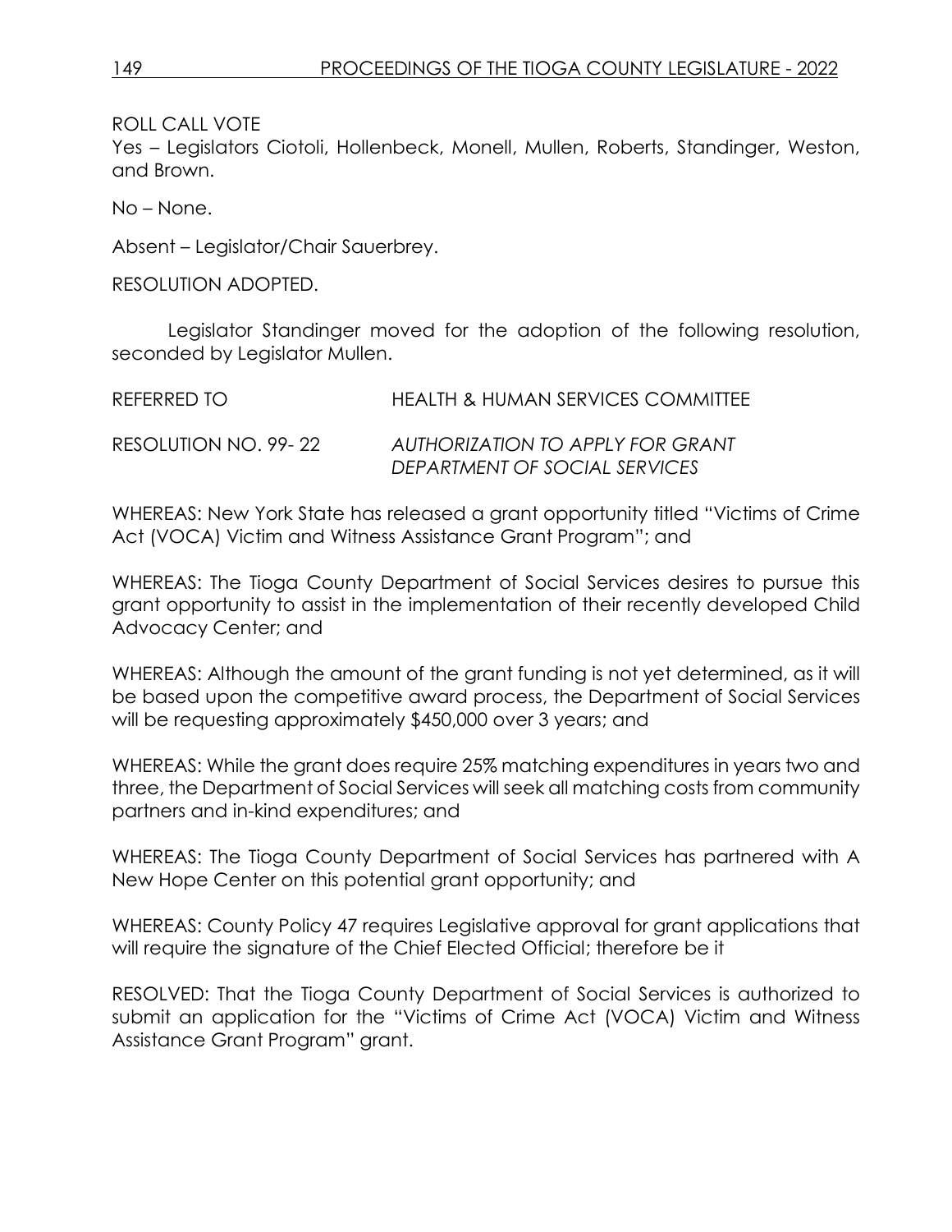ROLL CALL VOTE

Yes – Legislators Ciotoli, Hollenbeck, Monell, Mullen, Roberts, Standinger, Weston, and Brown.

No – None.

Absent – Legislator/Chair Sauerbrey.

RESOLUTION ADOPTED.

Legislator Standinger moved for the adoption of the following resolution, seconded by Legislator Mullen.

REFERRED TO HEALTH & HUMAN SERVICES COMMITTEE

RESOLUTION NO. 99- 22 *AUTHORIZATION TO APPLY FOR GRANT DEPARTMENT OF SOCIAL SERVICES*

WHEREAS: New York State has released a grant opportunity titled "Victims of Crime Act (VOCA) Victim and Witness Assistance Grant Program"; and

WHEREAS: The Tioga County Department of Social Services desires to pursue this grant opportunity to assist in the implementation of their recently developed Child Advocacy Center; and

WHEREAS: Although the amount of the grant funding is not yet determined, as it will be based upon the competitive award process, the Department of Social Services will be requesting approximately $450,000 over 3 years; and

WHEREAS: While the grant does require 25% matching expenditures in years two and three, the Department of Social Services will seek all matching costs from community partners and in-kind expenditures; and

WHEREAS: The Tioga County Department of Social Services has partnered with A New Hope Center on this potential grant opportunity; and

WHEREAS: County Policy 47 requires Legislative approval for grant applications that will require the signature of the Chief Elected Official; therefore be it

RESOLVED: That the Tioga County Department of Social Services is authorized to submit an application for the "Victims of Crime Act (VOCA) Victim and Witness Assistance Grant Program" grant.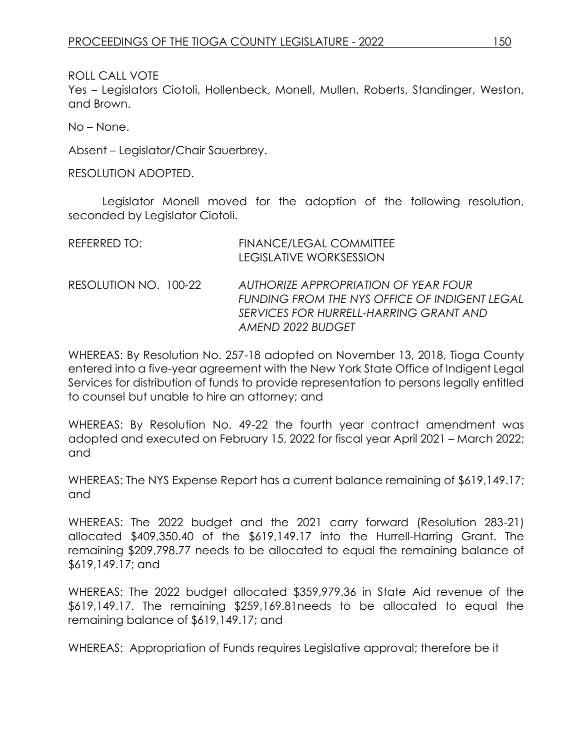ROLL CALL VOTE

Yes – Legislators Ciotoli, Hollenbeck, Monell, Mullen, Roberts, Standinger, Weston, and Brown.

No – None.

Absent – Legislator/Chair Sauerbrey.

RESOLUTION ADOPTED.

Legislator Monell moved for the adoption of the following resolution, seconded by Legislator Ciotoli.

REFERRED TO: FINANCE/LEGAL COMMITTEE
LEGISLATIVE WORKSESSION

RESOLUTION NO. 100-22 *AUTHORIZE APPROPRIATION OF YEAR FOUR FUNDING FROM THE NYS OFFICE OF INDIGENT LEGAL SERVICES FOR HURRELL-HARRING GRANT AND AMEND 2022 BUDGET*

WHEREAS: By Resolution No. 257-18 adopted on November 13, 2018, Tioga County entered into a five-year agreement with the New York State Office of Indigent Legal Services for distribution of funds to provide representation to persons legally entitled to counsel but unable to hire an attorney; and

WHEREAS: By Resolution No. 49-22 the fourth year contract amendment was adopted and executed on February 15, 2022 for fiscal year April 2021 – March 2022; and

WHEREAS: The NYS Expense Report has a current balance remaining of $619,149.17; and

WHEREAS: The 2022 budget and the 2021 carry forward (Resolution 283-21) allocated $409,350.40 of the $619,149.17 into the Hurrell-Harring Grant. The remaining $209,798.77 needs to be allocated to equal the remaining balance of $619,149.17; and

WHEREAS: The 2022 budget allocated $359,979.36 in State Aid revenue of the $619,149.17. The remaining $259,169.81needs to be allocated to equal the remaining balance of $619,149.17; and

WHEREAS: Appropriation of Funds requires Legislative approval; therefore be it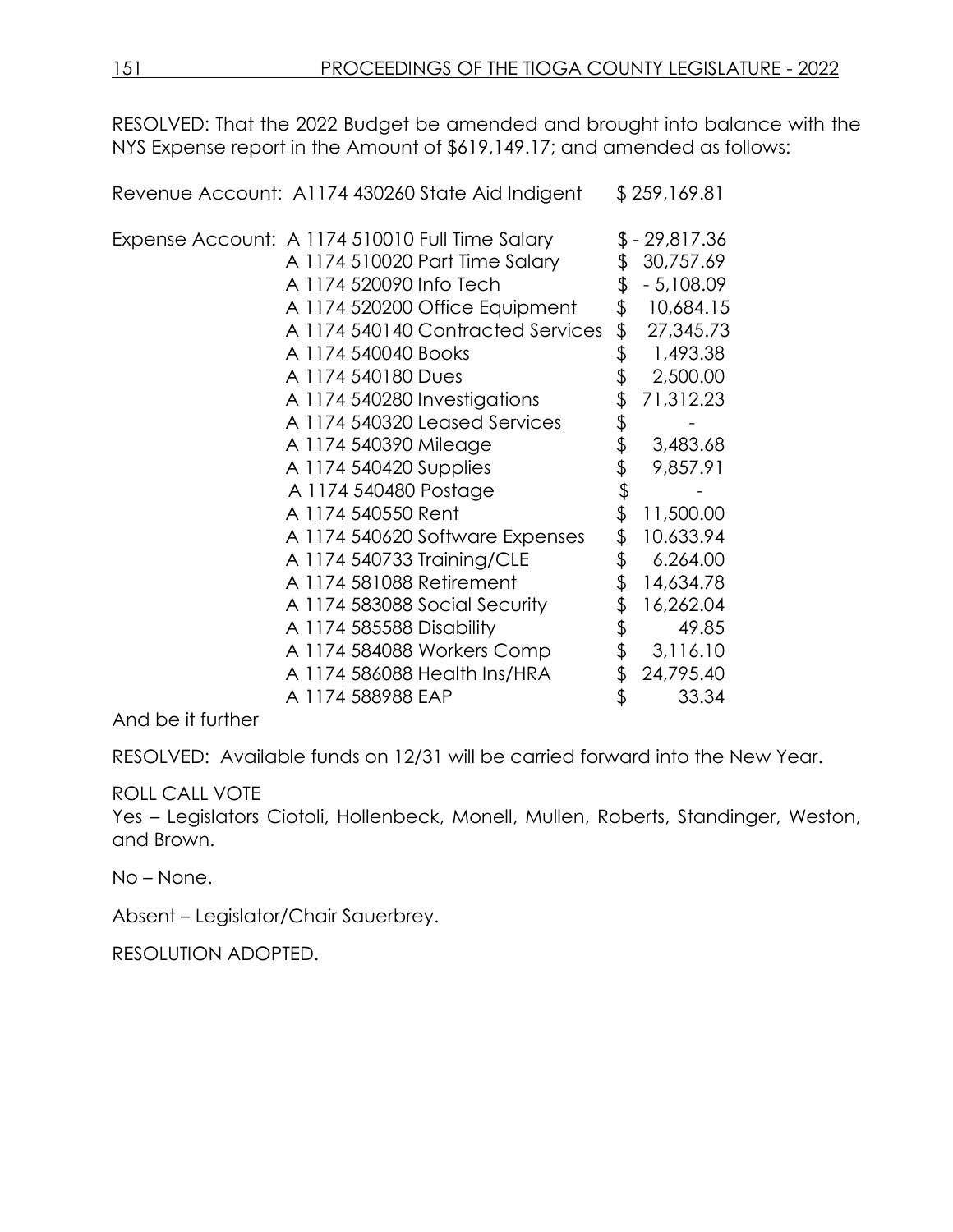RESOLVED: That the 2022 Budget be amended and brought into balance with the NYS Expense report in the Amount of $619,149.17; and amended as follows:

| | | |
|---|---|---|
| Revenue Account: | A1174 430260 State Aid Indigent | $ 259,169.81 |
| Expense Account: | A 1174 510010 Full Time Salary | $ - 29,817.36 |
| | A 1174 510020 Part Time Salary | $ 30,757.69 |
| | A 1174 520090 Info Tech | $ - 5,108.09 |
| | A 1174 520200 Office Equipment | $ 10,684.15 |
| | A 1174 540140 Contracted Services | $ 27,345.73 |
| | A 1174 540040 Books | $ 1,493.38 |
| | A 1174 540180 Dues | $ 2,500.00 |
| | A 1174 540280 Investigations | $ 71,312.23 |
| | A 1174 540320 Leased Services | $ - |
| | A 1174 540390 Mileage | $ 3,483.68 |
| | A 1174 540420 Supplies | $ 9,857.91 |
| | A 1174 540480 Postage | $ - |
| | A 1174 540550 Rent | $ 11,500.00 |
| | A 1174 540620 Software Expenses | $ 10.633.94 |
| | A 1174 540733 Training/CLE | $ 6.264.00 |
| | A 1174 581088 Retirement | $ 14,634.78 |
| | A 1174 583088 Social Security | $ 16,262.04 |
| | A 1174 585588 Disability | $ 49.85 |
| | A 1174 584088 Workers Comp | $ 3,116.10 |
| | A 1174 586088 Health Ins/HRA | $ 24,795.40 |
| | A 1174 588988 EAP | $ 33.34 |

And be it further

RESOLVED: Available funds on 12/31 will be carried forward into the New Year.

ROLL CALL VOTE

Yes – Legislators Ciotoli, Hollenbeck, Monell, Mullen, Roberts, Standinger, Weston, and Brown.

No – None.

Absent – Legislator/Chair Sauerbrey.

RESOLUTION ADOPTED.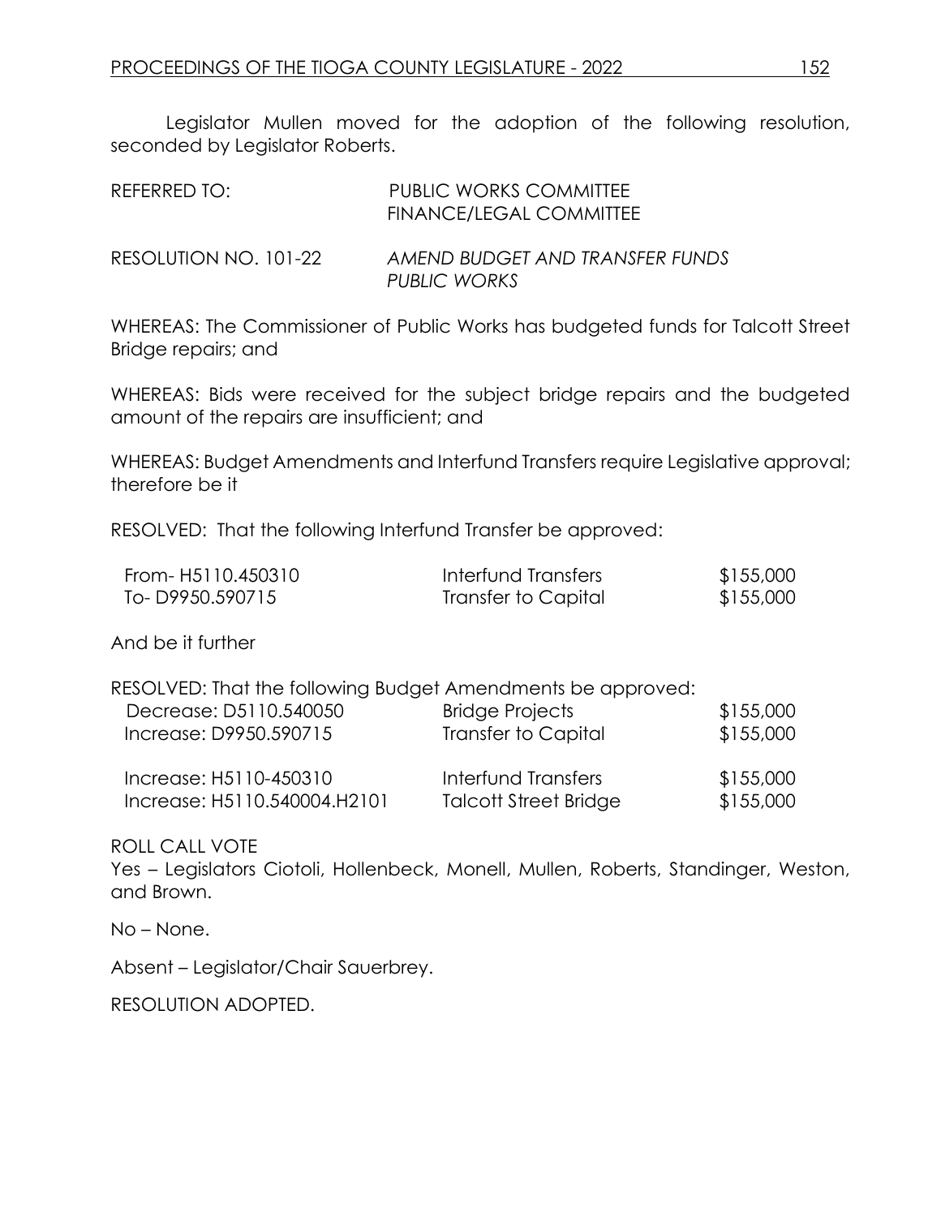Legislator Mullen moved for the adoption of the following resolution, seconded by Legislator Roberts.

| | |
|---|---|
| REFERRED TO: | PUBLIC WORKS COMMITTEE<br>FINANCE/LEGAL COMMITTEE |
| RESOLUTION NO. 101-22 | *AMEND BUDGET AND TRANSFER FUNDS*<br>*PUBLIC WORKS* |

WHEREAS: The Commissioner of Public Works has budgeted funds for Talcott Street Bridge repairs; and

WHEREAS: Bids were received for the subject bridge repairs and the budgeted amount of the repairs are insufficient; and

WHEREAS: Budget Amendments and Interfund Transfers require Legislative approval; therefore be it

RESOLVED: That the following Interfund Transfer be approved:

| | | |
|---|---|---|
| From- H5110.450310 | Interfund Transfers | $155,000 |
| To- D9950.590715 | Transfer to Capital | $155,000 |

And be it further

RESOLVED: That the following Budget Amendments be approved:

| | | |
|---|---|---|
| Decrease: D5110.540050 | Bridge Projects | $155,000 |
| Increase: D9950.590715 | Transfer to Capital | $155,000 |
| Increase: H5110-450310 | Interfund Transfers | $155,000 |
| Increase: H5110.540004.H2101 | Talcott Street Bridge | $155,000 |

ROLL CALL VOTE
Yes – Legislators Ciotoli, Hollenbeck, Monell, Mullen, Roberts, Standinger, Weston, and Brown.

No – None.

Absent – Legislator/Chair Sauerbrey.

RESOLUTION ADOPTED.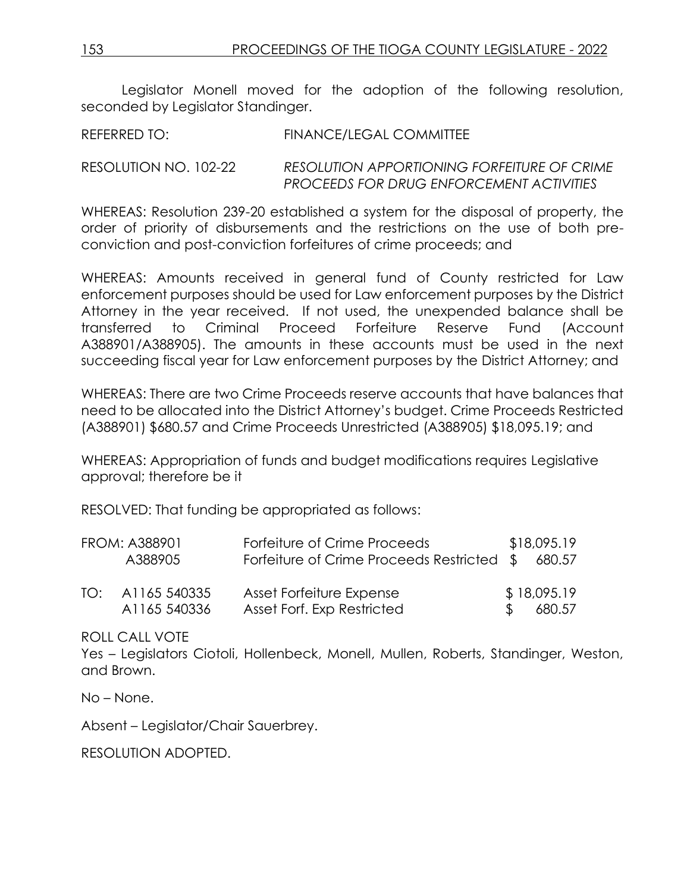Legislator Monell moved for the adoption of the following resolution, seconded by Legislator Standinger.

REFERRED TO: FINANCE/LEGAL COMMITTEE

RESOLUTION NO. 102-22 *RESOLUTION APPORTIONING FORFEITURE OF CRIME PROCEEDS FOR DRUG ENFORCEMENT ACTIVITIES*

WHEREAS: Resolution 239-20 established a system for the disposal of property, the order of priority of disbursements and the restrictions on the use of both pre-conviction and post-conviction forfeitures of crime proceeds; and

WHEREAS: Amounts received in general fund of County restricted for Law enforcement purposes should be used for Law enforcement purposes by the District Attorney in the year received. If not used, the unexpended balance shall be transferred to Criminal Proceed Forfeiture Reserve Fund (Account A388901/A388905). The amounts in these accounts must be used in the next succeeding fiscal year for Law enforcement purposes by the District Attorney; and

WHEREAS: There are two Crime Proceeds reserve accounts that have balances that need to be allocated into the District Attorney's budget. Crime Proceeds Restricted (A388901) $680.57 and Crime Proceeds Unrestricted (A388905) $18,095.19; and

WHEREAS: Appropriation of funds and budget modifications requires Legislative approval; therefore be it

RESOLVED: That funding be appropriated as follows:

| | | |
|---|---|---|
| FROM: A388901 | Forfeiture of Crime Proceeds | $18,095.19 |
| A388905 | Forfeiture of Crime Proceeds Restricted | $ 680.57 |
| TO: A1165 540335 | Asset Forfeiture Expense | $ 18,095.19 |
| A1165 540336 | Asset Forf. Exp Restricted | $ 680.57 |

ROLL CALL VOTE
Yes – Legislators Ciotoli, Hollenbeck, Monell, Mullen, Roberts, Standinger, Weston, and Brown.

No – None.

Absent – Legislator/Chair Sauerbrey.

RESOLUTION ADOPTED.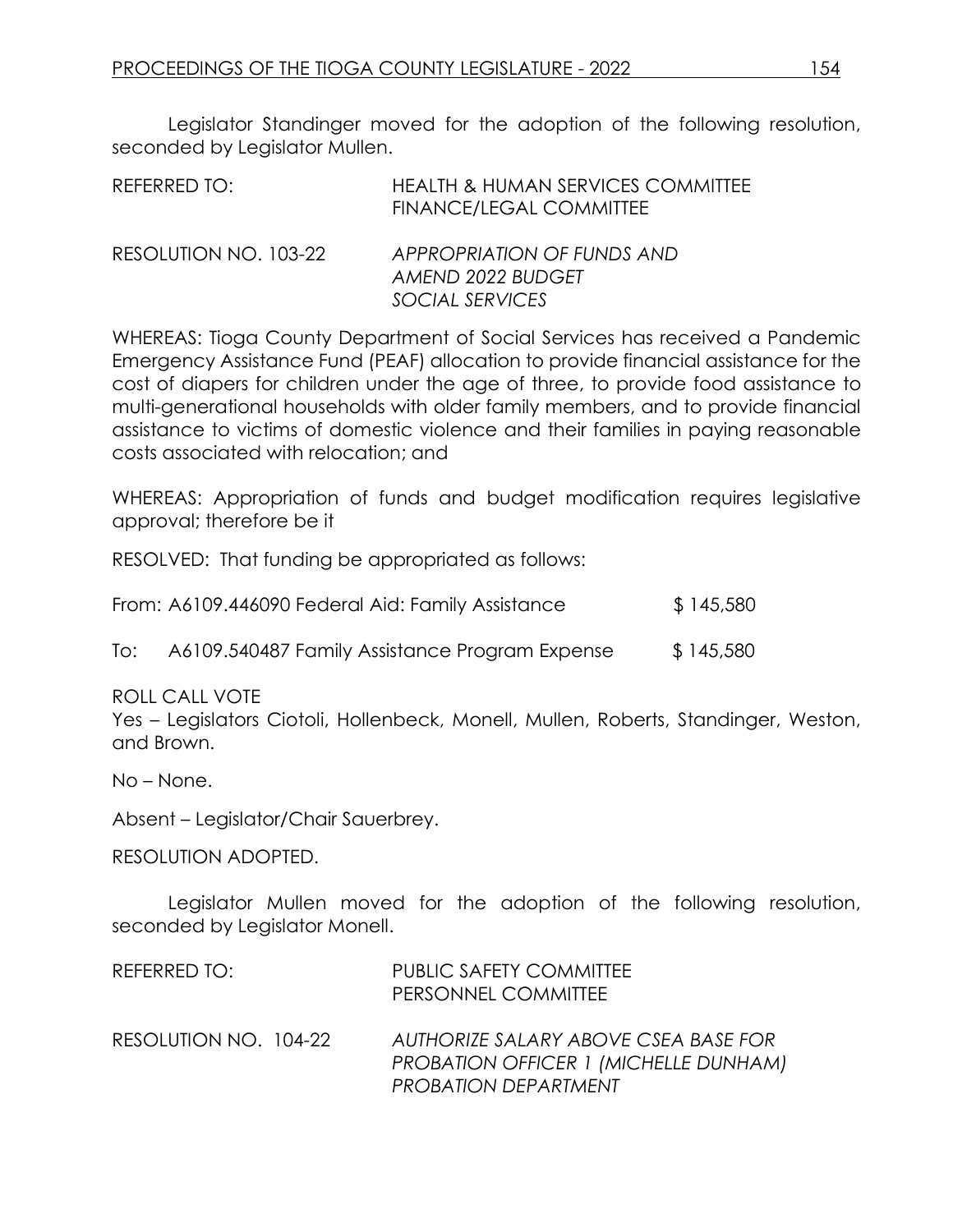Legislator Standinger moved for the adoption of the following resolution, seconded by Legislator Mullen.

| | |
|---|---|
| REFERRED TO: | HEALTH & HUMAN SERVICES COMMITTEE<br>FINANCE/LEGAL COMMITTEE |
| RESOLUTION NO. 103-22 | *APPROPRIATION OF FUNDS AND AMEND 2022 BUDGET SOCIAL SERVICES* |

WHEREAS: Tioga County Department of Social Services has received a Pandemic Emergency Assistance Fund (PEAF) allocation to provide financial assistance for the cost of diapers for children under the age of three, to provide food assistance to multi-generational households with older family members, and to provide financial assistance to victims of domestic violence and their families in paying reasonable costs associated with relocation; and

WHEREAS: Appropriation of funds and budget modification requires legislative approval; therefore be it

RESOLVED: That funding be appropriated as follows:

From: A6109.446090 Federal Aid: Family Assistance $ 145,580

To: A6109.540487 Family Assistance Program Expense $ 145,580

ROLL CALL VOTE
Yes – Legislators Ciotoli, Hollenbeck, Monell, Mullen, Roberts, Standinger, Weston, and Brown.

No – None.

Absent – Legislator/Chair Sauerbrey.

RESOLUTION ADOPTED.

Legislator Mullen moved for the adoption of the following resolution, seconded by Legislator Monell.

| | |
|---|---|
| REFERRED TO: | PUBLIC SAFETY COMMITTEE<br>PERSONNEL COMMITTEE |
| RESOLUTION NO. 104-22 | *AUTHORIZE SALARY ABOVE CSEA BASE FOR PROBATION OFFICER 1 (MICHELLE DUNHAM) PROBATION DEPARTMENT* |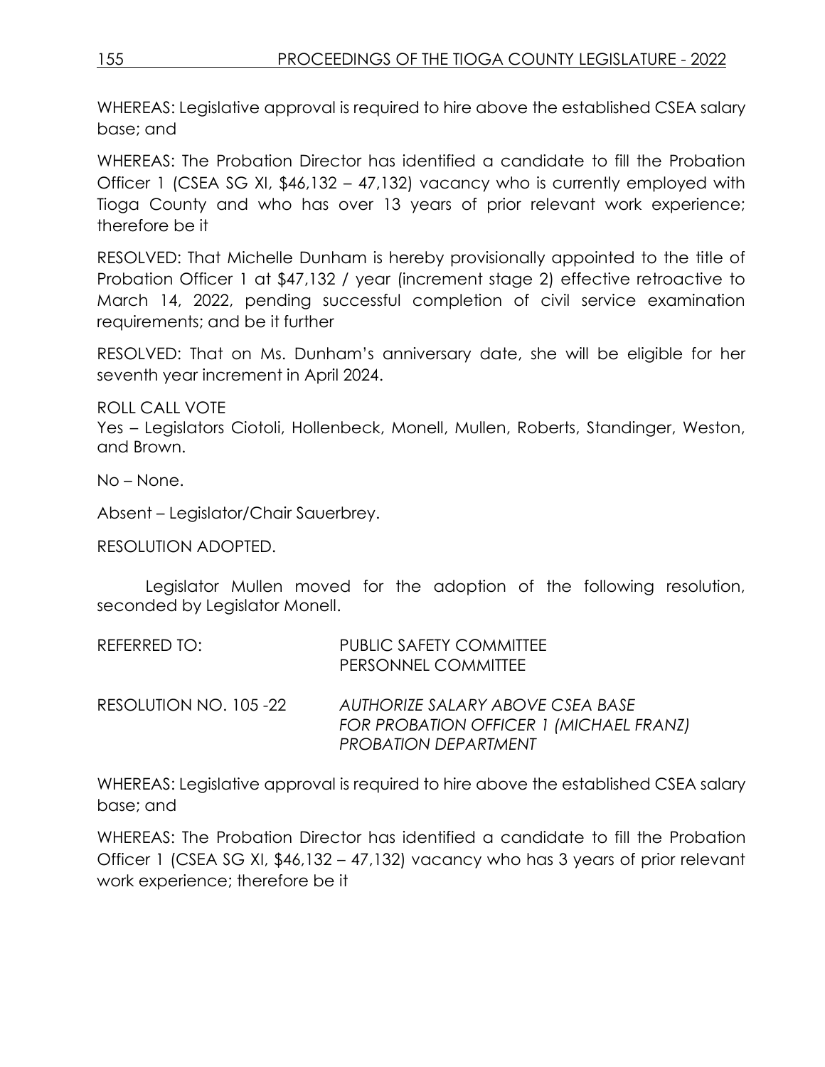WHEREAS: Legislative approval is required to hire above the established CSEA salary base; and

WHEREAS: The Probation Director has identified a candidate to fill the Probation Officer 1 (CSEA SG XI, $46,132 – 47,132) vacancy who is currently employed with Tioga County and who has over 13 years of prior relevant work experience; therefore be it

RESOLVED: That Michelle Dunham is hereby provisionally appointed to the title of Probation Officer 1 at $47,132 / year (increment stage 2) effective retroactive to March 14, 2022, pending successful completion of civil service examination requirements; and be it further

RESOLVED: That on Ms. Dunham's anniversary date, she will be eligible for her seventh year increment in April 2024.

ROLL CALL VOTE
Yes – Legislators Ciotoli, Hollenbeck, Monell, Mullen, Roberts, Standinger, Weston, and Brown.

No – None.

Absent – Legislator/Chair Sauerbrey.

RESOLUTION ADOPTED.

Legislator Mullen moved for the adoption of the following resolution, seconded by Legislator Monell.

| | |
|---|---|
| REFERRED TO: | PUBLIC SAFETY COMMITTEE<br>PERSONNEL COMMITTEE |
| RESOLUTION NO. 105 -22 | *AUTHORIZE SALARY ABOVE CSEA BASE FOR PROBATION OFFICER 1 (MICHAEL FRANZ) PROBATION DEPARTMENT* |

WHEREAS: Legislative approval is required to hire above the established CSEA salary base; and

WHEREAS: The Probation Director has identified a candidate to fill the Probation Officer 1 (CSEA SG XI, $46,132 – 47,132) vacancy who has 3 years of prior relevant work experience; therefore be it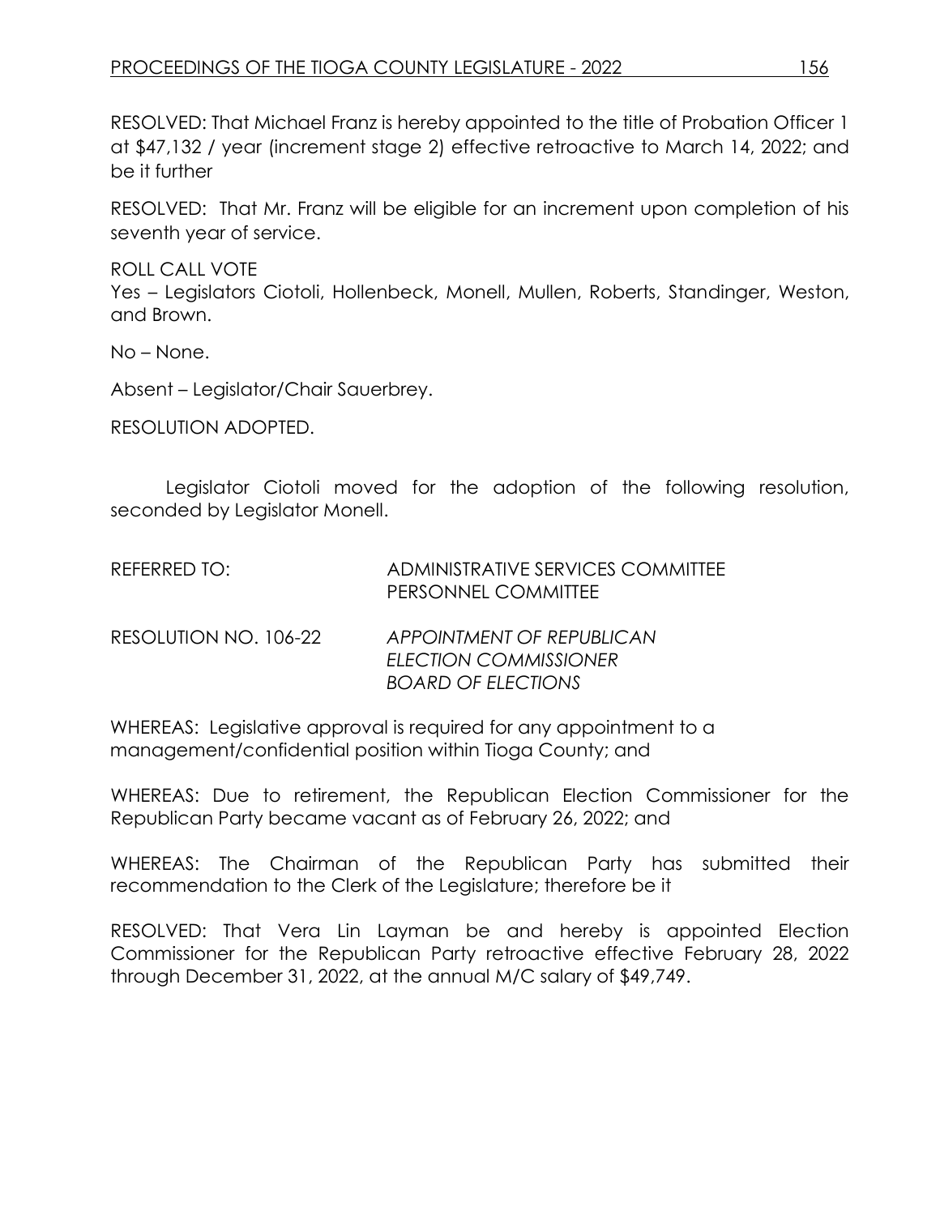RESOLVED: That Michael Franz is hereby appointed to the title of Probation Officer 1 at $47,132 / year (increment stage 2) effective retroactive to March 14, 2022; and be it further

RESOLVED: That Mr. Franz will be eligible for an increment upon completion of his seventh year of service.

ROLL CALL VOTE
Yes – Legislators Ciotoli, Hollenbeck, Monell, Mullen, Roberts, Standinger, Weston, and Brown.

No – None.

Absent – Legislator/Chair Sauerbrey.

RESOLUTION ADOPTED.

Legislator Ciotoli moved for the adoption of the following resolution, seconded by Legislator Monell.

REFERRED TO: ADMINISTRATIVE SERVICES COMMITTEE
PERSONNEL COMMITTEE

RESOLUTION NO. 106-22 *APPOINTMENT OF REPUBLICAN ELECTION COMMISSIONER BOARD OF ELECTIONS*

WHEREAS: Legislative approval is required for any appointment to a management/confidential position within Tioga County; and

WHEREAS: Due to retirement, the Republican Election Commissioner for the Republican Party became vacant as of February 26, 2022; and

WHEREAS: The Chairman of the Republican Party has submitted their recommendation to the Clerk of the Legislature; therefore be it

RESOLVED: That Vera Lin Layman be and hereby is appointed Election Commissioner for the Republican Party retroactive effective February 28, 2022 through December 31, 2022, at the annual M/C salary of $49,749.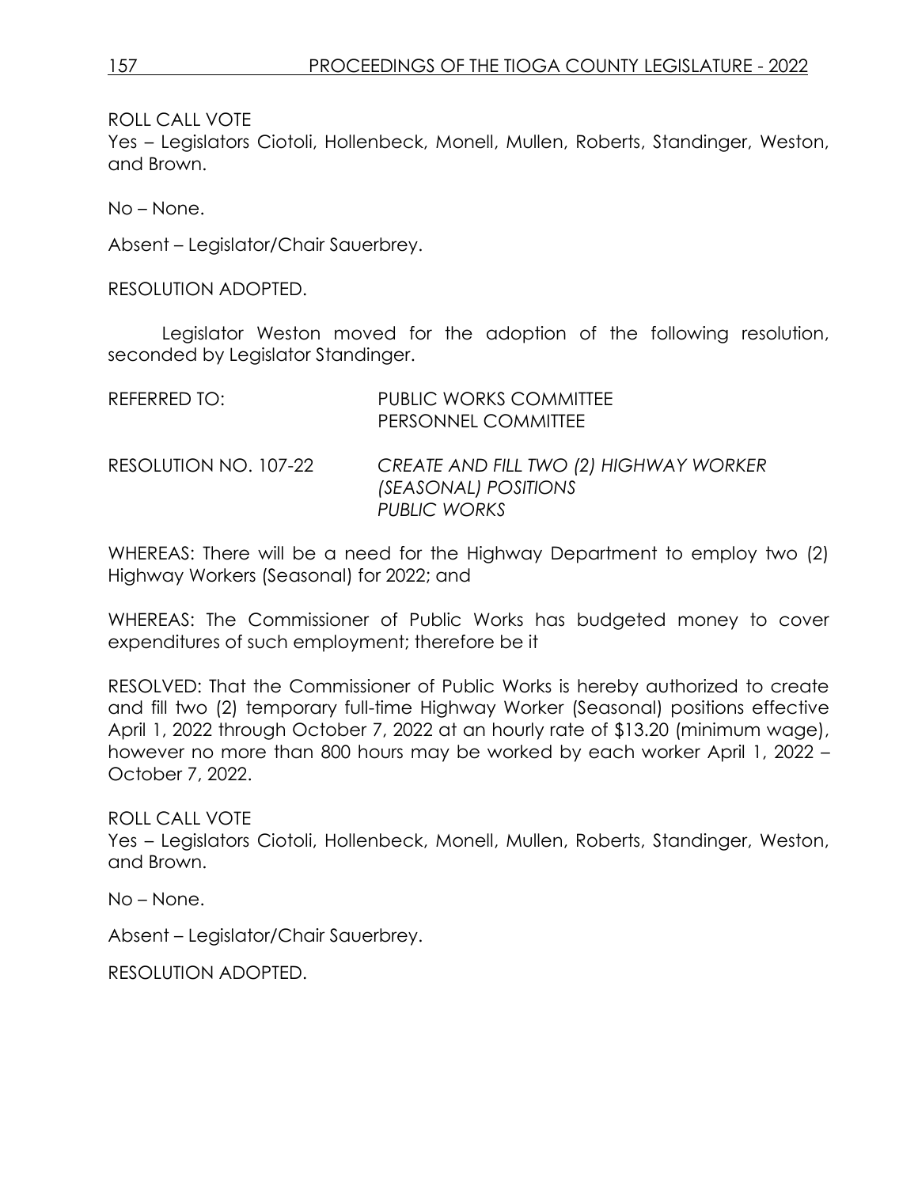ROLL CALL VOTE
Yes – Legislators Ciotoli, Hollenbeck, Monell, Mullen, Roberts, Standinger, Weston, and Brown.

No – None.

Absent – Legislator/Chair Sauerbrey.

RESOLUTION ADOPTED.

Legislator Weston moved for the adoption of the following resolution, seconded by Legislator Standinger.

REFERRED TO: PUBLIC WORKS COMMITTEE
PERSONNEL COMMITTEE

RESOLUTION NO. 107-22 *CREATE AND FILL TWO (2) HIGHWAY WORKER (SEASONAL) POSITIONS PUBLIC WORKS*

WHEREAS: There will be a need for the Highway Department to employ two (2) Highway Workers (Seasonal) for 2022; and

WHEREAS: The Commissioner of Public Works has budgeted money to cover expenditures of such employment; therefore be it

RESOLVED: That the Commissioner of Public Works is hereby authorized to create and fill two (2) temporary full-time Highway Worker (Seasonal) positions effective April 1, 2022 through October 7, 2022 at an hourly rate of $13.20 (minimum wage), however no more than 800 hours may be worked by each worker April 1, 2022 – October 7, 2022.

ROLL CALL VOTE
Yes – Legislators Ciotoli, Hollenbeck, Monell, Mullen, Roberts, Standinger, Weston, and Brown.

No – None.

Absent – Legislator/Chair Sauerbrey.

RESOLUTION ADOPTED.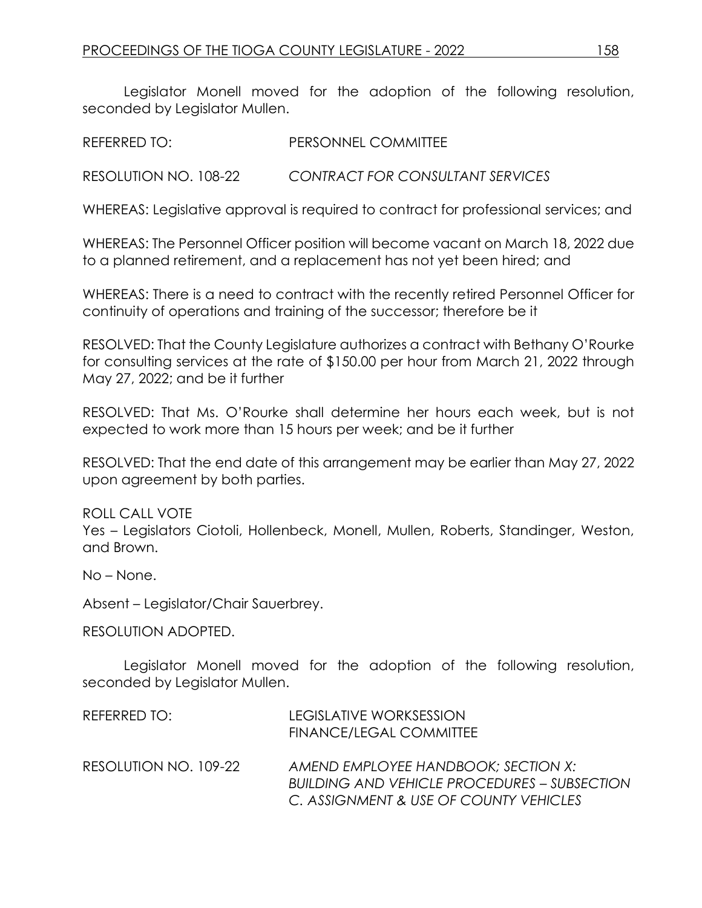Legislator Monell moved for the adoption of the following resolution, seconded by Legislator Mullen.

REFERRED TO: PERSONNEL COMMITTEE

RESOLUTION NO. 108-22 *CONTRACT FOR CONSULTANT SERVICES*

WHEREAS: Legislative approval is required to contract for professional services; and

WHEREAS: The Personnel Officer position will become vacant on March 18, 2022 due to a planned retirement, and a replacement has not yet been hired; and

WHEREAS: There is a need to contract with the recently retired Personnel Officer for continuity of operations and training of the successor; therefore be it

RESOLVED: That the County Legislature authorizes a contract with Bethany O'Rourke for consulting services at the rate of $150.00 per hour from March 21, 2022 through May 27, 2022; and be it further

RESOLVED: That Ms. O'Rourke shall determine her hours each week, but is not expected to work more than 15 hours per week; and be it further

RESOLVED: That the end date of this arrangement may be earlier than May 27, 2022 upon agreement by both parties.

ROLL CALL VOTE
Yes – Legislators Ciotoli, Hollenbeck, Monell, Mullen, Roberts, Standinger, Weston, and Brown.

No – None.

Absent – Legislator/Chair Sauerbrey.

RESOLUTION ADOPTED.

Legislator Monell moved for the adoption of the following resolution, seconded by Legislator Mullen.

REFERRED TO: LEGISLATIVE WORKSESSION
FINANCE/LEGAL COMMITTEE

RESOLUTION NO. 109-22 *AMEND EMPLOYEE HANDBOOK; SECTION X: BUILDING AND VEHICLE PROCEDURES – SUBSECTION C. ASSIGNMENT & USE OF COUNTY VEHICLES*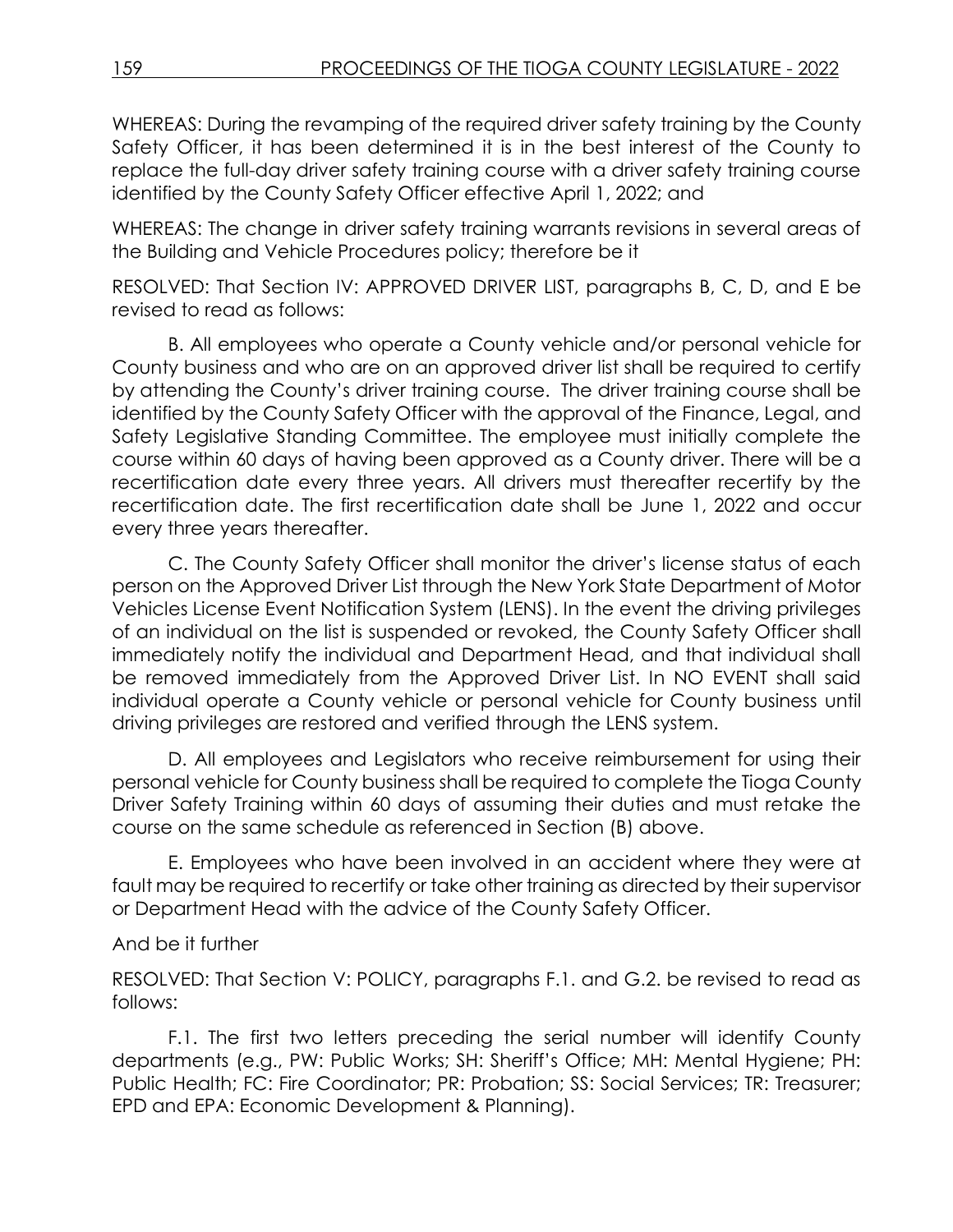WHEREAS: During the revamping of the required driver safety training by the County Safety Officer, it has been determined it is in the best interest of the County to replace the full-day driver safety training course with a driver safety training course identified by the County Safety Officer effective April 1, 2022; and

WHEREAS: The change in driver safety training warrants revisions in several areas of the Building and Vehicle Procedures policy; therefore be it

RESOLVED: That Section IV: APPROVED DRIVER LIST, paragraphs B, C, D, and E be revised to read as follows:

B. All employees who operate a County vehicle and/or personal vehicle for County business and who are on an approved driver list shall be required to certify by attending the County's driver training course. The driver training course shall be identified by the County Safety Officer with the approval of the Finance, Legal, and Safety Legislative Standing Committee. The employee must initially complete the course within 60 days of having been approved as a County driver. There will be a recertification date every three years. All drivers must thereafter recertify by the recertification date. The first recertification date shall be June 1, 2022 and occur every three years thereafter.

C. The County Safety Officer shall monitor the driver's license status of each person on the Approved Driver List through the New York State Department of Motor Vehicles License Event Notification System (LENS). In the event the driving privileges of an individual on the list is suspended or revoked, the County Safety Officer shall immediately notify the individual and Department Head, and that individual shall be removed immediately from the Approved Driver List. In NO EVENT shall said individual operate a County vehicle or personal vehicle for County business until driving privileges are restored and verified through the LENS system.

D. All employees and Legislators who receive reimbursement for using their personal vehicle for County business shall be required to complete the Tioga County Driver Safety Training within 60 days of assuming their duties and must retake the course on the same schedule as referenced in Section (B) above.

E. Employees who have been involved in an accident where they were at fault may be required to recertify or take other training as directed by their supervisor or Department Head with the advice of the County Safety Officer.

And be it further

RESOLVED: That Section V: POLICY, paragraphs F.1. and G.2. be revised to read as follows:

F.1. The first two letters preceding the serial number will identify County departments (e.g., PW: Public Works; SH: Sheriff's Office; MH: Mental Hygiene; PH: Public Health; FC: Fire Coordinator; PR: Probation; SS: Social Services; TR: Treasurer; EPD and EPA: Economic Development & Planning).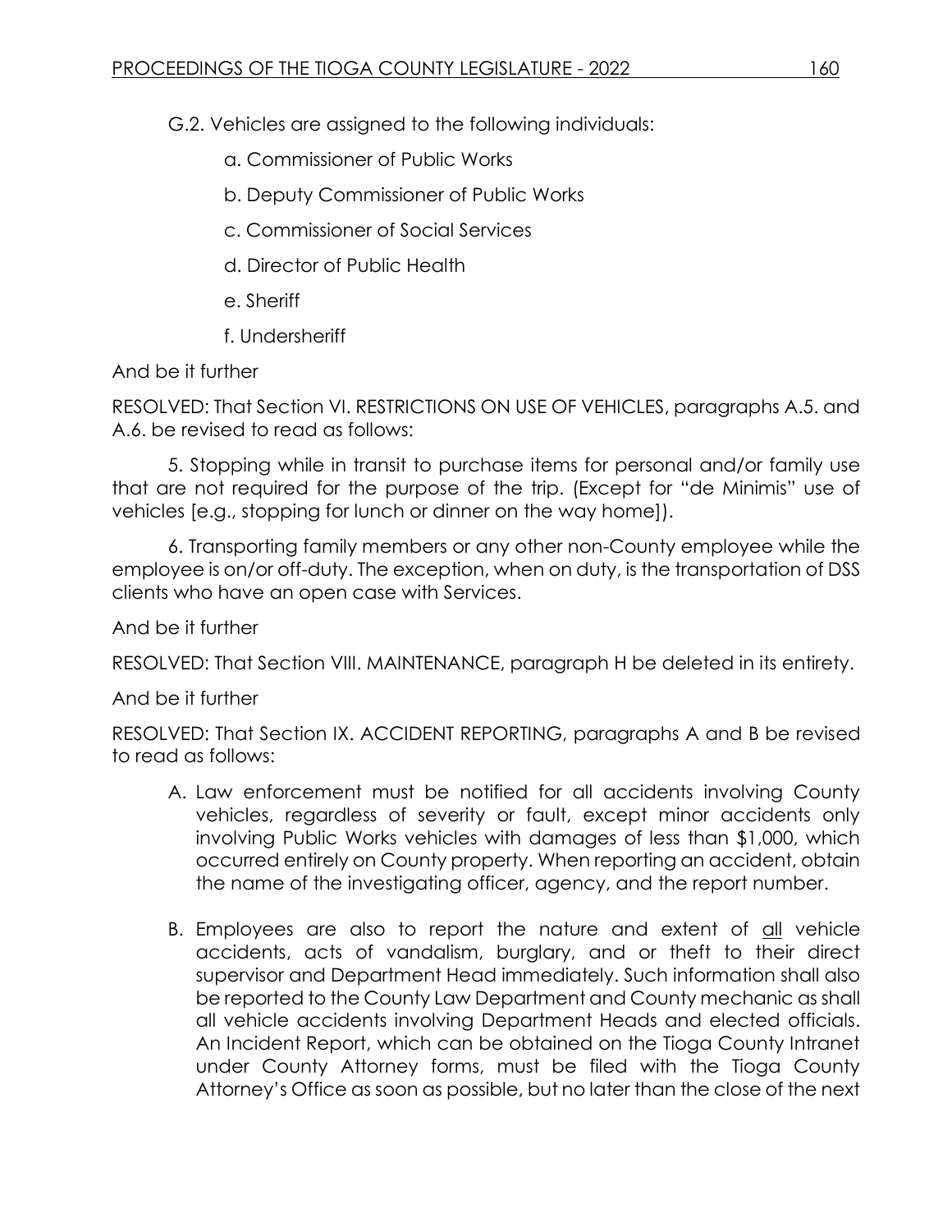G.2. Vehicles are assigned to the following individuals:

a. Commissioner of Public Works

b. Deputy Commissioner of Public Works

c. Commissioner of Social Services

d. Director of Public Health

e. Sheriff

f. Undersheriff

And be it further

RESOLVED: That Section VI. RESTRICTIONS ON USE OF VEHICLES, paragraphs A.5. and A.6. be revised to read as follows:

5. Stopping while in transit to purchase items for personal and/or family use that are not required for the purpose of the trip. (Except for "de Minimis" use of vehicles [e.g., stopping for lunch or dinner on the way home]).

6. Transporting family members or any other non-County employee while the employee is on/or off-duty. The exception, when on duty, is the transportation of DSS clients who have an open case with Services.

And be it further

RESOLVED: That Section VIII. MAINTENANCE, paragraph H be deleted in its entirety.

And be it further

RESOLVED: That Section IX. ACCIDENT REPORTING, paragraphs A and B be revised to read as follows:

A. Law enforcement must be notified for all accidents involving County vehicles, regardless of severity or fault, except minor accidents only involving Public Works vehicles with damages of less than $1,000, which occurred entirely on County property. When reporting an accident, obtain the name of the investigating officer, agency, and the report number.

B. Employees are also to report the nature and extent of <u>all</u> vehicle accidents, acts of vandalism, burglary, and or theft to their direct supervisor and Department Head immediately. Such information shall also be reported to the County Law Department and County mechanic as shall all vehicle accidents involving Department Heads and elected officials. An Incident Report, which can be obtained on the Tioga County Intranet under County Attorney forms, must be filed with the Tioga County Attorney's Office as soon as possible, but no later than the close of the next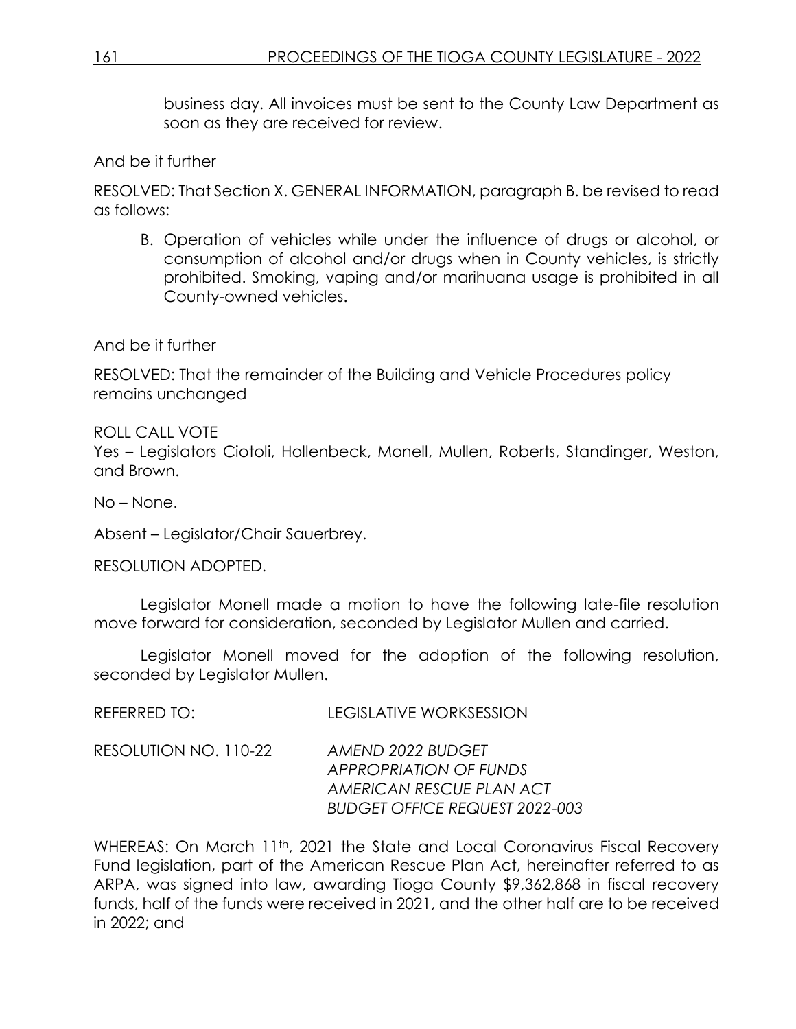business day. All invoices must be sent to the County Law Department as soon as they are received for review.

And be it further

RESOLVED: That Section X. GENERAL INFORMATION, paragraph B. be revised to read as follows:

B. Operation of vehicles while under the influence of drugs or alcohol, or consumption of alcohol and/or drugs when in County vehicles, is strictly prohibited. Smoking, vaping and/or marihuana usage is prohibited in all County-owned vehicles.

And be it further

RESOLVED: That the remainder of the Building and Vehicle Procedures policy remains unchanged

ROLL CALL VOTE
Yes – Legislators Ciotoli, Hollenbeck, Monell, Mullen, Roberts, Standinger, Weston, and Brown.

No – None.

Absent – Legislator/Chair Sauerbrey.

RESOLUTION ADOPTED.

Legislator Monell made a motion to have the following late-file resolution move forward for consideration, seconded by Legislator Mullen and carried.

Legislator Monell moved for the adoption of the following resolution, seconded by Legislator Mullen.

REFERRED TO: LEGISLATIVE WORKSESSION

RESOLUTION NO. 110-22 *AMEND 2022 BUDGET*
*APPROPRIATION OF FUNDS*
*AMERICAN RESCUE PLAN ACT*
*BUDGET OFFICE REQUEST 2022-003*

WHEREAS: On March 11th, 2021 the State and Local Coronavirus Fiscal Recovery Fund legislation, part of the American Rescue Plan Act, hereinafter referred to as ARPA, was signed into law, awarding Tioga County $9,362,868 in fiscal recovery funds, half of the funds were received in 2021, and the other half are to be received in 2022; and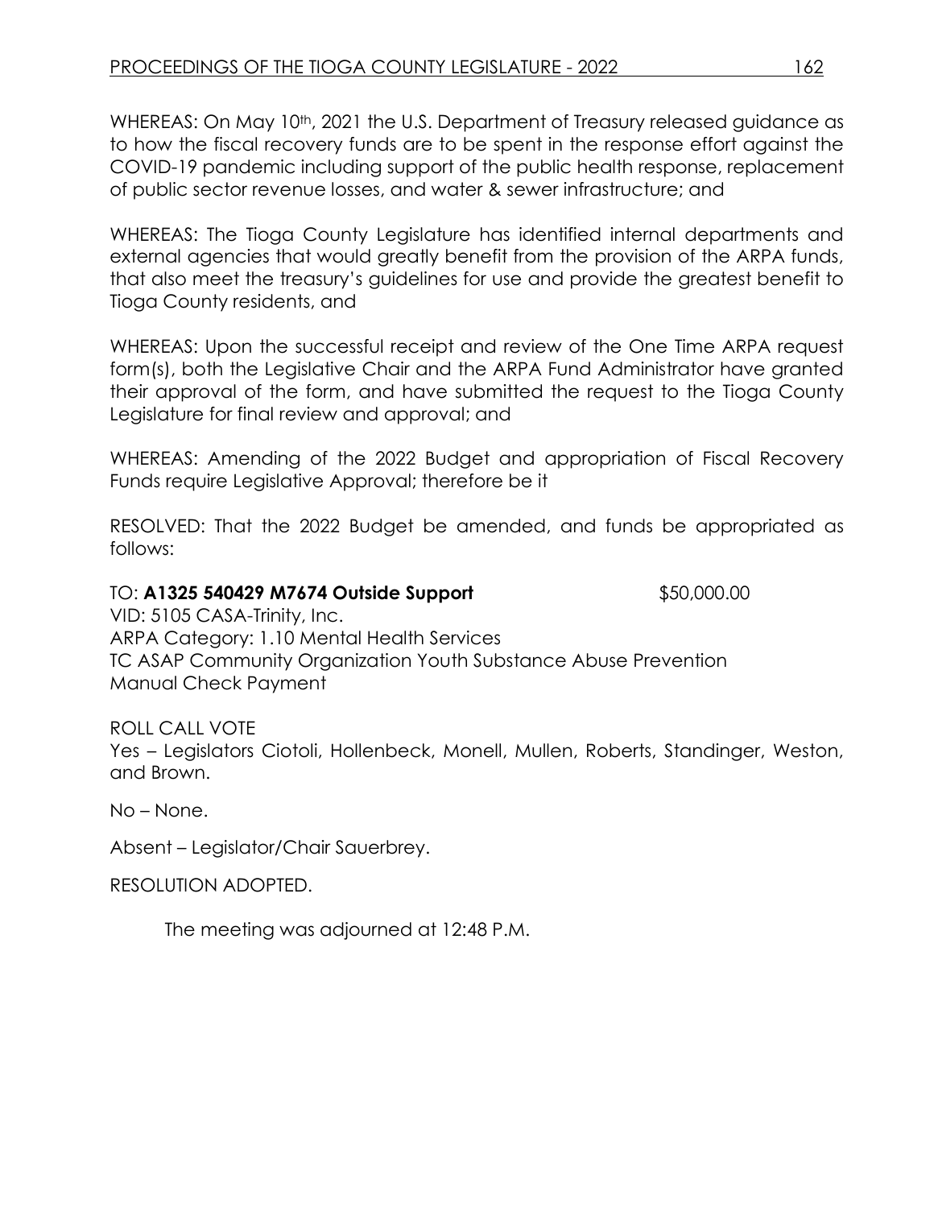WHEREAS: On May 10th, 2021 the U.S. Department of Treasury released guidance as to how the fiscal recovery funds are to be spent in the response effort against the COVID-19 pandemic including support of the public health response, replacement of public sector revenue losses, and water & sewer infrastructure; and

WHEREAS: The Tioga County Legislature has identified internal departments and external agencies that would greatly benefit from the provision of the ARPA funds, that also meet the treasury's guidelines for use and provide the greatest benefit to Tioga County residents, and

WHEREAS: Upon the successful receipt and review of the One Time ARPA request form(s), both the Legislative Chair and the ARPA Fund Administrator have granted their approval of the form, and have submitted the request to the Tioga County Legislature for final review and approval; and

WHEREAS: Amending of the 2022 Budget and appropriation of Fiscal Recovery Funds require Legislative Approval; therefore be it

RESOLVED: That the 2022 Budget be amended, and funds be appropriated as follows:

TO: **A1325 540429 M7674 Outside Support** $50,000.00
VID: 5105 CASA-Trinity, Inc.
ARPA Category: 1.10 Mental Health Services
TC ASAP Community Organization Youth Substance Abuse Prevention
Manual Check Payment

ROLL CALL VOTE
Yes – Legislators Ciotoli, Hollenbeck, Monell, Mullen, Roberts, Standinger, Weston, and Brown.

No – None.

Absent – Legislator/Chair Sauerbrey.

RESOLUTION ADOPTED.

The meeting was adjourned at 12:48 P.M.